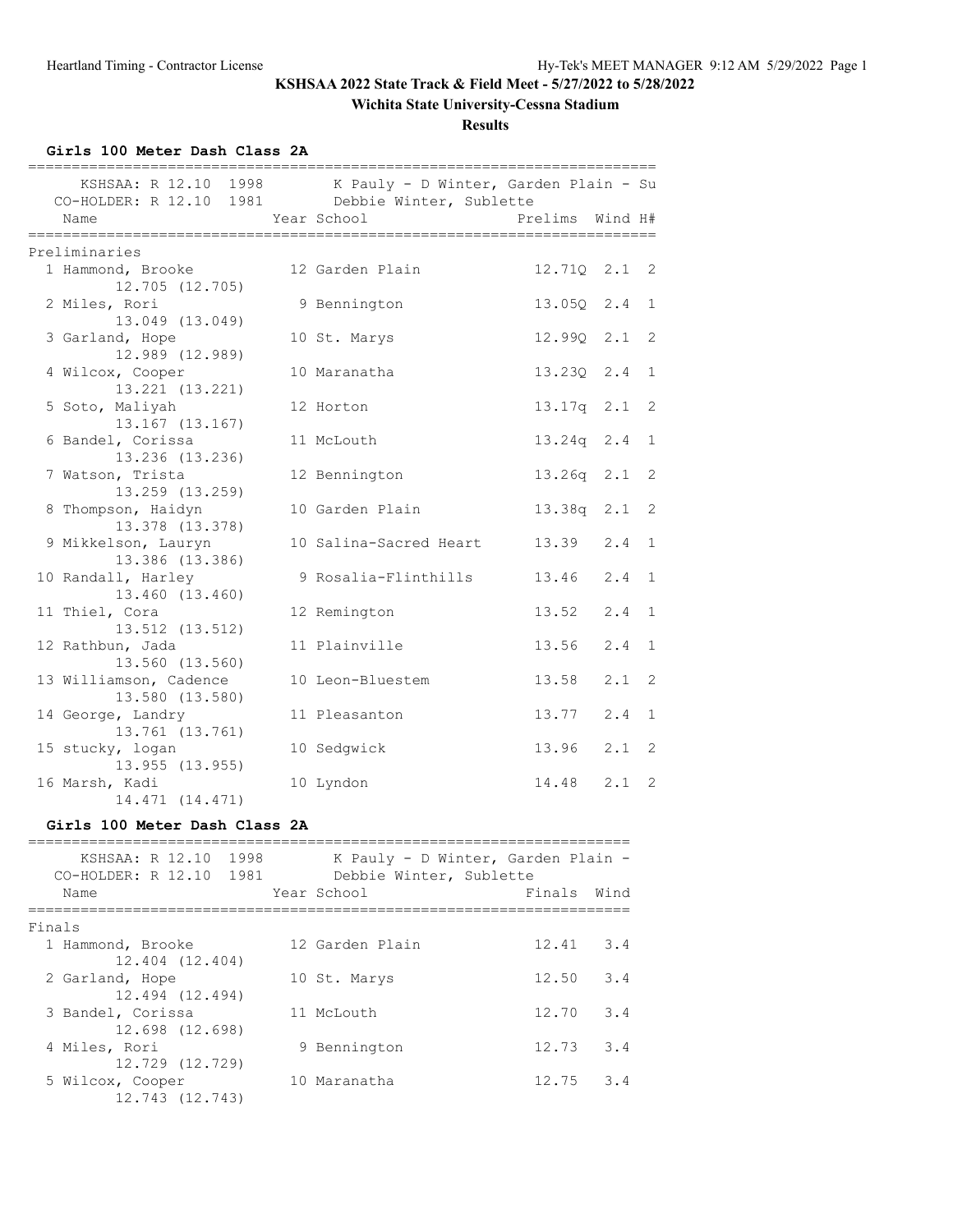**KSHSAA 2022 State Track & Field Meet - 5/27/2022 to 5/28/2022**

**Wichita State University-Cessna Stadium**

**Results**

### Girls 100 Meter Dash Class 2A

KSHSAA: R 12.10 1998 — K Pauly - D Winter, Garden Plain - Su
CO-HOLDER: R 12.10 1981 — Debbie Winter, Sublette

**Preliminaries**

| Place | Name | Year | School | Prelims | Wind | H# |
|---|---|---|---|---|---|---|
| 1 | Hammond, Brooke | 12 | Garden Plain | 12.71Q | 2.1 | 2 |
| | 12.705 (12.705) | | | | | |
| 2 | Miles, Rori | 9 | Bennington | 13.05Q | 2.4 | 1 |
| | 13.049 (13.049) | | | | | |
| 3 | Garland, Hope | 10 | St. Marys | 12.99Q | 2.1 | 2 |
| | 12.989 (12.989) | | | | | |
| 4 | Wilcox, Cooper | 10 | Maranatha | 13.23Q | 2.4 | 1 |
| | 13.221 (13.221) | | | | | |
| 5 | Soto, Maliyah | 12 | Horton | 13.17q | 2.1 | 2 |
| | 13.167 (13.167) | | | | | |
| 6 | Bandel, Corissa | 11 | McLouth | 13.24q | 2.4 | 1 |
| | 13.236 (13.236) | | | | | |
| 7 | Watson, Trista | 12 | Bennington | 13.26q | 2.1 | 2 |
| | 13.259 (13.259) | | | | | |
| 8 | Thompson, Haidyn | 10 | Garden Plain | 13.38q | 2.1 | 2 |
| | 13.378 (13.378) | | | | | |
| 9 | Mikkelson, Lauryn | 10 | Salina-Sacred Heart | 13.39 | 2.4 | 1 |
| | 13.386 (13.386) | | | | | |
| 10 | Randall, Harley | 9 | Rosalia-Flinthills | 13.46 | 2.4 | 1 |
| | 13.460 (13.460) | | | | | |
| 11 | Thiel, Cora | 12 | Remington | 13.52 | 2.4 | 1 |
| | 13.512 (13.512) | | | | | |
| 12 | Rathbun, Jada | 11 | Plainville | 13.56 | 2.4 | 1 |
| | 13.560 (13.560) | | | | | |
| 13 | Williamson, Cadence | 10 | Leon-Bluestem | 13.58 | 2.1 | 2 |
| | 13.580 (13.580) | | | | | |
| 14 | George, Landry | 11 | Pleasanton | 13.77 | 2.4 | 1 |
| | 13.761 (13.761) | | | | | |
| 15 | stucky, logan | 10 | Sedgwick | 13.96 | 2.1 | 2 |
| | 13.955 (13.955) | | | | | |
| 16 | Marsh, Kadi | 10 | Lyndon | 14.48 | 2.1 | 2 |
| | 14.471 (14.471) | | | | | |

### Girls 100 Meter Dash Class 2A

KSHSAA: R 12.10 1998 — K Pauly - D Winter, Garden Plain -
CO-HOLDER: R 12.10 1981 — Debbie Winter, Sublette

**Finals**

| Place | Name | Year | School | Finals | Wind |
|---|---|---|---|---|---|
| 1 | Hammond, Brooke | 12 | Garden Plain | 12.41 | 3.4 |
| | 12.404 (12.404) | | | | |
| 2 | Garland, Hope | 10 | St. Marys | 12.50 | 3.4 |
| | 12.494 (12.494) | | | | |
| 3 | Bandel, Corissa | 11 | McLouth | 12.70 | 3.4 |
| | 12.698 (12.698) | | | | |
| 4 | Miles, Rori | 9 | Bennington | 12.73 | 3.4 |
| | 12.729 (12.729) | | | | |
| 5 | Wilcox, Cooper | 10 | Maranatha | 12.75 | 3.4 |
| | 12.743 (12.743) | | | | |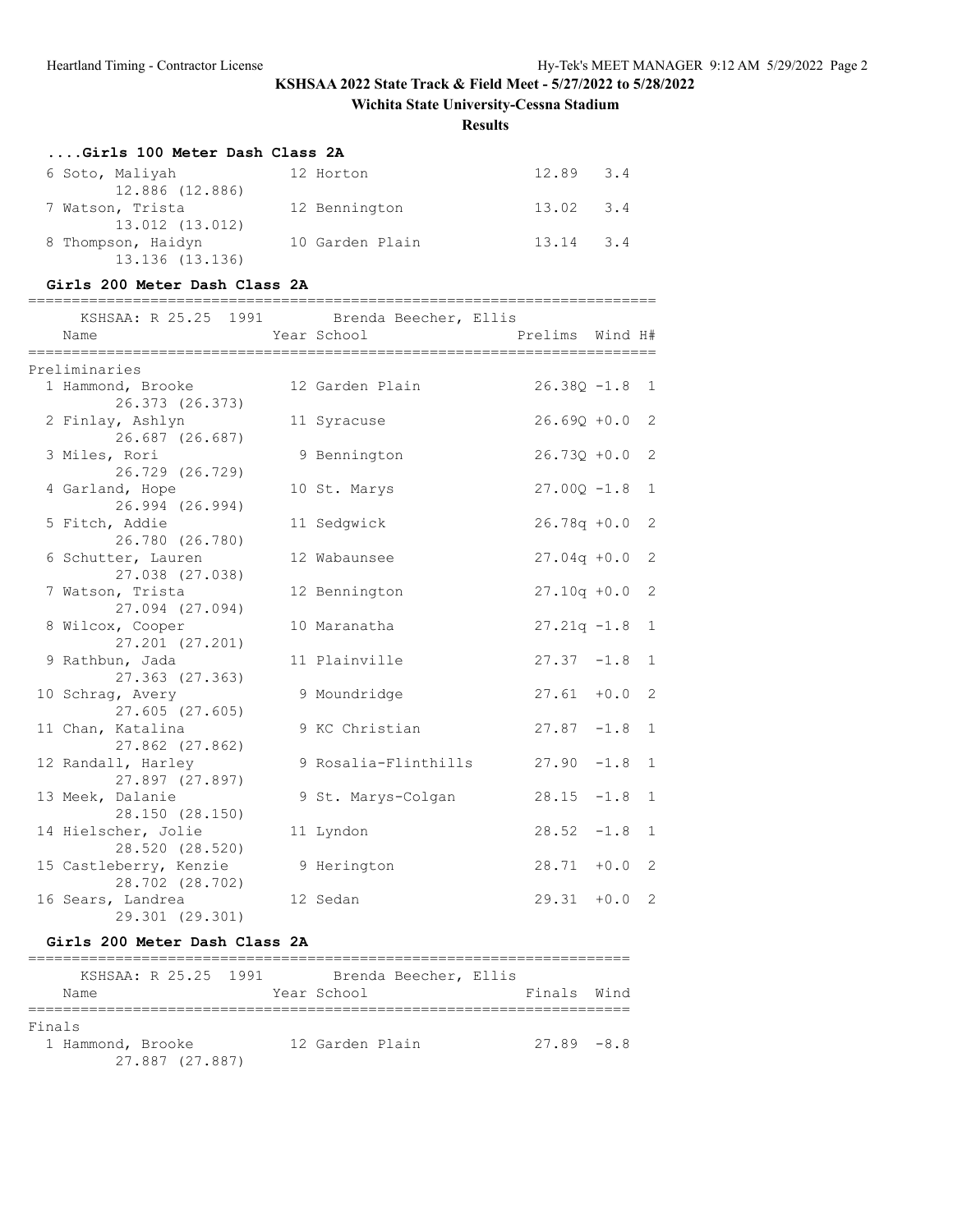# KSHSAA 2022 State Track & Field Meet - 5/27/2022 to 5/28/2022

**Wichita State University-Cessna Stadium**

**Results**

### ....Girls 100 Meter Dash Class 2A

| Place | Name | Year | School | Finals | Wind |
|---|---|---|---|---|---|
| 6 | Soto, Maliyah | 12 | Horton | 12.89 | 3.4 |
| | 12.886 (12.886) | | | | |
| 7 | Watson, Trista | 12 | Bennington | 13.02 | 3.4 |
| | 13.012 (13.012) | | | | |
| 8 | Thompson, Haidyn | 10 | Garden Plain | 13.14 | 3.4 |
| | 13.136 (13.136) | | | | |

### Girls 200 Meter Dash Class 2A

KSHSAA: R 25.25 1991 Brenda Beecher, Ellis

| Place | Name | Year | School | Prelims | Wind | H# |
|---|---|---|---|---|---|---|
| **Preliminaries** | | | | | | |
| 1 | Hammond, Brooke | 12 | Garden Plain | 26.38Q | -1.8 | 1 |
| | 26.373 (26.373) | | | | | |
| 2 | Finlay, Ashlyn | 11 | Syracuse | 26.69Q | +0.0 | 2 |
| | 26.687 (26.687) | | | | | |
| 3 | Miles, Rori | 9 | Bennington | 26.73Q | +0.0 | 2 |
| | 26.729 (26.729) | | | | | |
| 4 | Garland, Hope | 10 | St. Marys | 27.00Q | -1.8 | 1 |
| | 26.994 (26.994) | | | | | |
| 5 | Fitch, Addie | 11 | Sedgwick | 26.78q | +0.0 | 2 |
| | 26.780 (26.780) | | | | | |
| 6 | Schutter, Lauren | 12 | Wabaunsee | 27.04q | +0.0 | 2 |
| | 27.038 (27.038) | | | | | |
| 7 | Watson, Trista | 12 | Bennington | 27.10q | +0.0 | 2 |
| | 27.094 (27.094) | | | | | |
| 8 | Wilcox, Cooper | 10 | Maranatha | 27.21q | -1.8 | 1 |
| | 27.201 (27.201) | | | | | |
| 9 | Rathbun, Jada | 11 | Plainville | 27.37 | -1.8 | 1 |
| | 27.363 (27.363) | | | | | |
| 10 | Schrag, Avery | 9 | Moundridge | 27.61 | +0.0 | 2 |
| | 27.605 (27.605) | | | | | |
| 11 | Chan, Katalina | 9 | KC Christian | 27.87 | -1.8 | 1 |
| | 27.862 (27.862) | | | | | |
| 12 | Randall, Harley | 9 | Rosalia-Flinthills | 27.90 | -1.8 | 1 |
| | 27.897 (27.897) | | | | | |
| 13 | Meek, Dalanie | 9 | St. Marys-Colgan | 28.15 | -1.8 | 1 |
| | 28.150 (28.150) | | | | | |
| 14 | Hielscher, Jolie | 11 | Lyndon | 28.52 | -1.8 | 1 |
| | 28.520 (28.520) | | | | | |
| 15 | Castleberry, Kenzie | 9 | Herington | 28.71 | +0.0 | 2 |
| | 28.702 (28.702) | | | | | |
| 16 | Sears, Landrea | 12 | Sedan | 29.31 | +0.0 | 2 |
| | 29.301 (29.301) | | | | | |

### Girls 200 Meter Dash Class 2A

KSHSAA: R 25.25 1991 Brenda Beecher, Ellis

| Place | Name | Year | School | Finals | Wind |
|---|---|---|---|---|---|
| **Finals** | | | | | |
| 1 | Hammond, Brooke | 12 | Garden Plain | 27.89 | -8.8 |
| | 27.887 (27.887) | | | | |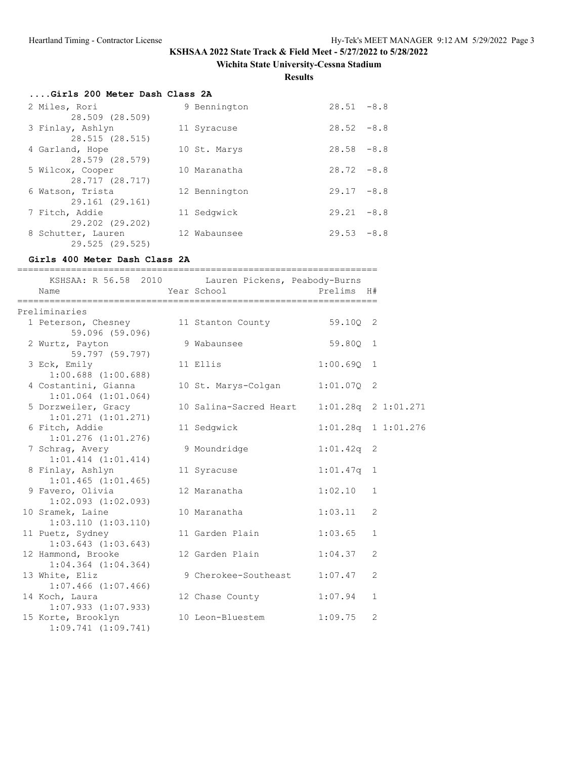KSHSAA 2022 State Track & Field Meet - 5/27/2022 to 5/28/2022

Wichita State University-Cessna Stadium

**Results**

### ....Girls 200 Meter Dash Class 2A

| Place | Name | Year | School | Time | Wind |
|---|---|---|---|---|---|
| 2 | Miles, Rori | 9 | Bennington | 28.51 | -8.8 |
| | 28.509 (28.509) | | | | |
| 3 | Finlay, Ashlyn | 11 | Syracuse | 28.52 | -8.8 |
| | 28.515 (28.515) | | | | |
| 4 | Garland, Hope | 10 | St. Marys | 28.58 | -8.8 |
| | 28.579 (28.579) | | | | |
| 5 | Wilcox, Cooper | 10 | Maranatha | 28.72 | -8.8 |
| | 28.717 (28.717) | | | | |
| 6 | Watson, Trista | 12 | Bennington | 29.17 | -8.8 |
| | 29.161 (29.161) | | | | |
| 7 | Fitch, Addie | 11 | Sedgwick | 29.21 | -8.8 |
| | 29.202 (29.202) | | | | |
| 8 | Schutter, Lauren | 12 | Wabaunsee | 29.53 | -8.8 |
| | 29.525 (29.525) | | | | |

### Girls 400 Meter Dash Class 2A

KSHSAA: R 56.58 2010 Lauren Pickens, Peabody-Burns

Preliminaries

| Place | Name | Year | School | Prelims | H# | |
|---|---|---|---|---|---|---|
| 1 | Peterson, Chesney | 11 | Stanton County | 59.10Q | 2 | |
| | 59.096 (59.096) | | | | | |
| 2 | Wurtz, Payton | 9 | Wabaunsee | 59.80Q | 1 | |
| | 59.797 (59.797) | | | | | |
| 3 | Eck, Emily | 11 | Ellis | 1:00.69Q | 1 | |
| | 1:00.688 (1:00.688) | | | | | |
| 4 | Costantini, Gianna | 10 | St. Marys-Colgan | 1:01.07Q | 2 | |
| | 1:01.064 (1:01.064) | | | | | |
| 5 | Dorzweiler, Gracy | 10 | Salina-Sacred Heart | 1:01.28q | 2 | 1:01.271 |
| | 1:01.271 (1:01.271) | | | | | |
| 6 | Fitch, Addie | 11 | Sedgwick | 1:01.28q | 1 | 1:01.276 |
| | 1:01.276 (1:01.276) | | | | | |
| 7 | Schrag, Avery | 9 | Moundridge | 1:01.42q | 2 | |
| | 1:01.414 (1:01.414) | | | | | |
| 8 | Finlay, Ashlyn | 11 | Syracuse | 1:01.47q | 1 | |
| | 1:01.465 (1:01.465) | | | | | |
| 9 | Favero, Olivia | 12 | Maranatha | 1:02.10 | 1 | |
| | 1:02.093 (1:02.093) | | | | | |
| 10 | Sramek, Laine | 10 | Maranatha | 1:03.11 | 2 | |
| | 1:03.110 (1:03.110) | | | | | |
| 11 | Puetz, Sydney | 11 | Garden Plain | 1:03.65 | 1 | |
| | 1:03.643 (1:03.643) | | | | | |
| 12 | Hammond, Brooke | 12 | Garden Plain | 1:04.37 | 2 | |
| | 1:04.364 (1:04.364) | | | | | |
| 13 | White, Eliz | 9 | Cherokee-Southeast | 1:07.47 | 2 | |
| | 1:07.466 (1:07.466) | | | | | |
| 14 | Koch, Laura | 12 | Chase County | 1:07.94 | 1 | |
| | 1:07.933 (1:07.933) | | | | | |
| 15 | Korte, Brooklyn | 10 | Leon-Bluestem | 1:09.75 | 2 | |
| | 1:09.741 (1:09.741) | | | | | |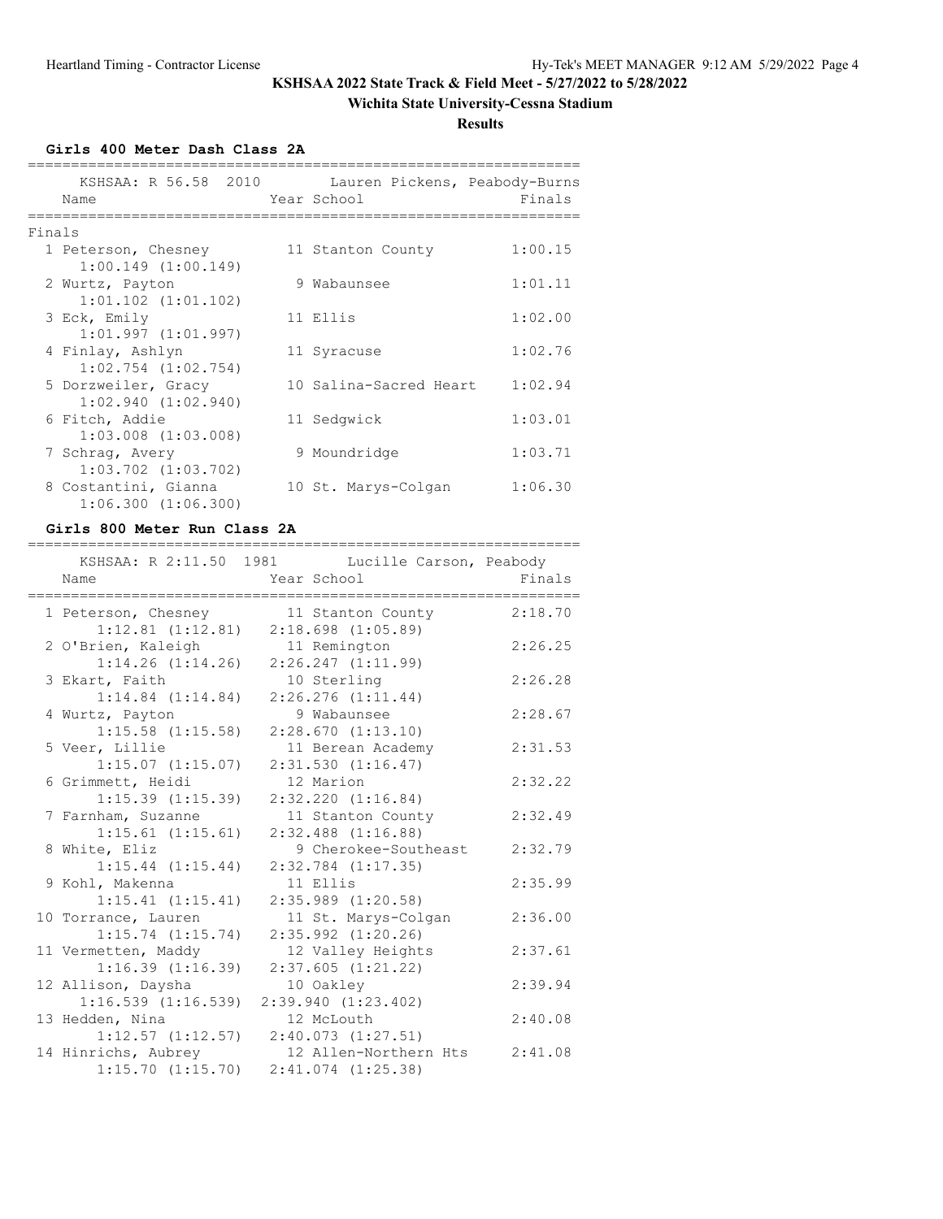# KSHSAA 2022 State Track & Field Meet - 5/27/2022 to 5/28/2022

## Wichita State University-Cessna Stadium

### Results

**Girls 400 Meter Dash Class 2A**

KSHSAA: R 56.58 2010 Lauren Pickens, Peabody-Burns

Finals

| Place | Name | Year | School | Finals | Split |
|---|---|---|---|---|---|
| 1 | Peterson, Chesney | 11 | Stanton County | 1:00.15 | 1:00.149 (1:00.149) |
| 2 | Wurtz, Payton | 9 | Wabaunsee | 1:01.11 | 1:01.102 (1:01.102) |
| 3 | Eck, Emily | 11 | Ellis | 1:02.00 | 1:01.997 (1:01.997) |
| 4 | Finlay, Ashlyn | 11 | Syracuse | 1:02.76 | 1:02.754 (1:02.754) |
| 5 | Dorzweiler, Gracy | 10 | Salina-Sacred Heart | 1:02.94 | 1:02.940 (1:02.940) |
| 6 | Fitch, Addie | 11 | Sedgwick | 1:03.01 | 1:03.008 (1:03.008) |
| 7 | Schrag, Avery | 9 | Moundridge | 1:03.71 | 1:03.702 (1:03.702) |
| 8 | Costantini, Gianna | 10 | St. Marys-Colgan | 1:06.30 | 1:06.300 (1:06.300) |

**Girls 800 Meter Run Class 2A**

KSHSAA: R 2:11.50 1981 Lucille Carson, Peabody

| Place | Name | Year | School | Finals | Splits |
|---|---|---|---|---|---|
| 1 | Peterson, Chesney | 11 | Stanton County | 2:18.70 | 1:12.81 (1:12.81) 2:18.698 (1:05.89) |
| 2 | O'Brien, Kaleigh | 11 | Remington | 2:26.25 | 1:14.26 (1:14.26) 2:26.247 (1:11.99) |
| 3 | Ekart, Faith | 10 | Sterling | 2:26.28 | 1:14.84 (1:14.84) 2:26.276 (1:11.44) |
| 4 | Wurtz, Payton | 9 | Wabaunsee | 2:28.67 | 1:15.58 (1:15.58) 2:28.670 (1:13.10) |
| 5 | Veer, Lillie | 11 | Berean Academy | 2:31.53 | 1:15.07 (1:15.07) 2:31.530 (1:16.47) |
| 6 | Grimmett, Heidi | 12 | Marion | 2:32.22 | 1:15.39 (1:15.39) 2:32.220 (1:16.84) |
| 7 | Farnham, Suzanne | 11 | Stanton County | 2:32.49 | 1:15.61 (1:15.61) 2:32.488 (1:16.88) |
| 8 | White, Eliz | 9 | Cherokee-Southeast | 2:32.79 | 1:15.44 (1:15.44) 2:32.784 (1:17.35) |
| 9 | Kohl, Makenna | 11 | Ellis | 2:35.99 | 1:15.41 (1:15.41) 2:35.989 (1:20.58) |
| 10 | Torrance, Lauren | 11 | St. Marys-Colgan | 2:36.00 | 1:15.74 (1:15.74) 2:35.992 (1:20.26) |
| 11 | Vermetten, Maddy | 12 | Valley Heights | 2:37.61 | 1:16.39 (1:16.39) 2:37.605 (1:21.22) |
| 12 | Allison, Daysha | 10 | Oakley | 2:39.94 | 1:16.539 (1:16.539) 2:39.940 (1:23.402) |
| 13 | Hedden, Nina | 12 | McLouth | 2:40.08 | 1:12.57 (1:12.57) 2:40.073 (1:27.51) |
| 14 | Hinrichs, Aubrey | 12 | Allen-Northern Hts | 2:41.08 | 1:15.70 (1:15.70) 2:41.074 (1:25.38) |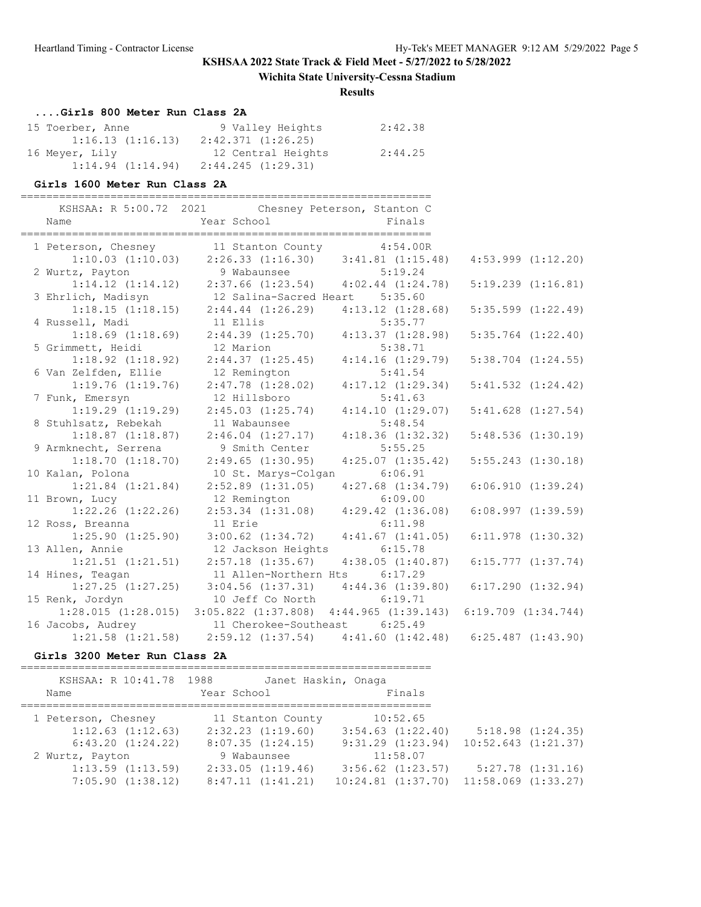**KSHSAA 2022 State Track & Field Meet - 5/27/2022 to 5/28/2022**

**Wichita State University-Cessna Stadium**

**Results**

### ....Girls 800 Meter Run Class 2A

```
 15 Toerber, Anne               9 Valley Heights          2:42.38
       1:16.13 (1:16.13)    2:42.371 (1:26.25)
 16 Meyer, Lily                12 Central Heights         2:44.25
       1:14.94 (1:14.94)    2:44.245 (1:29.31)
```

### Girls 1600 Meter Run Class 2A

```
================================================================
    KSHSAA: R 5:00.72  2021        Chesney Peterson, Stanton C
    Name                    Year School                 Finals
================================================================
  1 Peterson, Chesney        11 Stanton County          4:54.00R
       1:10.03 (1:10.03)     2:26.33 (1:16.30)     3:41.81 (1:15.48)    4:53.999 (1:12.20)
  2 Wurtz, Payton             9 Wabaunsee               5:19.24
       1:14.12 (1:14.12)     2:37.66 (1:23.54)     4:02.44 (1:24.78)    5:19.239 (1:16.81)
  3 Ehrlich, Madisyn         12 Salina-Sacred Heart     5:35.60
       1:18.15 (1:18.15)     2:44.44 (1:26.29)     4:13.12 (1:28.68)    5:35.599 (1:22.49)
  4 Russell, Madi            11 Ellis                   5:35.77
       1:18.69 (1:18.69)     2:44.39 (1:25.70)     4:13.37 (1:28.98)    5:35.764 (1:22.40)
  5 Grimmett, Heidi          12 Marion                  5:38.71
       1:18.92 (1:18.92)     2:44.37 (1:25.45)     4:14.16 (1:29.79)    5:38.704 (1:24.55)
  6 Van Zelfden, Ellie       12 Remington               5:41.54
       1:19.76 (1:19.76)     2:47.78 (1:28.02)     4:17.12 (1:29.34)    5:41.532 (1:24.42)
  7 Funk, Emersyn            12 Hillsboro               5:41.63
       1:19.29 (1:19.29)     2:45.03 (1:25.74)     4:14.10 (1:29.07)    5:41.628 (1:27.54)
  8 Stuhlsatz, Rebekah       11 Wabaunsee               5:48.54
       1:18.87 (1:18.87)     2:46.04 (1:27.17)     4:18.36 (1:32.32)    5:48.536 (1:30.19)
  9 Armknecht, Serrena        9 Smith Center            5:55.25
       1:18.70 (1:18.70)     2:49.65 (1:30.95)     4:25.07 (1:35.42)    5:55.243 (1:30.18)
 10 Kalan, Polona            10 St. Marys-Colgan        6:06.91
       1:21.84 (1:21.84)     2:52.89 (1:31.05)     4:27.68 (1:34.79)    6:06.910 (1:39.24)
 11 Brown, Lucy              12 Remington               6:09.00
       1:22.26 (1:22.26)     2:53.34 (1:31.08)     4:29.42 (1:36.08)    6:08.997 (1:39.59)
 12 Ross, Breanna            11 Erie                    6:11.98
       1:25.90 (1:25.90)     3:00.62 (1:34.72)     4:41.67 (1:41.05)    6:11.978 (1:30.32)
 13 Allen, Annie             12 Jackson Heights         6:15.78
       1:21.51 (1:21.51)     2:57.18 (1:35.67)     4:38.05 (1:40.87)    6:15.777 (1:37.74)
 14 Hines, Teagan            11 Allen-Northern Hts      6:17.29
       1:27.25 (1:27.25)     3:04.56 (1:37.31)     4:44.36 (1:39.80)    6:17.290 (1:32.94)
 15 Renk, Jordyn             10 Jeff Co North           6:19.71
     1:28.015 (1:28.015)  3:05.822 (1:37.808)  4:44.965 (1:39.143)  6:19.709 (1:34.744)
 16 Jacobs, Audrey           11 Cherokee-Southeast      6:25.49
       1:21.58 (1:21.58)     2:59.12 (1:37.54)     4:41.60 (1:42.48)    6:25.487 (1:43.90)
```

### Girls 3200 Meter Run Class 2A

```
================================================================
    KSHSAA: R 10:41.78  1988        Janet Haskin, Onaga
    Name                    Year School                 Finals
================================================================
  1 Peterson, Chesney        11 Stanton County         10:52.65
       1:12.63 (1:12.63)     2:32.23 (1:19.60)     3:54.63 (1:22.40)     5:18.98 (1:24.35)
       6:43.20 (1:24.22)     8:07.35 (1:24.15)     9:31.29 (1:23.94)   10:52.643 (1:21.37)
  2 Wurtz, Payton             9 Wabaunsee              11:58.07
       1:13.59 (1:13.59)     2:33.05 (1:19.46)     3:56.62 (1:23.57)     5:27.78 (1:31.16)
       7:05.90 (1:38.12)     8:47.11 (1:41.21)    10:24.81 (1:37.70)   11:58.069 (1:33.27)
```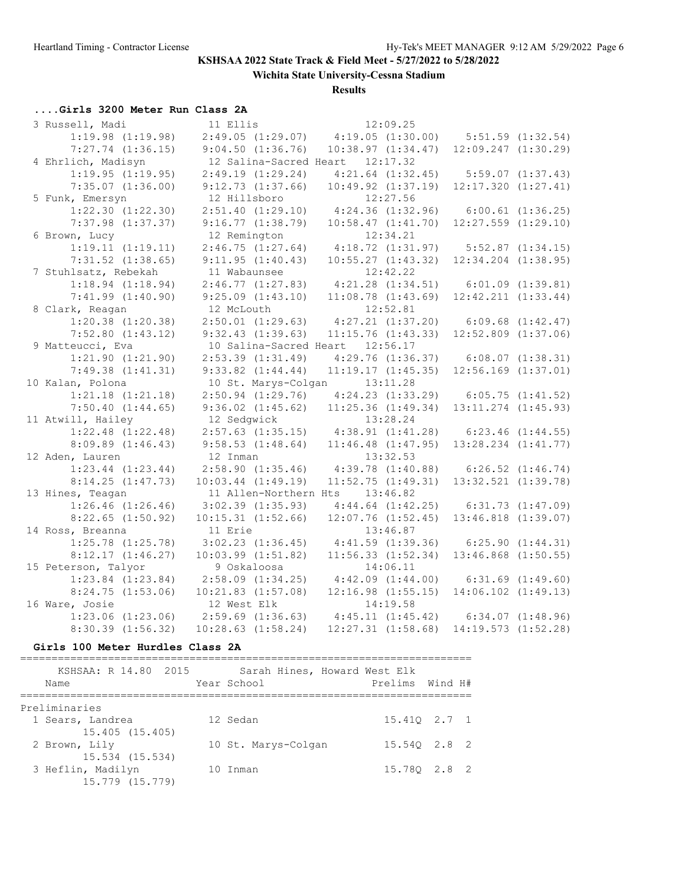**KSHSAA 2022 State Track & Field Meet - 5/27/2022 to 5/28/2022**

**Wichita State University-Cessna Stadium**

**Results**

### ....Girls 3200 Meter Run Class 2A

```
  3 Russell, Madi             11 Ellis                   12:09.25
       1:19.98 (1:19.98)    2:49.05 (1:29.07)    4:19.05 (1:30.00)    5:51.59 (1:32.54)
       7:27.74 (1:36.15)    9:04.50 (1:36.76)   10:38.97 (1:34.47)   12:09.247 (1:30.29)
  4 Ehrlich, Madisyn          12 Salina-Sacred Heart     12:17.32
       1:19.95 (1:19.95)    2:49.19 (1:29.24)    4:21.64 (1:32.45)    5:59.07 (1:37.43)
       7:35.07 (1:36.00)    9:12.73 (1:37.66)   10:49.92 (1:37.19)   12:17.320 (1:27.41)
  5 Funk, Emersyn             12 Hillsboro               12:27.56
       1:22.30 (1:22.30)    2:51.40 (1:29.10)    4:24.36 (1:32.96)    6:00.61 (1:36.25)
       7:37.98 (1:37.37)    9:16.77 (1:38.79)   10:58.47 (1:41.70)   12:27.559 (1:29.10)
  6 Brown, Lucy               12 Remington               12:34.21
       1:19.11 (1:19.11)    2:46.75 (1:27.64)    4:18.72 (1:31.97)    5:52.87 (1:34.15)
       7:31.52 (1:38.65)    9:11.95 (1:40.43)   10:55.27 (1:43.32)   12:34.204 (1:38.95)
  7 Stuhlsatz, Rebekah        11 Wabaunsee               12:42.22
       1:18.94 (1:18.94)    2:46.77 (1:27.83)    4:21.28 (1:34.51)    6:01.09 (1:39.81)
       7:41.99 (1:40.90)    9:25.09 (1:43.10)   11:08.78 (1:43.69)   12:42.211 (1:33.44)
  8 Clark, Reagan             12 McLouth                 12:52.81
       1:20.38 (1:20.38)    2:50.01 (1:29.63)    4:27.21 (1:37.20)    6:09.68 (1:42.47)
       7:52.80 (1:43.12)    9:32.43 (1:39.63)   11:15.76 (1:43.33)   12:52.809 (1:37.06)
  9 Matteucci, Eva            10 Salina-Sacred Heart     12:56.17
       1:21.90 (1:21.90)    2:53.39 (1:31.49)    4:29.76 (1:36.37)    6:08.07 (1:38.31)
       7:49.38 (1:41.31)    9:33.82 (1:44.44)   11:19.17 (1:45.35)   12:56.169 (1:37.01)
 10 Kalan, Polona             10 St. Marys-Colgan        13:11.28
       1:21.18 (1:21.18)    2:50.94 (1:29.76)    4:24.23 (1:33.29)    6:05.75 (1:41.52)
       7:50.40 (1:44.65)    9:36.02 (1:45.62)   11:25.36 (1:49.34)   13:11.274 (1:45.93)
 11 Atwill, Hailey            12 Sedgwick                13:28.24
       1:22.48 (1:22.48)    2:57.63 (1:35.15)    4:38.91 (1:41.28)    6:23.46 (1:44.55)
       8:09.89 (1:46.43)    9:58.53 (1:48.64)   11:46.48 (1:47.95)   13:28.234 (1:41.77)
 12 Aden, Lauren              12 Inman                   13:32.53
       1:23.44 (1:23.44)    2:58.90 (1:35.46)    4:39.78 (1:40.88)    6:26.52 (1:46.74)
       8:14.25 (1:47.73)   10:03.44 (1:49.19)   11:52.75 (1:49.31)   13:32.521 (1:39.78)
 13 Hines, Teagan             11 Allen-Northern Hts      13:46.82
       1:26.46 (1:26.46)    3:02.39 (1:35.93)    4:44.64 (1:42.25)    6:31.73 (1:47.09)
       8:22.65 (1:50.92)   10:15.31 (1:52.66)   12:07.76 (1:52.45)   13:46.818 (1:39.07)
 14 Ross, Breanna             11 Erie                    13:46.87
       1:25.78 (1:25.78)    3:02.23 (1:36.45)    4:41.59 (1:39.36)    6:25.90 (1:44.31)
       8:12.17 (1:46.27)   10:03.99 (1:51.82)   11:56.33 (1:52.34)   13:46.868 (1:50.55)
 15 Peterson, Talyor           9 Oskaloosa               14:06.11
       1:23.84 (1:23.84)    2:58.09 (1:34.25)    4:42.09 (1:44.00)    6:31.69 (1:49.60)
       8:24.75 (1:53.06)   10:21.83 (1:57.08)   12:16.98 (1:55.15)   14:06.102 (1:49.13)
 16 Ware, Josie               12 West Elk                14:19.58
       1:23.06 (1:23.06)    2:59.69 (1:36.63)    4:45.11 (1:45.42)    6:34.07 (1:48.96)
       8:30.39 (1:56.32)   10:28.63 (1:58.24)   12:27.31 (1:58.68)   14:19.573 (1:52.28)
```

### Girls 100 Meter Hurdles Class 2A

```
=========================================================================
    KSHSAA: R 14.80  2015        Sarah Hines, Howard West Elk
    Name                    Year School                Prelims  Wind H#
=========================================================================
Preliminaries
  1 Sears, Landrea          12 Sedan                   15.41Q  2.7  1
        15.405 (15.405)
  2 Brown, Lily             10 St. Marys-Colgan        15.54Q  2.8  2
        15.534 (15.534)
  3 Heflin, Madilyn         10 Inman                   15.78Q  2.8  2
        15.779 (15.779)
```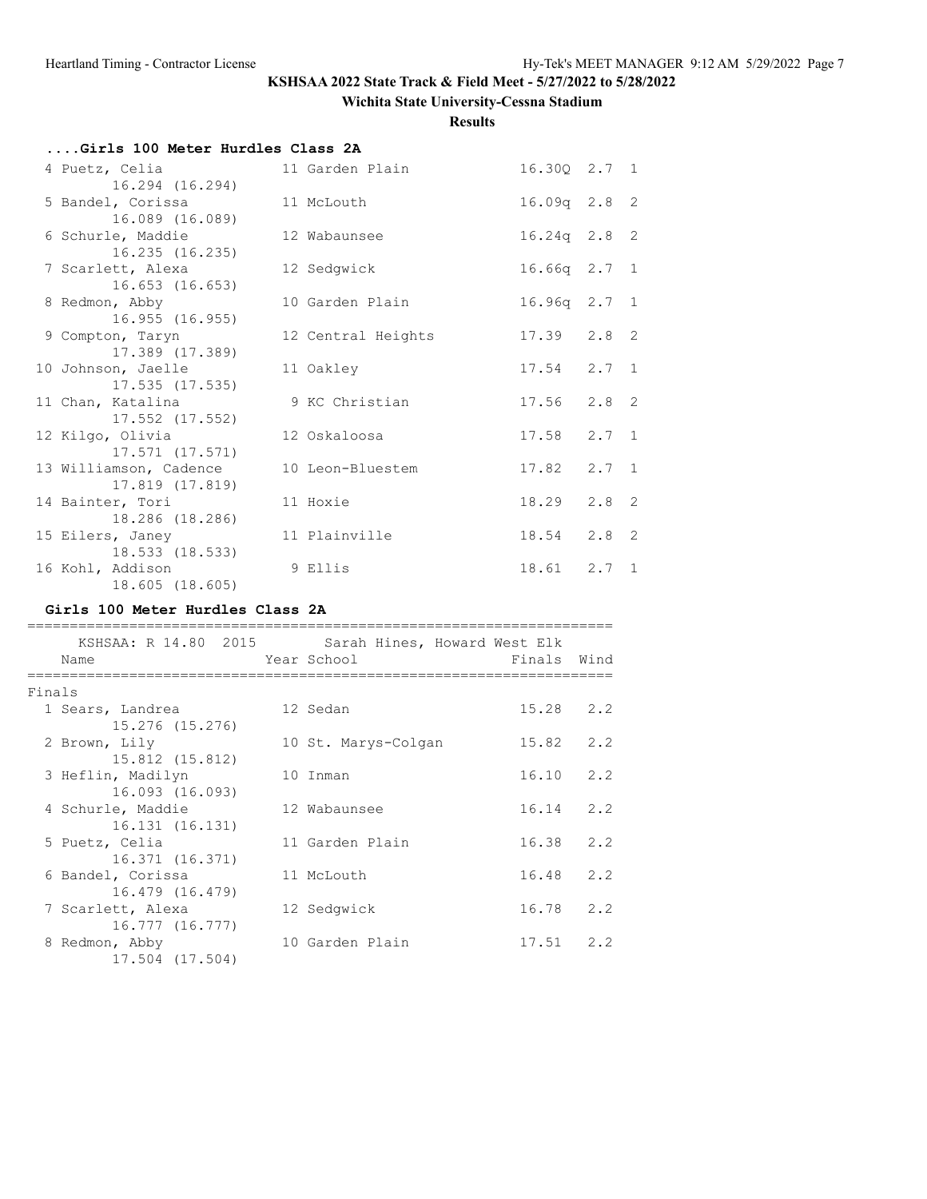# KSHSAA 2022 State Track & Field Meet - 5/27/2022 to 5/28/2022

## Wichita State University-Cessna Stadium

### Results

**....Girls 100 Meter Hurdles Class 2A**

| Place | Name | Year | School | Prelims | Wind | H# |
|---|---|---|---|---|---|---|
| 4 | Puetz, Celia<br>16.294 (16.294) | 11 | Garden Plain | 16.30Q | 2.7 | 1 |
| 5 | Bandel, Corissa<br>16.089 (16.089) | 11 | McLouth | 16.09q | 2.8 | 2 |
| 6 | Schurle, Maddie<br>16.235 (16.235) | 12 | Wabaunsee | 16.24q | 2.8 | 2 |
| 7 | Scarlett, Alexa<br>16.653 (16.653) | 12 | Sedgwick | 16.66q | 2.7 | 1 |
| 8 | Redmon, Abby<br>16.955 (16.955) | 10 | Garden Plain | 16.96q | 2.7 | 1 |
| 9 | Compton, Taryn<br>17.389 (17.389) | 12 | Central Heights | 17.39 | 2.8 | 2 |
| 10 | Johnson, Jaelle<br>17.535 (17.535) | 11 | Oakley | 17.54 | 2.7 | 1 |
| 11 | Chan, Katalina<br>17.552 (17.552) | 9 | KC Christian | 17.56 | 2.8 | 2 |
| 12 | Kilgo, Olivia<br>17.571 (17.571) | 12 | Oskaloosa | 17.58 | 2.7 | 1 |
| 13 | Williamson, Cadence<br>17.819 (17.819) | 10 | Leon-Bluestem | 17.82 | 2.7 | 1 |
| 14 | Bainter, Tori<br>18.286 (18.286) | 11 | Hoxie | 18.29 | 2.8 | 2 |
| 15 | Eilers, Janey<br>18.533 (18.533) | 11 | Plainville | 18.54 | 2.8 | 2 |
| 16 | Kohl, Addison<br>18.605 (18.605) | 9 | Ellis | 18.61 | 2.7 | 1 |

**Girls 100 Meter Hurdles Class 2A**

KSHSAA: R 14.80 2015 Sarah Hines, Howard West Elk

Finals

| Place | Name | Year | School | Finals | Wind |
|---|---|---|---|---|---|
| 1 | Sears, Landrea<br>15.276 (15.276) | 12 | Sedan | 15.28 | 2.2 |
| 2 | Brown, Lily<br>15.812 (15.812) | 10 | St. Marys-Colgan | 15.82 | 2.2 |
| 3 | Heflin, Madilyn<br>16.093 (16.093) | 10 | Inman | 16.10 | 2.2 |
| 4 | Schurle, Maddie<br>16.131 (16.131) | 12 | Wabaunsee | 16.14 | 2.2 |
| 5 | Puetz, Celia<br>16.371 (16.371) | 11 | Garden Plain | 16.38 | 2.2 |
| 6 | Bandel, Corissa<br>16.479 (16.479) | 11 | McLouth | 16.48 | 2.2 |
| 7 | Scarlett, Alexa<br>16.777 (16.777) | 12 | Sedgwick | 16.78 | 2.2 |
| 8 | Redmon, Abby<br>17.504 (17.504) | 10 | Garden Plain | 17.51 | 2.2 |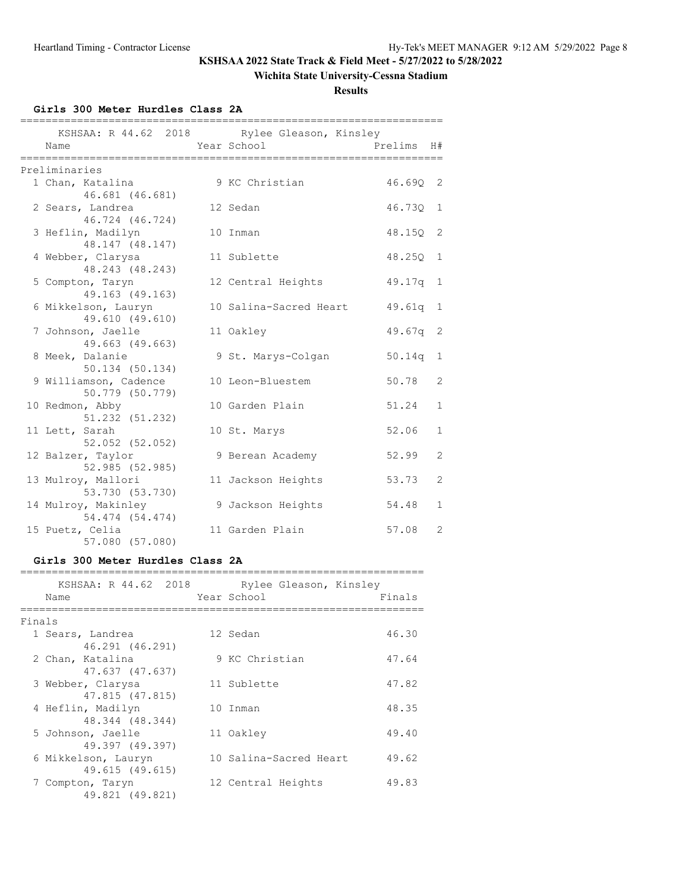# KSHSAA 2022 State Track & Field Meet - 5/27/2022 to 5/28/2022

## Wichita State University-Cessna Stadium

### Results

**Girls 300 Meter Hurdles Class 2A**

KSHSAA: R 44.62 2018 Rylee Gleason, Kinsley

**Preliminaries**

| Place | Name | Year | School | Prelims | H# |
|---|---|---|---|---|---|
| 1 | Chan, Katalina | 9 | KC Christian | 46.69Q | 2 |
| | 46.681 (46.681) | | | | |
| 2 | Sears, Landrea | 12 | Sedan | 46.73Q | 1 |
| | 46.724 (46.724) | | | | |
| 3 | Heflin, Madilyn | 10 | Inman | 48.15Q | 2 |
| | 48.147 (48.147) | | | | |
| 4 | Webber, Clarysa | 11 | Sublette | 48.25Q | 1 |
| | 48.243 (48.243) | | | | |
| 5 | Compton, Taryn | 12 | Central Heights | 49.17q | 1 |
| | 49.163 (49.163) | | | | |
| 6 | Mikkelson, Lauryn | 10 | Salina-Sacred Heart | 49.61q | 1 |
| | 49.610 (49.610) | | | | |
| 7 | Johnson, Jaelle | 11 | Oakley | 49.67q | 2 |
| | 49.663 (49.663) | | | | |
| 8 | Meek, Dalanie | 9 | St. Marys-Colgan | 50.14q | 1 |
| | 50.134 (50.134) | | | | |
| 9 | Williamson, Cadence | 10 | Leon-Bluestem | 50.78 | 2 |
| | 50.779 (50.779) | | | | |
| 10 | Redmon, Abby | 10 | Garden Plain | 51.24 | 1 |
| | 51.232 (51.232) | | | | |
| 11 | Lett, Sarah | 10 | St. Marys | 52.06 | 1 |
| | 52.052 (52.052) | | | | |
| 12 | Balzer, Taylor | 9 | Berean Academy | 52.99 | 2 |
| | 52.985 (52.985) | | | | |
| 13 | Mulroy, Mallori | 11 | Jackson Heights | 53.73 | 2 |
| | 53.730 (53.730) | | | | |
| 14 | Mulroy, Makinley | 9 | Jackson Heights | 54.48 | 1 |
| | 54.474 (54.474) | | | | |
| 15 | Puetz, Celia | 11 | Garden Plain | 57.08 | 2 |
| | 57.080 (57.080) | | | | |

**Girls 300 Meter Hurdles Class 2A**

KSHSAA: R 44.62 2018 Rylee Gleason, Kinsley

**Finals**

| Place | Name | Year | School | Finals |
|---|---|---|---|---|
| 1 | Sears, Landrea | 12 | Sedan | 46.30 |
| | 46.291 (46.291) | | | |
| 2 | Chan, Katalina | 9 | KC Christian | 47.64 |
| | 47.637 (47.637) | | | |
| 3 | Webber, Clarysa | 11 | Sublette | 47.82 |
| | 47.815 (47.815) | | | |
| 4 | Heflin, Madilyn | 10 | Inman | 48.35 |
| | 48.344 (48.344) | | | |
| 5 | Johnson, Jaelle | 11 | Oakley | 49.40 |
| | 49.397 (49.397) | | | |
| 6 | Mikkelson, Lauryn | 10 | Salina-Sacred Heart | 49.62 |
| | 49.615 (49.615) | | | |
| 7 | Compton, Taryn | 12 | Central Heights | 49.83 |
| | 49.821 (49.821) | | | |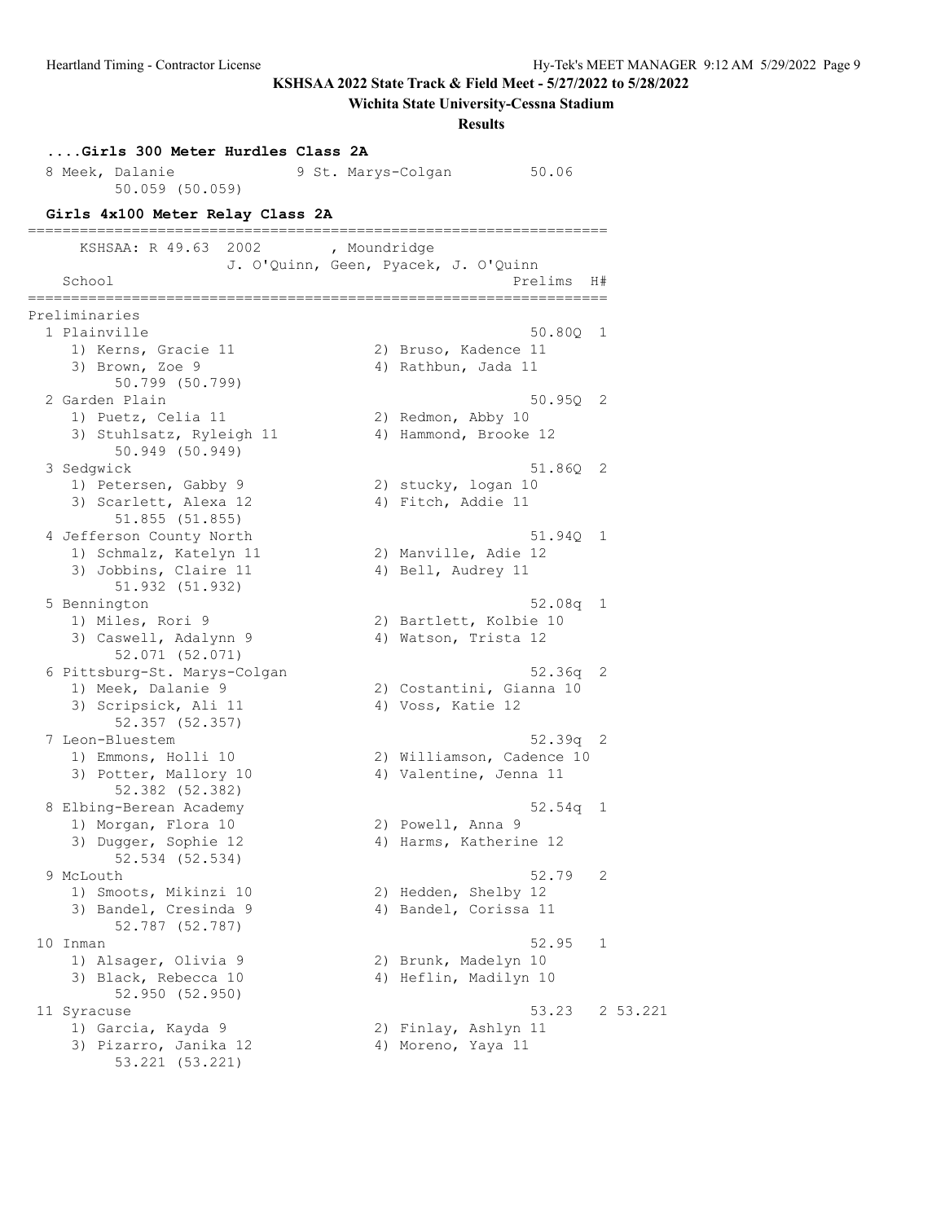**KSHSAA 2022 State Track & Field Meet - 5/27/2022 to 5/28/2022**

**Wichita State University-Cessna Stadium**

**Results**

### ....Girls 300 Meter Hurdles Class 2A

```
  8 Meek, Dalanie              9 St. Marys-Colgan        50.06  
        50.059 (50.059)
```

### Girls 4x100 Meter Relay Class 2A

```
===================================================================
      KSHSAA: R 49.63  2002        , Moundridge                    
                  J. O'Quinn, Geen, Pyacek, J. O'Quinn             
    School                                            Prelims  H#
===================================================================
Preliminaries
  1 Plainville                                         50.80Q  1 
     1) Kerns, Gracie 11                2) Bruso, Kadence 11       
     3) Brown, Zoe 9                    4) Rathbun, Jada 11        
         50.799 (50.799)
  2 Garden Plain                                       50.95Q  2 
     1) Puetz, Celia 11                 2) Redmon, Abby 10         
     3) Stuhlsatz, Ryleigh 11           4) Hammond, Brooke 12      
         50.949 (50.949)
  3 Sedgwick                                           51.86Q  2 
     1) Petersen, Gabby 9               2) stucky, logan 10        
     3) Scarlett, Alexa 12              4) Fitch, Addie 11         
         51.855 (51.855)
  4 Jefferson County North                             51.94Q  1 
     1) Schmalz, Katelyn 11             2) Manville, Adie 12       
     3) Jobbins, Claire 11              4) Bell, Audrey 11         
         51.932 (51.932)
  5 Bennington                                         52.08q  1 
     1) Miles, Rori 9                   2) Bartlett, Kolbie 10     
     3) Caswell, Adalynn 9              4) Watson, Trista 12       
         52.071 (52.071)
  6 Pittsburg-St. Marys-Colgan                         52.36q  2 
     1) Meek, Dalanie 9                 2) Costantini, Gianna 10   
     3) Scripsick, Ali 11               4) Voss, Katie 12          
         52.357 (52.357)
  7 Leon-Bluestem                                      52.39q  2 
     1) Emmons, Holli 10                2) Williamson, Cadence 10  
     3) Potter, Mallory 10              4) Valentine, Jenna 11     
         52.382 (52.382)
  8 Elbing-Berean Academy                              52.54q  1 
     1) Morgan, Flora 10                2) Powell, Anna 9          
     3) Dugger, Sophie 12               4) Harms, Katherine 12     
         52.534 (52.534)
  9 McLouth                                            52.79   2 
     1) Smoots, Mikinzi 10              2) Hedden, Shelby 12       
     3) Bandel, Cresinda 9              4) Bandel, Corissa 11      
         52.787 (52.787)
 10 Inman                                              52.95   1 
     1) Alsager, Olivia 9               2) Brunk, Madelyn 10       
     3) Black, Rebecca 10               4) Heflin, Madilyn 10      
         52.950 (52.950)
 11 Syracuse                                           53.23   2 53.221
     1) Garcia, Kayda 9                 2) Finlay, Ashlyn 11       
     3) Pizarro, Janika 12              4) Moreno, Yaya 11         
         53.221 (53.221)
```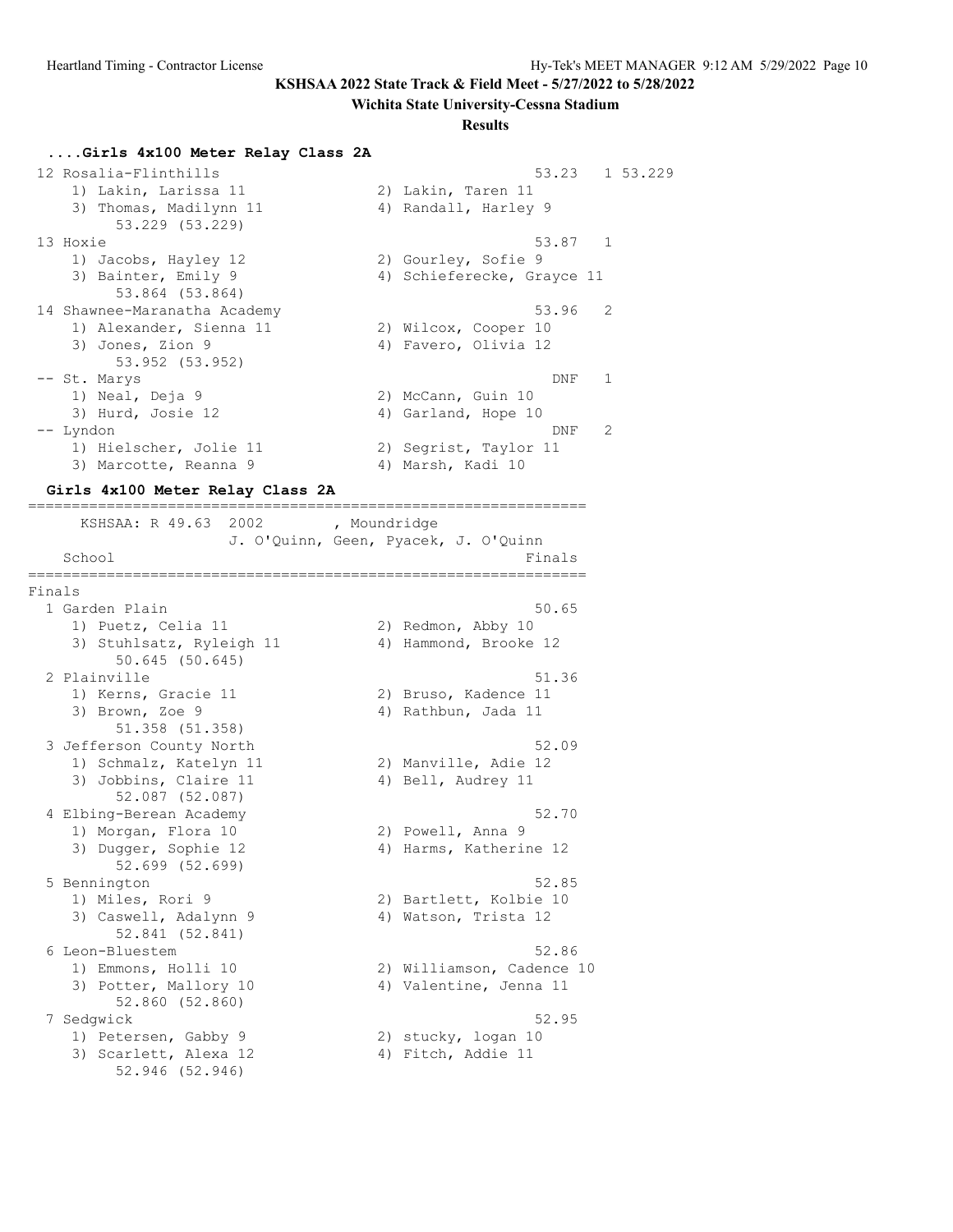**KSHSAA 2022 State Track & Field Meet - 5/27/2022 to 5/28/2022**

**Wichita State University-Cessna Stadium**

**Results**

### ....Girls 4x100 Meter Relay Class 2A

```
 12 Rosalia-Flinthills                                 53.23   1 53.229
    1) Lakin, Larissa 11              2) Lakin, Taren 11
    3) Thomas, Madilynn 11            4) Randall, Harley 9
         53.229 (53.229)
 13 Hoxie                                              53.87   1
    1) Jacobs, Hayley 12              2) Gourley, Sofie 9
    3) Bainter, Emily 9               4) Schieferecke, Grayce 11
         53.864 (53.864)
 14 Shawnee-Maranatha Academy                          53.96   2
    1) Alexander, Sienna 11           2) Wilcox, Cooper 10
    3) Jones, Zion 9                  4) Favero, Olivia 12
         53.952 (53.952)
 -- St. Marys                                            DNF   1
    1) Neal, Deja 9                   2) McCann, Guin 10
    3) Hurd, Josie 12                 4) Garland, Hope 10
 -- Lyndon                                               DNF   2
    1) Hielscher, Jolie 11            2) Segrist, Taylor 11
    3) Marcotte, Reanna 9             4) Marsh, Kadi 10
```

### Girls 4x100 Meter Relay Class 2A

```
================================================================
      KSHSAA: R 49.63  2002        , Moundridge
                   J. O'Quinn, Geen, Pyacek, J. O'Quinn
    School                                            Finals
================================================================
Finals
  1 Garden Plain                                       50.65
     1) Puetz, Celia 11                2) Redmon, Abby 10
     3) Stuhlsatz, Ryleigh 11          4) Hammond, Brooke 12
          50.645 (50.645)
  2 Plainville                                         51.36
     1) Kerns, Gracie 11               2) Bruso, Kadence 11
     3) Brown, Zoe 9                   4) Rathbun, Jada 11
          51.358 (51.358)
  3 Jefferson County North                             52.09
     1) Schmalz, Katelyn 11            2) Manville, Adie 12
     3) Jobbins, Claire 11             4) Bell, Audrey 11
          52.087 (52.087)
  4 Elbing-Berean Academy                              52.70
     1) Morgan, Flora 10               2) Powell, Anna 9
     3) Dugger, Sophie 12              4) Harms, Katherine 12
          52.699 (52.699)
  5 Bennington                                         52.85
     1) Miles, Rori 9                  2) Bartlett, Kolbie 10
     3) Caswell, Adalynn 9             4) Watson, Trista 12
          52.841 (52.841)
  6 Leon-Bluestem                                      52.86
     1) Emmons, Holli 10               2) Williamson, Cadence 10
     3) Potter, Mallory 10             4) Valentine, Jenna 11
          52.860 (52.860)
  7 Sedgwick                                           52.95
     1) Petersen, Gabby 9              2) stucky, logan 10
     3) Scarlett, Alexa 12             4) Fitch, Addie 11
          52.946 (52.946)
```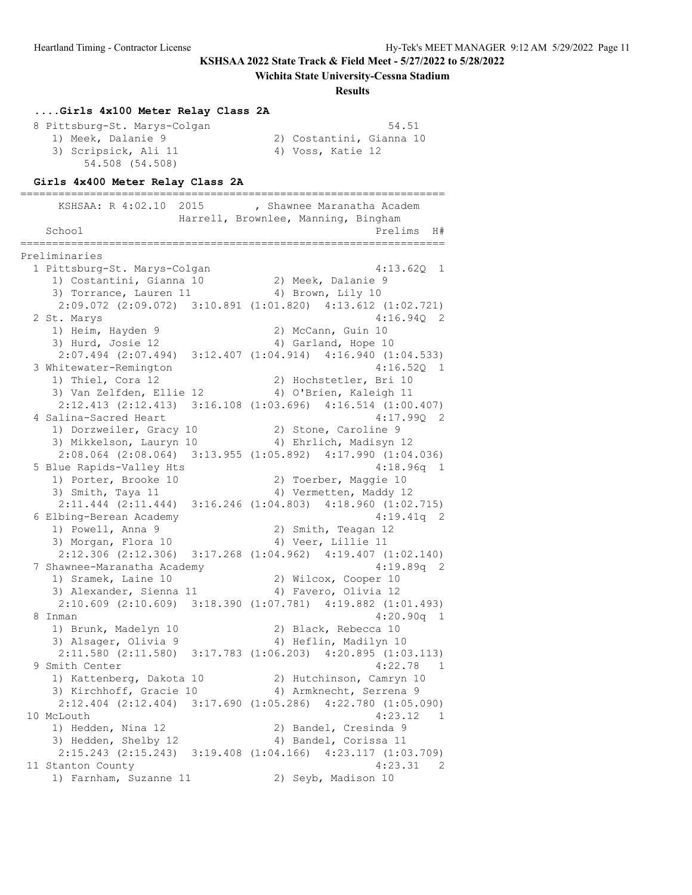**KSHSAA 2022 State Track & Field Meet - 5/27/2022 to 5/28/2022**

**Wichita State University-Cessna Stadium**

**Results**

### ....Girls 4x100 Meter Relay Class 2A

```
  8 Pittsburg-St. Marys-Colgan                            54.51
     1) Meek, Dalanie 9                2) Costantini, Gianna 10
     3) Scripsick, Ali 11              4) Voss, Katie 12
          54.508 (54.508)
```

### Girls 4x400 Meter Relay Class 2A

```
===================================================================
      KSHSAA: R 4:02.10  2015        , Shawnee Maranatha Academ
                      Harrell, Brownlee, Manning, Bingham
    School                                            Prelims  H#
===================================================================
Preliminaries
  1 Pittsburg-St. Marys-Colgan                         4:13.62Q  1
     1) Costantini, Gianna 10          2) Meek, Dalanie 9
     3) Torrance, Lauren 11            4) Brown, Lily 10
       2:09.072 (2:09.072)  3:10.891 (1:01.820)  4:13.612 (1:02.721)
  2 St. Marys                                          4:16.94Q  2
     1) Heim, Hayden 9                 2) McCann, Guin 10
     3) Hurd, Josie 12                 4) Garland, Hope 10
       2:07.494 (2:07.494)  3:12.407 (1:04.914)  4:16.940 (1:04.533)
  3 Whitewater-Remington                               4:16.52Q  1
     1) Thiel, Cora 12                 2) Hochstetler, Bri 10
     3) Van Zelfden, Ellie 12          4) O'Brien, Kaleigh 11
       2:12.413 (2:12.413)  3:16.108 (1:03.696)  4:16.514 (1:00.407)
  4 Salina-Sacred Heart                                4:17.99Q  2
     1) Dorzweiler, Gracy 10           2) Stone, Caroline 9
     3) Mikkelson, Lauryn 10           4) Ehrlich, Madisyn 12
       2:08.064 (2:08.064)  3:13.955 (1:05.892)  4:17.990 (1:04.036)
  5 Blue Rapids-Valley Hts                             4:18.96q  1
     1) Porter, Brooke 10              2) Toerber, Maggie 10
     3) Smith, Taya 11                 4) Vermetten, Maddy 12
       2:11.444 (2:11.444)  3:16.246 (1:04.803)  4:18.960 (1:02.715)
  6 Elbing-Berean Academy                              4:19.41q  2
     1) Powell, Anna 9                 2) Smith, Teagan 12
     3) Morgan, Flora 10               4) Veer, Lillie 11
       2:12.306 (2:12.306)  3:17.268 (1:04.962)  4:19.407 (1:02.140)
  7 Shawnee-Maranatha Academy                          4:19.89q  2
     1) Sramek, Laine 10               2) Wilcox, Cooper 10
     3) Alexander, Sienna 11           4) Favero, Olivia 12
       2:10.609 (2:10.609)  3:18.390 (1:07.781)  4:19.882 (1:01.493)
  8 Inman                                              4:20.90q  1
     1) Brunk, Madelyn 10              2) Black, Rebecca 10
     3) Alsager, Olivia 9              4) Heflin, Madilyn 10
       2:11.580 (2:11.580)  3:17.783 (1:06.203)  4:20.895 (1:03.113)
  9 Smith Center                                       4:22.78   1
     1) Kattenberg, Dakota 10          2) Hutchinson, Camryn 10
     3) Kirchhoff, Gracie 10           4) Armknecht, Serrena 9
       2:12.404 (2:12.404)  3:17.690 (1:05.286)  4:22.780 (1:05.090)
 10 McLouth                                            4:23.12   1
     1) Hedden, Nina 12                2) Bandel, Cresinda 9
     3) Hedden, Shelby 12              4) Bandel, Corissa 11
       2:15.243 (2:15.243)  3:19.408 (1:04.166)  4:23.117 (1:03.709)
 11 Stanton County                                     4:23.31   2
     1) Farnham, Suzanne 11            2) Seyb, Madison 10
```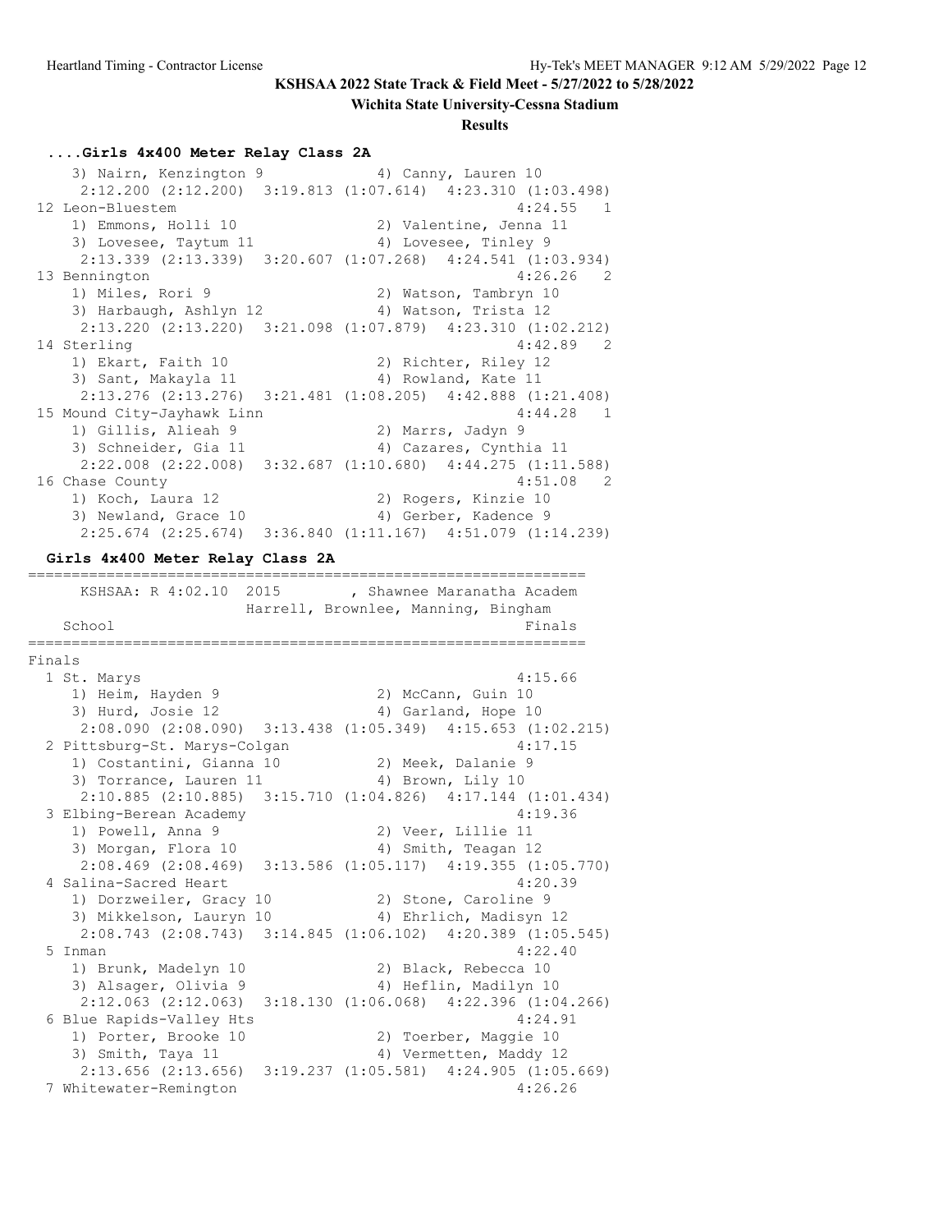KSHSAA 2022 State Track & Field Meet - 5/27/2022 to 5/28/2022

Wichita State University-Cessna Stadium

**Results**

### ....Girls 4x400 Meter Relay Class 2A

```
    3) Nairn, Kenzington 9             4) Canny, Lauren 10
     2:12.200 (2:12.200)  3:19.813 (1:07.614)  4:23.310 (1:03.498)
 12 Leon-Bluestem                                       4:24.55   1
    1) Emmons, Holli 10                2) Valentine, Jenna 11
    3) Lovesee, Taytum 11              4) Lovesee, Tinley 9
     2:13.339 (2:13.339)  3:20.607 (1:07.268)  4:24.541 (1:03.934)
 13 Bennington                                          4:26.26   2
    1) Miles, Rori 9                   2) Watson, Tambryn 10
    3) Harbaugh, Ashlyn 12             4) Watson, Trista 12
     2:13.220 (2:13.220)  3:21.098 (1:07.879)  4:23.310 (1:02.212)
 14 Sterling                                            4:42.89   2
    1) Ekart, Faith 10                 2) Richter, Riley 12
    3) Sant, Makayla 11                4) Rowland, Kate 11
     2:13.276 (2:13.276)  3:21.481 (1:08.205)  4:42.888 (1:21.408)
 15 Mound City-Jayhawk Linn                             4:44.28   1
    1) Gillis, Alieah 9                2) Marrs, Jadyn 9
    3) Schneider, Gia 11               4) Cazares, Cynthia 11
     2:22.008 (2:22.008)  3:32.687 (1:10.680)  4:44.275 (1:11.588)
 16 Chase County                                        4:51.08   2
    1) Koch, Laura 12                  2) Rogers, Kinzie 10
    3) Newland, Grace 10               4) Gerber, Kadence 9
     2:25.674 (2:25.674)  3:36.840 (1:11.167)  4:51.079 (1:14.239)
```

### Girls 4x400 Meter Relay Class 2A

```
===============================================================
     KSHSAA: R 4:02.10  2015        , Shawnee Maranatha Academ
                      Harrell, Brownlee, Manning, Bingham
   School                                               Finals
===============================================================
Finals
  1 St. Marys                                           4:15.66
    1) Heim, Hayden 9                  2) McCann, Guin 10
    3) Hurd, Josie 12                  4) Garland, Hope 10
     2:08.090 (2:08.090)  3:13.438 (1:05.349)  4:15.653 (1:02.215)
  2 Pittsburg-St. Marys-Colgan                          4:17.15
    1) Costantini, Gianna 10           2) Meek, Dalanie 9
    3) Torrance, Lauren 11             4) Brown, Lily 10
     2:10.885 (2:10.885)  3:15.710 (1:04.826)  4:17.144 (1:01.434)
  3 Elbing-Berean Academy                               4:19.36
    1) Powell, Anna 9                  2) Veer, Lillie 11
    3) Morgan, Flora 10                4) Smith, Teagan 12
     2:08.469 (2:08.469)  3:13.586 (1:05.117)  4:19.355 (1:05.770)
  4 Salina-Sacred Heart                                 4:20.39
    1) Dorzweiler, Gracy 10            2) Stone, Caroline 9
    3) Mikkelson, Lauryn 10            4) Ehrlich, Madisyn 12
     2:08.743 (2:08.743)  3:14.845 (1:06.102)  4:20.389 (1:05.545)
  5 Inman                                               4:22.40
    1) Brunk, Madelyn 10               2) Black, Rebecca 10
    3) Alsager, Olivia 9               4) Heflin, Madilyn 10
     2:12.063 (2:12.063)  3:18.130 (1:06.068)  4:22.396 (1:04.266)
  6 Blue Rapids-Valley Hts                              4:24.91
    1) Porter, Brooke 10               2) Toerber, Maggie 10
    3) Smith, Taya 11                  4) Vermetten, Maddy 12
     2:13.656 (2:13.656)  3:19.237 (1:05.581)  4:24.905 (1:05.669)
  7 Whitewater-Remington                                4:26.26
```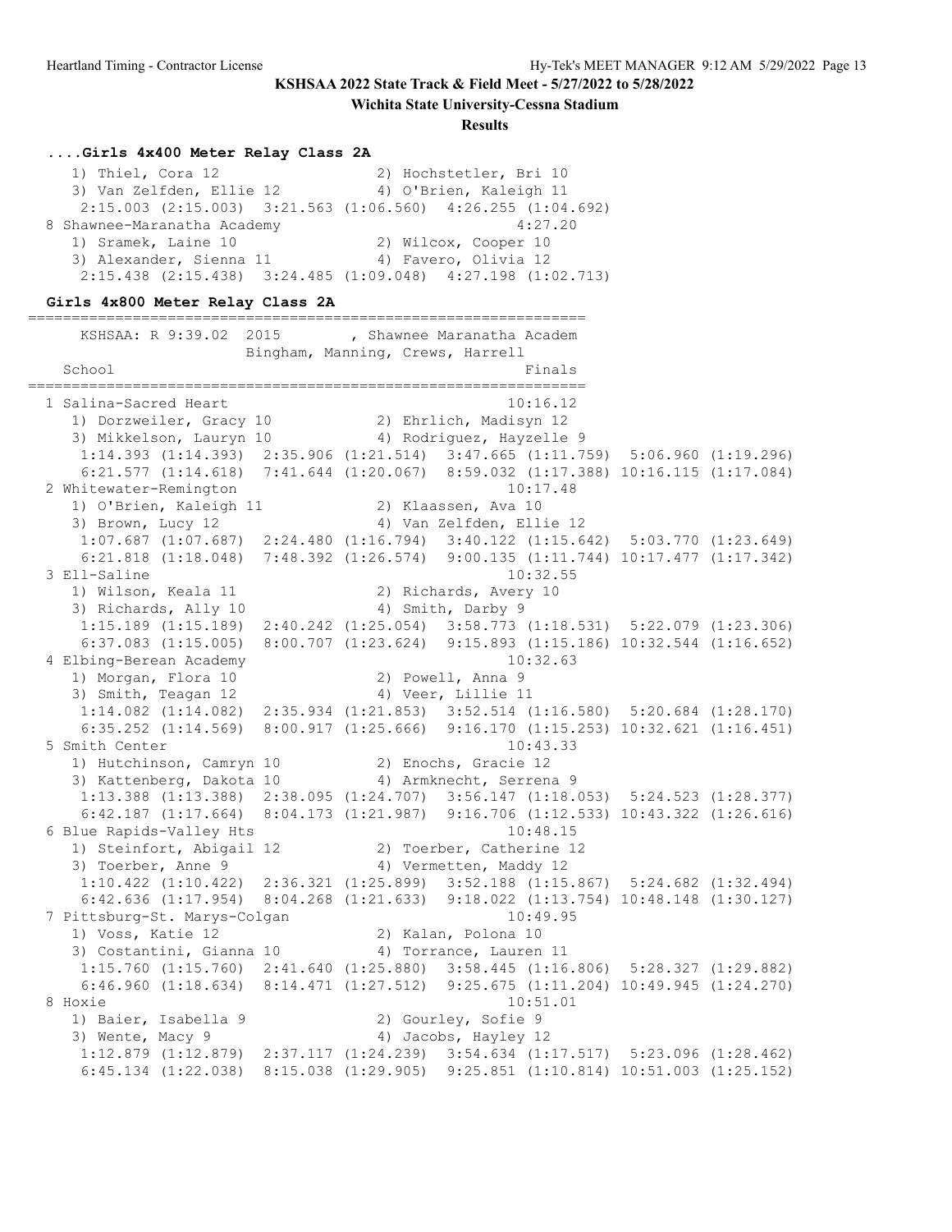**KSHSAA 2022 State Track & Field Meet - 5/27/2022 to 5/28/2022**

**Wichita State University-Cessna Stadium**

**Results**

### ....Girls 4x400 Meter Relay Class 2A

```
    1) Thiel, Cora 12                 2) Hochstetler, Bri 10
    3) Van Zelfden, Ellie 12          4) O'Brien, Kaleigh 11
     2:15.003 (2:15.003)  3:21.563 (1:06.560)  4:26.255 (1:04.692)
  8 Shawnee-Maranatha Academy                            4:27.20
    1) Sramek, Laine 10               2) Wilcox, Cooper 10
    3) Alexander, Sienna 11           4) Favero, Olivia 12
     2:15.438 (2:15.438)  3:24.485 (1:09.048)  4:27.198 (1:02.713)
```

### Girls 4x800 Meter Relay Class 2A

```
=================================================================
      KSHSAA: R 9:39.02  2015        , Shawnee Maranatha Academ
                      Bingham, Manning, Crews, Harrell
    School                                              Finals
=================================================================
  1 Salina-Sacred Heart                                 10:16.12
    1) Dorzweiler, Gracy 10           2) Ehrlich, Madisyn 12
    3) Mikkelson, Lauryn 10           4) Rodriguez, Hayzelle 9
     1:14.393 (1:14.393)  2:35.906 (1:21.514)  3:47.665 (1:11.759)  5:06.960 (1:19.296)
     6:21.577 (1:14.618)  7:41.644 (1:20.067)  8:59.032 (1:17.388) 10:16.115 (1:17.084)
  2 Whitewater-Remington                                10:17.48
    1) O'Brien, Kaleigh 11            2) Klaassen, Ava 10
    3) Brown, Lucy 12                 4) Van Zelfden, Ellie 12
     1:07.687 (1:07.687)  2:24.480 (1:16.794)  3:40.122 (1:15.642)  5:03.770 (1:23.649)
     6:21.818 (1:18.048)  7:48.392 (1:26.574)  9:00.135 (1:11.744) 10:17.477 (1:17.342)
  3 Ell-Saline                                          10:32.55
    1) Wilson, Keala 11               2) Richards, Avery 10
    3) Richards, Ally 10              4) Smith, Darby 9
     1:15.189 (1:15.189)  2:40.242 (1:25.054)  3:58.773 (1:18.531)  5:22.079 (1:23.306)
     6:37.083 (1:15.005)  8:00.707 (1:23.624)  9:15.893 (1:15.186) 10:32.544 (1:16.652)
  4 Elbing-Berean Academy                               10:32.63
    1) Morgan, Flora 10               2) Powell, Anna 9
    3) Smith, Teagan 12               4) Veer, Lillie 11
     1:14.082 (1:14.082)  2:35.934 (1:21.853)  3:52.514 (1:16.580)  5:20.684 (1:28.170)
     6:35.252 (1:14.569)  8:00.917 (1:25.666)  9:16.170 (1:15.253) 10:32.621 (1:16.451)
  5 Smith Center                                        10:43.33
    1) Hutchinson, Camryn 10          2) Enochs, Gracie 12
    3) Kattenberg, Dakota 10          4) Armknecht, Serrena 9
     1:13.388 (1:13.388)  2:38.095 (1:24.707)  3:56.147 (1:18.053)  5:24.523 (1:28.377)
     6:42.187 (1:17.664)  8:04.173 (1:21.987)  9:16.706 (1:12.533) 10:43.322 (1:26.616)
  6 Blue Rapids-Valley Hts                              10:48.15
    1) Steinfort, Abigail 12          2) Toerber, Catherine 12
    3) Toerber, Anne 9                4) Vermetten, Maddy 12
     1:10.422 (1:10.422)  2:36.321 (1:25.899)  3:52.188 (1:15.867)  5:24.682 (1:32.494)
     6:42.636 (1:17.954)  8:04.268 (1:21.633)  9:18.022 (1:13.754) 10:48.148 (1:30.127)
  7 Pittsburg-St. Marys-Colgan                          10:49.95
    1) Voss, Katie 12                 2) Kalan, Polona 10
    3) Costantini, Gianna 10          4) Torrance, Lauren 11
     1:15.760 (1:15.760)  2:41.640 (1:25.880)  3:58.445 (1:16.806)  5:28.327 (1:29.882)
     6:46.960 (1:18.634)  8:14.471 (1:27.512)  9:25.675 (1:11.204) 10:49.945 (1:24.270)
  8 Hoxie                                               10:51.01
    1) Baier, Isabella 9              2) Gourley, Sofie 9
    3) Wente, Macy 9                  4) Jacobs, Hayley 12
     1:12.879 (1:12.879)  2:37.117 (1:24.239)  3:54.634 (1:17.517)  5:23.096 (1:28.462)
     6:45.134 (1:22.038)  8:15.038 (1:29.905)  9:25.851 (1:10.814) 10:51.003 (1:25.152)
```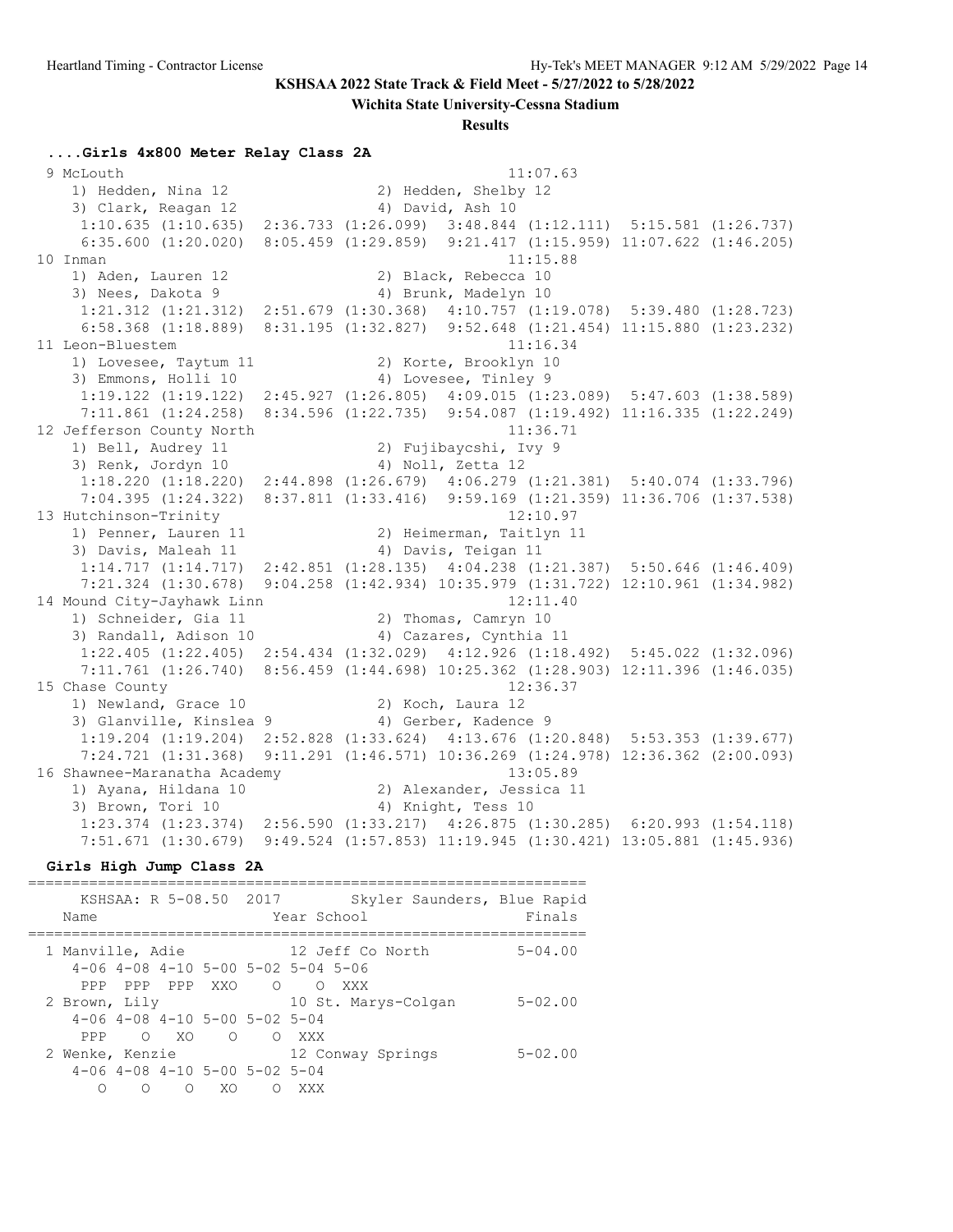**KSHSAA 2022 State Track & Field Meet - 5/27/2022 to 5/28/2022**

**Wichita State University-Cessna Stadium**

**Results**

### ....Girls 4x800 Meter Relay Class 2A

```
 9 McLouth                                               11:07.63
    1) Hedden, Nina 12               2) Hedden, Shelby 12
    3) Clark, Reagan 12              4) David, Ash 10
     1:10.635 (1:10.635)  2:36.733 (1:26.099)  3:48.844 (1:12.111)  5:15.581 (1:26.737)
     6:35.600 (1:20.020)  8:05.459 (1:29.859)  9:21.417 (1:15.959) 11:07.622 (1:46.205)
10 Inman                                                 11:15.88
    1) Aden, Lauren 12               2) Black, Rebecca 10
    3) Nees, Dakota 9                4) Brunk, Madelyn 10
     1:21.312 (1:21.312)  2:51.679 (1:30.368)  4:10.757 (1:19.078)  5:39.480 (1:28.723)
     6:58.368 (1:18.889)  8:31.195 (1:32.827)  9:52.648 (1:21.454) 11:15.880 (1:23.232)
11 Leon-Bluestem                                         11:16.34
    1) Lovesee, Taytum 11            2) Korte, Brooklyn 10
    3) Emmons, Holli 10              4) Lovesee, Tinley 9
     1:19.122 (1:19.122)  2:45.927 (1:26.805)  4:09.015 (1:23.089)  5:47.603 (1:38.589)
     7:11.861 (1:24.258)  8:34.596 (1:22.735)  9:54.087 (1:19.492) 11:16.335 (1:22.249)
12 Jefferson County North                                11:36.71
    1) Bell, Audrey 11               2) Fujibaycshi, Ivy 9
    3) Renk, Jordyn 10               4) Noll, Zetta 12
     1:18.220 (1:18.220)  2:44.898 (1:26.679)  4:06.279 (1:21.381)  5:40.074 (1:33.796)
     7:04.395 (1:24.322)  8:37.811 (1:33.416)  9:59.169 (1:21.359) 11:36.706 (1:37.538)
13 Hutchinson-Trinity                                    12:10.97
    1) Penner, Lauren 11             2) Heimerman, Taitlyn 11
    3) Davis, Maleah 11              4) Davis, Teigan 11
     1:14.717 (1:14.717)  2:42.851 (1:28.135)  4:04.238 (1:21.387)  5:50.646 (1:46.409)
     7:21.324 (1:30.678)  9:04.258 (1:42.934) 10:35.979 (1:31.722) 12:10.961 (1:34.982)
14 Mound City-Jayhawk Linn                               12:11.40
    1) Schneider, Gia 11             2) Thomas, Camryn 10
    3) Randall, Adison 10            4) Cazares, Cynthia 11
     1:22.405 (1:22.405)  2:54.434 (1:32.029)  4:12.926 (1:18.492)  5:45.022 (1:32.096)
     7:11.761 (1:26.740)  8:56.459 (1:44.698) 10:25.362 (1:28.903) 12:11.396 (1:46.035)
15 Chase County                                          12:36.37
    1) Newland, Grace 10             2) Koch, Laura 12
    3) Glanville, Kinslea 9          4) Gerber, Kadence 9
     1:19.204 (1:19.204)  2:52.828 (1:33.624)  4:13.676 (1:20.848)  5:53.353 (1:39.677)
     7:24.721 (1:31.368)  9:11.291 (1:46.571) 10:36.269 (1:24.978) 12:36.362 (2:00.093)
16 Shawnee-Maranatha Academy                             13:05.89
    1) Ayana, Hildana 10             2) Alexander, Jessica 11
    3) Brown, Tori 10                4) Knight, Tess 10
     1:23.374 (1:23.374)  2:56.590 (1:33.217)  4:26.875 (1:30.285)  6:20.993 (1:54.118)
     7:51.671 (1:30.679)  9:49.524 (1:57.853) 11:19.945 (1:30.421) 13:05.881 (1:45.936)
```

### Girls High Jump Class 2A

```
================================================================
    KSHSAA: R 5-08.50  2017        Skyler Saunders, Blue Rapid
  Name                    Year School                  Finals
================================================================
  1 Manville, Adie          12 Jeff Co North          5-04.00
     4-06 4-08 4-10 5-00 5-02 5-04 5-06
      PPP  PPP  PPP  XXO    O    O  XXX
  2 Brown, Lily             10 St. Marys-Colgan       5-02.00
     4-06 4-08 4-10 5-00 5-02 5-04
      PPP    O   XO    O    O  XXX
  2 Wenke, Kenzie           12 Conway Springs         5-02.00
     4-06 4-08 4-10 5-00 5-02 5-04
        O    O    O   XO    O  XXX
```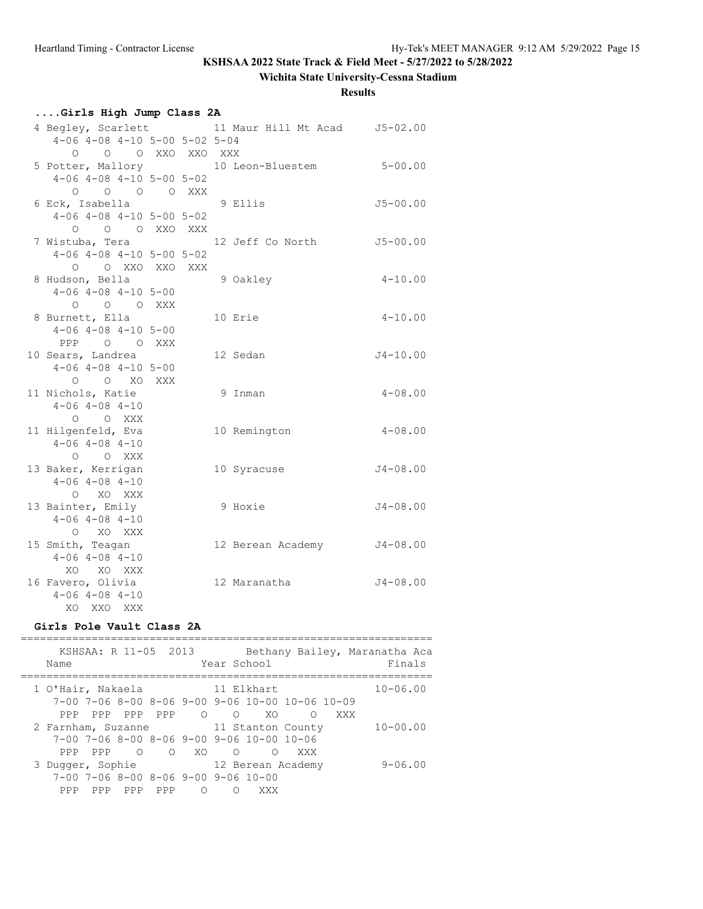**KSHSAA 2022 State Track & Field Meet - 5/27/2022 to 5/28/2022**

**Wichita State University-Cessna Stadium**

**Results**

### ....Girls High Jump Class 2A

```
  4 Begley, Scarlett          11 Maur Hill Mt Acad     J5-02.00
     4-06 4-08 4-10 5-00 5-02 5-04
        O    O    O  XXO  XXO  XXX
  5 Potter, Mallory           10 Leon-Bluestem          5-00.00
     4-06 4-08 4-10 5-00 5-02
        O    O    O    O  XXX
  6 Eck, Isabella              9 Ellis                 J5-00.00
     4-06 4-08 4-10 5-00 5-02
        O    O    O  XXO  XXX
  7 Wistuba, Tera             12 Jeff Co North         J5-00.00
     4-06 4-08 4-10 5-00 5-02
        O    O  XXO  XXO  XXX
  8 Hudson, Bella              9 Oakley                 4-10.00
     4-06 4-08 4-10 5-00
        O    O    O  XXX
  8 Burnett, Ella             10 Erie                   4-10.00
     4-06 4-08 4-10 5-00
      PPP    O    O  XXX
 10 Sears, Landrea            12 Sedan                 J4-10.00
     4-06 4-08 4-10 5-00
        O    O   XO  XXX
 11 Nichols, Katie             9 Inman                  4-08.00
     4-06 4-08 4-10
        O    O  XXX
 11 Hilgenfeld, Eva           10 Remington              4-08.00
     4-06 4-08 4-10
        O    O  XXX
 13 Baker, Kerrigan           10 Syracuse              J4-08.00
     4-06 4-08 4-10
        O   XO  XXX
 13 Bainter, Emily             9 Hoxie                 J4-08.00
     4-06 4-08 4-10
        O   XO  XXX
 15 Smith, Teagan             12 Berean Academy        J4-08.00
     4-06 4-08 4-10
       XO   XO  XXX
 16 Favero, Olivia            12 Maranatha             J4-08.00
     4-06 4-08 4-10
       XO  XXO  XXX
```

### Girls Pole Vault Class 2A

```
================================================================
     KSHSAA: R 11-05  2013        Bethany Bailey, Maranatha Aca
    Name                    Year School                  Finals
================================================================
  1 O'Hair, Nakaela           11 Elkhart               10-06.00
     7-00 7-06 8-00 8-06 9-00 9-06 10-00 10-06 10-09
      PPP  PPP  PPP  PPP    O    O    XO     O   XXX
  2 Farnham, Suzanne          11 Stanton County        10-00.00
     7-00 7-06 8-00 8-06 9-00 9-06 10-00 10-06
      PPP  PPP    O    O   XO    O     O   XXX
  3 Dugger, Sophie            12 Berean Academy         9-06.00
     7-00 7-06 8-00 8-06 9-00 9-06 10-00
      PPP  PPP  PPP  PPP    O    O   XXX
```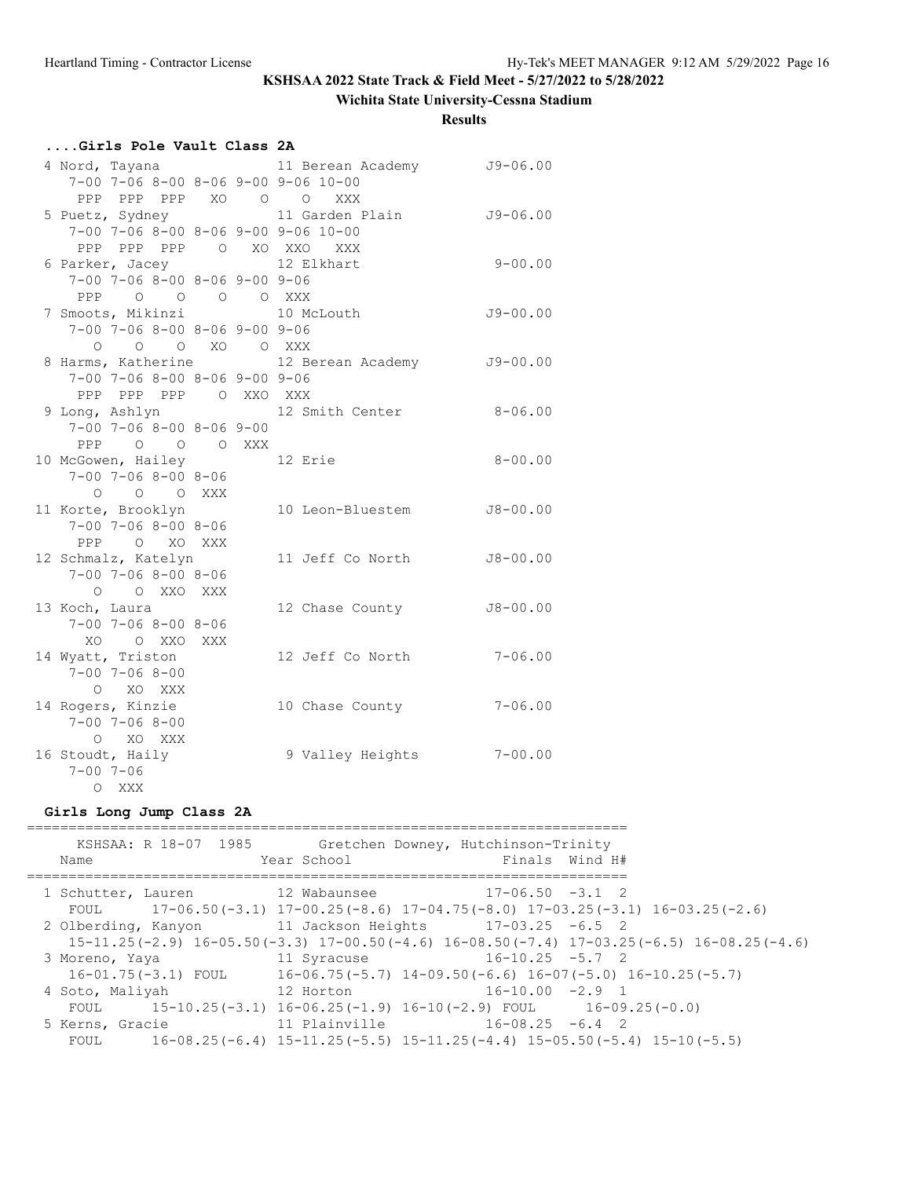**KSHSAA 2022 State Track & Field Meet - 5/27/2022 to 5/28/2022**

**Wichita State University-Cessna Stadium**

**Results**

### ....Girls Pole Vault Class 2A

```
  4 Nord, Tayana               11 Berean Academy       J9-06.00
     7-00 7-06 8-00 8-06 9-00 9-06 10-00
      PPP  PPP  PPP   XO    O    O  XXX
  5 Puetz, Sydney              11 Garden Plain         J9-06.00
     7-00 7-06 8-00 8-06 9-00 9-06 10-00
      PPP  PPP  PPP    O   XO  XXO  XXX
  6 Parker, Jacey              12 Elkhart               9-00.00
     7-00 7-06 8-00 8-06 9-00 9-06
      PPP    O    O    O    O  XXX
  7 Smoots, Mikinzi            10 McLouth              J9-00.00
     7-00 7-06 8-00 8-06 9-00 9-06
        O    O    O   XO    O  XXX
  8 Harms, Katherine           12 Berean Academy       J9-00.00
     7-00 7-06 8-00 8-06 9-00 9-06
      PPP  PPP  PPP    O  XXO  XXX
  9 Long, Ashlyn               12 Smith Center          8-06.00
     7-00 7-06 8-00 8-06 9-00
      PPP    O    O    O  XXX
 10 McGowen, Hailey            12 Erie                  8-00.00
     7-00 7-06 8-00 8-06
        O    O    O  XXX
 11 Korte, Brooklyn            10 Leon-Bluestem        J8-00.00
     7-00 7-06 8-00 8-06
      PPP    O   XO  XXX
 12 Schmalz, Katelyn           11 Jeff Co North        J8-00.00
     7-00 7-06 8-00 8-06
        O    O  XXO  XXX
 13 Koch, Laura                12 Chase County         J8-00.00
     7-00 7-06 8-00 8-06
       XO    O  XXO  XXX
 14 Wyatt, Triston             12 Jeff Co North         7-06.00
     7-00 7-06 8-00
        O   XO  XXX
 14 Rogers, Kinzie             10 Chase County          7-06.00
     7-00 7-06 8-00
        O   XO  XXX
 16 Stoudt, Haily               9 Valley Heights        7-00.00
     7-00 7-06
        O  XXX
```

### Girls Long Jump Class 2A

```
=========================================================================
     KSHSAA: R 18-07  1985       Gretchen Downey, Hutchinson-Trinity
  Name                    Year School                   Finals  Wind H#
=========================================================================
  1 Schutter, Lauren         12 Wabaunsee             17-06.50  -3.1  2
     FOUL      17-06.50(-3.1) 17-00.25(-8.6) 17-04.75(-8.0) 17-03.25(-3.1) 16-03.25(-2.6)
  2 Olberding, Kanyon        11 Jackson Heights       17-03.25  -6.5  2
     15-11.25(-2.9) 16-05.50(-3.3) 17-00.50(-4.6) 16-08.50(-7.4) 17-03.25(-6.5) 16-08.25(-4.6)
  3 Moreno, Yaya             11 Syracuse              16-10.25  -5.7  2
     16-01.75(-3.1) FOUL      16-06.75(-5.7) 14-09.50(-6.6) 16-07(-5.0) 16-10.25(-5.7)
  4 Soto, Maliyah            12 Horton                16-10.00  -2.9  1
     FOUL      15-10.25(-3.1) 16-06.25(-1.9) 16-10(-2.9) FOUL      16-09.25(-0.0)
  5 Kerns, Gracie            11 Plainville            16-08.25  -6.4  2
     FOUL      16-08.25(-6.4) 15-11.25(-5.5) 15-11.25(-4.4) 15-05.50(-5.4) 15-10(-5.5)
```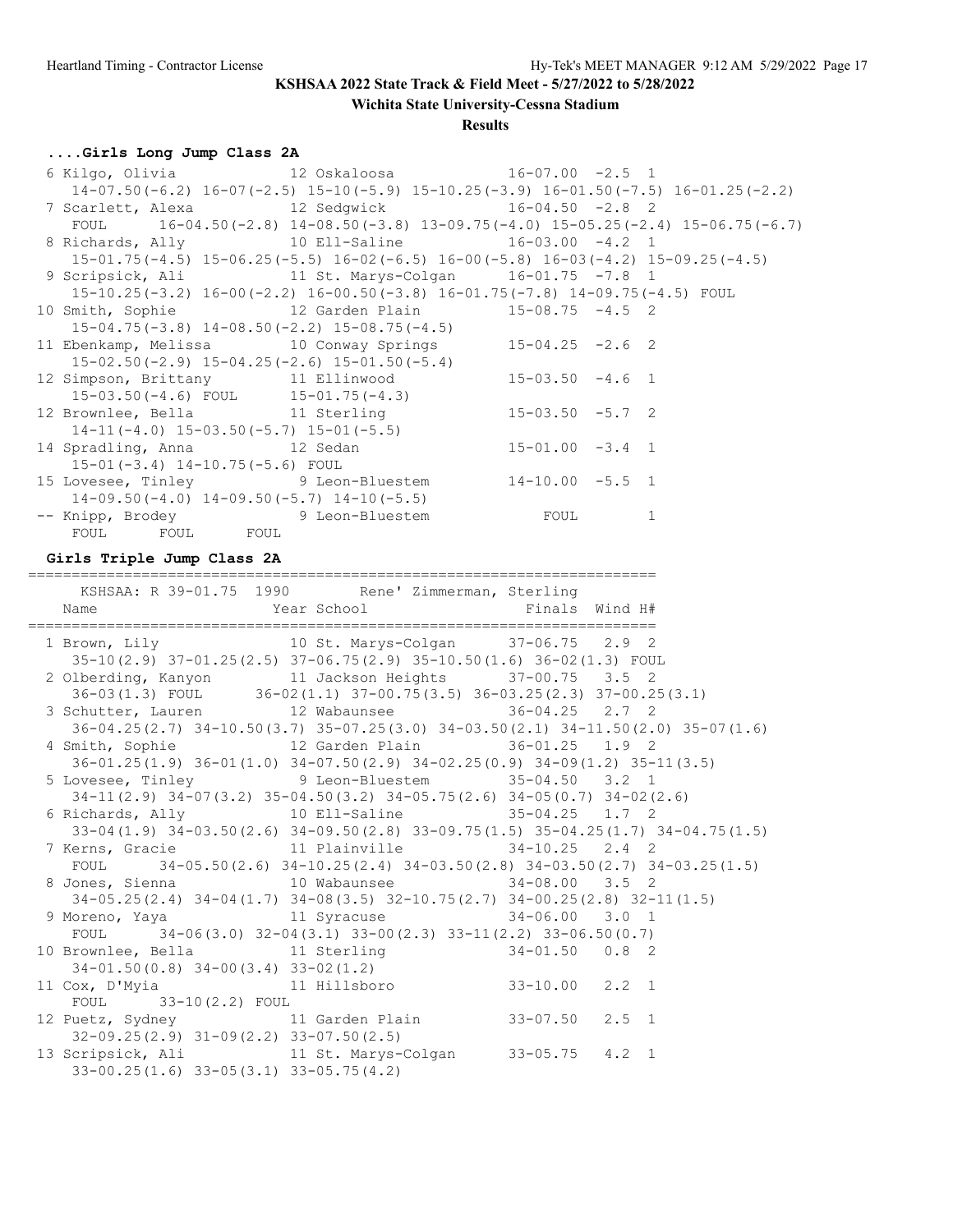## KSHSAA 2022 State Track & Field Meet - 5/27/2022 to 5/28/2022

### Wichita State University-Cessna Stadium

### Results

#### ....Girls Long Jump Class 2A

```
  6 Kilgo, Olivia              12 Oskaloosa              16-07.00  -2.5  1
     14-07.50(-6.2) 16-07(-2.5) 15-10(-5.9) 15-10.25(-3.9) 16-01.50(-7.5) 16-01.25(-2.2)
  7 Scarlett, Alexa            12 Sedgwick               16-04.50  -2.8  2
     FOUL      16-04.50(-2.8) 14-08.50(-3.8) 13-09.75(-4.0) 15-05.25(-2.4) 15-06.75(-6.7)
  8 Richards, Ally             10 Ell-Saline             16-03.00  -4.2  1
     15-01.75(-4.5) 15-06.25(-5.5) 16-02(-6.5) 16-00(-5.8) 16-03(-4.2) 15-09.25(-4.5)
  9 Scripsick, Ali             11 St. Marys-Colgan       16-01.75  -7.8  1
     15-10.25(-3.2) 16-00(-2.2) 16-00.50(-3.8) 16-01.75(-7.8) 14-09.75(-4.5) FOUL
 10 Smith, Sophie              12 Garden Plain           15-08.75  -4.5  2
     15-04.75(-3.8) 14-08.50(-2.2) 15-08.75(-4.5)
 11 Ebenkamp, Melissa          10 Conway Springs         15-04.25  -2.6  2
     15-02.50(-2.9) 15-04.25(-2.6) 15-01.50(-5.4)
 12 Simpson, Brittany          11 Ellinwood              15-03.50  -4.6  1
     15-03.50(-4.6) FOUL      15-01.75(-4.3)
 12 Brownlee, Bella            11 Sterling               15-03.50  -5.7  2
     14-11(-4.0) 15-03.50(-5.7) 15-01(-5.5)
 14 Spradling, Anna            12 Sedan                  15-01.00  -3.4  1
     15-01(-3.4) 14-10.75(-5.6) FOUL
 15 Lovesee, Tinley             9 Leon-Bluestem          14-10.00  -5.5  1
     14-09.50(-4.0) 14-09.50(-5.7) 14-10(-5.5)
 -- Knipp, Brodey               9 Leon-Bluestem             FOUL         1
     FOUL      FOUL      FOUL
```

#### Girls Triple Jump Class 2A

```
=========================================================================
    KSHSAA: R 39-01.75  1990        Rene' Zimmerman, Sterling
    Name                    Year School                 Finals  Wind H#
=========================================================================
  1 Brown, Lily                10 St. Marys-Colgan       37-06.75   2.9  2
     35-10(2.9) 37-01.25(2.5) 37-06.75(2.9) 35-10.50(1.6) 36-02(1.3) FOUL
  2 Olberding, Kanyon          11 Jackson Heights        37-00.75   3.5  2
     36-03(1.3) FOUL      36-02(1.1) 37-00.75(3.5) 36-03.25(2.3) 37-00.25(3.1)
  3 Schutter, Lauren           12 Wabaunsee              36-04.25   2.7  2
     36-04.25(2.7) 34-10.50(3.7) 35-07.25(3.0) 34-03.50(2.1) 34-11.50(2.0) 35-07(1.6)
  4 Smith, Sophie              12 Garden Plain           36-01.25   1.9  2
     36-01.25(1.9) 36-01(1.0) 34-07.50(2.9) 34-02.25(0.9) 34-09(1.2) 35-11(3.5)
  5 Lovesee, Tinley             9 Leon-Bluestem          35-04.50   3.2  1
     34-11(2.9) 34-07(3.2) 35-04.50(3.2) 34-05.75(2.6) 34-05(0.7) 34-02(2.6)
  6 Richards, Ally             10 Ell-Saline             35-04.25   1.7  2
     33-04(1.9) 34-03.50(2.6) 34-09.50(2.8) 33-09.75(1.5) 35-04.25(1.7) 34-04.75(1.5)
  7 Kerns, Gracie              11 Plainville             34-10.25   2.4  2
     FOUL      34-05.50(2.6) 34-10.25(2.4) 34-03.50(2.8) 34-03.50(2.7) 34-03.25(1.5)
  8 Jones, Sienna              10 Wabaunsee              34-08.00   3.5  2
     34-05.25(2.4) 34-04(1.7) 34-08(3.5) 32-10.75(2.7) 34-00.25(2.8) 32-11(1.5)
  9 Moreno, Yaya               11 Syracuse               34-06.00   3.0  1
     FOUL      34-06(3.0) 32-04(3.1) 33-00(2.3) 33-11(2.2) 33-06.50(0.7)
 10 Brownlee, Bella            11 Sterling               34-01.50   0.8  2
     34-01.50(0.8) 34-00(3.4) 33-02(1.2)
 11 Cox, D'Myia                11 Hillsboro              33-10.00   2.2  1
     FOUL      33-10(2.2) FOUL
 12 Puetz, Sydney              11 Garden Plain           33-07.50   2.5  1
     32-09.25(2.9) 31-09(2.2) 33-07.50(2.5)
 13 Scripsick, Ali             11 St. Marys-Colgan       33-05.75   4.2  1
     33-00.25(1.6) 33-05(3.1) 33-05.75(4.2)
```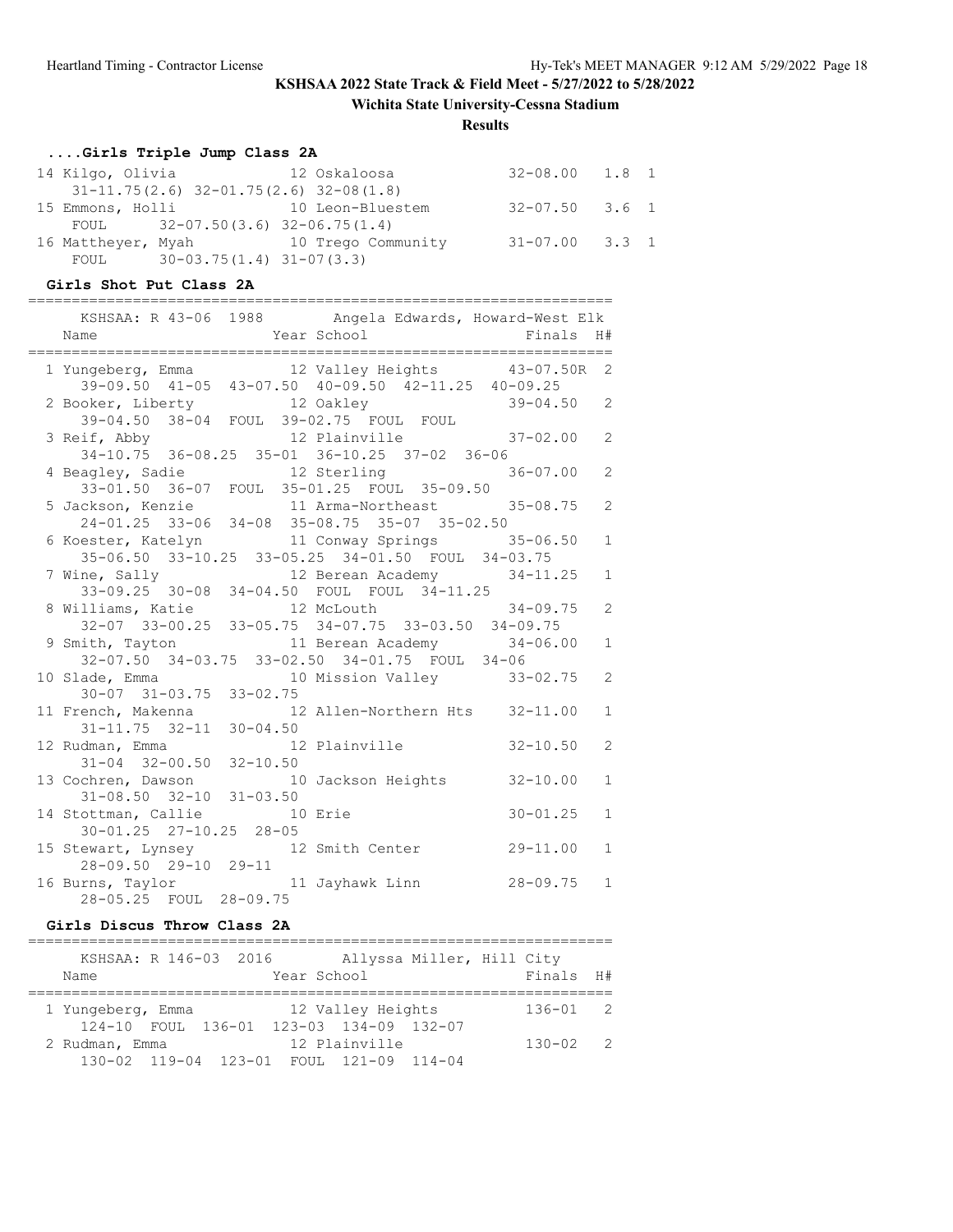KSHSAA 2022 State Track & Field Meet - 5/27/2022 to 5/28/2022

Wichita State University-Cessna Stadium

**Results**

### ....Girls Triple Jump Class 2A

```
 14 Kilgo, Olivia              12 Oskaloosa              32-08.00   1.8  1
     31-11.75(2.6) 32-01.75(2.6) 32-08(1.8)
 15 Emmons, Holli              10 Leon-Bluestem          32-07.50   3.6  1
     FOUL      32-07.50(3.6) 32-06.75(1.4)
 16 Mattheyer, Myah            10 Trego Community        31-07.00   3.3  1
     FOUL      30-03.75(1.4) 31-07(3.3)
```

### Girls Shot Put Class 2A

```
===================================================================
    KSHSAA: R 43-06  1988        Angela Edwards, Howard-West Elk
    Name                    Year School                 Finals  H#
===================================================================
  1 Yungeberg, Emma           12 Valley Heights        43-07.50R  2
     39-09.50  41-05  43-07.50  40-09.50  42-11.25  40-09.25
  2 Booker, Liberty           12 Oakley                39-04.50   2
     39-04.50  38-04  FOUL  39-02.75  FOUL  FOUL
  3 Reif, Abby                12 Plainville            37-02.00   2
     34-10.75  36-08.25  35-01  36-10.25  37-02  36-06
  4 Beagley, Sadie            12 Sterling              36-07.00   2
     33-01.50  36-07  FOUL  35-01.25  FOUL  35-09.50
  5 Jackson, Kenzie           11 Arma-Northeast        35-08.75   2
     24-01.25  33-06  34-08  35-08.75  35-07  35-02.50
  6 Koester, Katelyn          11 Conway Springs        35-06.50   1
     35-06.50  33-10.25  33-05.25  34-01.50  FOUL  34-03.75
  7 Wine, Sally               12 Berean Academy        34-11.25   1
     33-09.25  30-08  34-04.50  FOUL  FOUL  34-11.25
  8 Williams, Katie           12 McLouth               34-09.75   2
     32-07  33-00.25  33-05.75  34-07.75  33-03.50  34-09.75
  9 Smith, Tayton             11 Berean Academy        34-06.00   1
     32-07.50  34-03.75  33-02.50  34-01.75  FOUL  34-06
 10 Slade, Emma               10 Mission Valley        33-02.75   2
     30-07  31-03.75  33-02.75
 11 French, Makenna           12 Allen-Northern Hts    32-11.00   1
     31-11.75  32-11  30-04.50
 12 Rudman, Emma              12 Plainville            32-10.50   2
     31-04  32-00.50  32-10.50
 13 Cochren, Dawson           10 Jackson Heights       32-10.00   1
     31-08.50  32-10  31-03.50
 14 Stottman, Callie          10 Erie                  30-01.25   1
     30-01.25  27-10.25  28-05
 15 Stewart, Lynsey           12 Smith Center          29-11.00   1
     28-09.50  29-10  29-11
 16 Burns, Taylor             11 Jayhawk Linn          28-09.75   1
     28-05.25  FOUL  28-09.75
```

### Girls Discus Throw Class 2A

```
===================================================================
    KSHSAA: R 146-03  2016        Allyssa Miller, Hill City
    Name                    Year School                 Finals  H#
===================================================================
  1 Yungeberg, Emma           12 Valley Heights          136-01   2
     124-10  FOUL  136-01  123-03  134-09  132-07
  2 Rudman, Emma              12 Plainville              130-02   2
     130-02  119-04  123-01  FOUL  121-09  114-04
```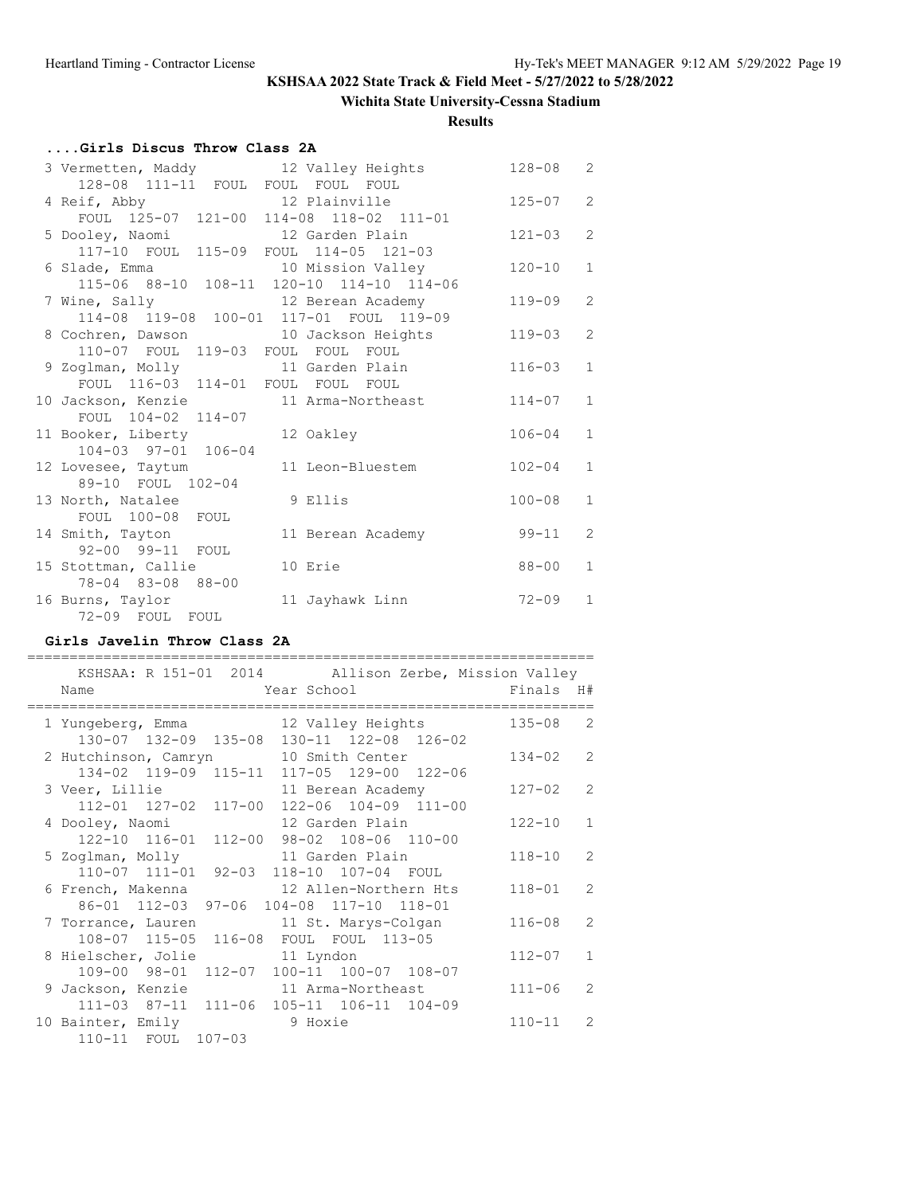# KSHSAA 2022 State Track & Field Meet - 5/27/2022 to 5/28/2022

## Wichita State University-Cessna Stadium

### Results

#### ....Girls Discus Throw Class 2A

```
  3 Vermetten, Maddy          12 Valley Heights         128-08   2
      128-08  111-11  FOUL  FOUL  FOUL  FOUL
  4 Reif, Abby                12 Plainville             125-07   2
      FOUL  125-07  121-00  114-08  118-02  111-01
  5 Dooley, Naomi             12 Garden Plain           121-03   2
      117-10  FOUL  115-09  FOUL  114-05  121-03
  6 Slade, Emma               10 Mission Valley         120-10   1
      115-06  88-10  108-11  120-10  114-10  114-06
  7 Wine, Sally               12 Berean Academy         119-09   2
      114-08  119-08  100-01  117-01  FOUL  119-09
  8 Cochren, Dawson           10 Jackson Heights        119-03   2
      110-07  FOUL  119-03  FOUL  FOUL  FOUL
  9 Zoglman, Molly            11 Garden Plain           116-03   1
      FOUL  116-03  114-01  FOUL  FOUL  FOUL
 10 Jackson, Kenzie           11 Arma-Northeast         114-07   1
      FOUL  104-02  114-07
 11 Booker, Liberty           12 Oakley                 106-04   1
      104-03  97-01  106-04
 12 Lovesee, Taytum           11 Leon-Bluestem          102-04   1
      89-10  FOUL  102-04
 13 North, Natalee             9 Ellis                  100-08   1
      FOUL  100-08  FOUL
 14 Smith, Tayton             11 Berean Academy          99-11   2
      92-00  99-11  FOUL
 15 Stottman, Callie          10 Erie                    88-00   1
      78-04  83-08  88-00
 16 Burns, Taylor             11 Jayhawk Linn            72-09   1
      72-09  FOUL  FOUL
```

#### Girls Javelin Throw Class 2A

```
===================================================================
    KSHSAA: R 151-01  2014        Allison Zerbe, Mission Valley
    Name                    Year School                 Finals  H#
===================================================================
  1 Yungeberg, Emma           12 Valley Heights         135-08   2
      130-07  132-09  135-08  130-11  122-08  126-02
  2 Hutchinson, Camryn        10 Smith Center           134-02   2
      134-02  119-09  115-11  117-05  129-00  122-06
  3 Veer, Lillie              11 Berean Academy         127-02   2
      112-01  127-02  117-00  122-06  104-09  111-00
  4 Dooley, Naomi             12 Garden Plain           122-10   1
      122-10  116-01  112-00  98-02  108-06  110-00
  5 Zoglman, Molly            11 Garden Plain           118-10   2
      110-07  111-01  92-03  118-10  107-04  FOUL
  6 French, Makenna           12 Allen-Northern Hts     118-01   2
      86-01  112-03  97-06  104-08  117-10  118-01
  7 Torrance, Lauren          11 St. Marys-Colgan       116-08   2
      108-07  115-05  116-08  FOUL  FOUL  113-05
  8 Hielscher, Jolie          11 Lyndon                 112-07   1
      109-00  98-01  112-07  100-11  100-07  108-07
  9 Jackson, Kenzie           11 Arma-Northeast         111-06   2
      111-03  87-11  111-06  105-11  106-11  104-09
 10 Bainter, Emily             9 Hoxie                  110-11   2
      110-11  FOUL  107-03
```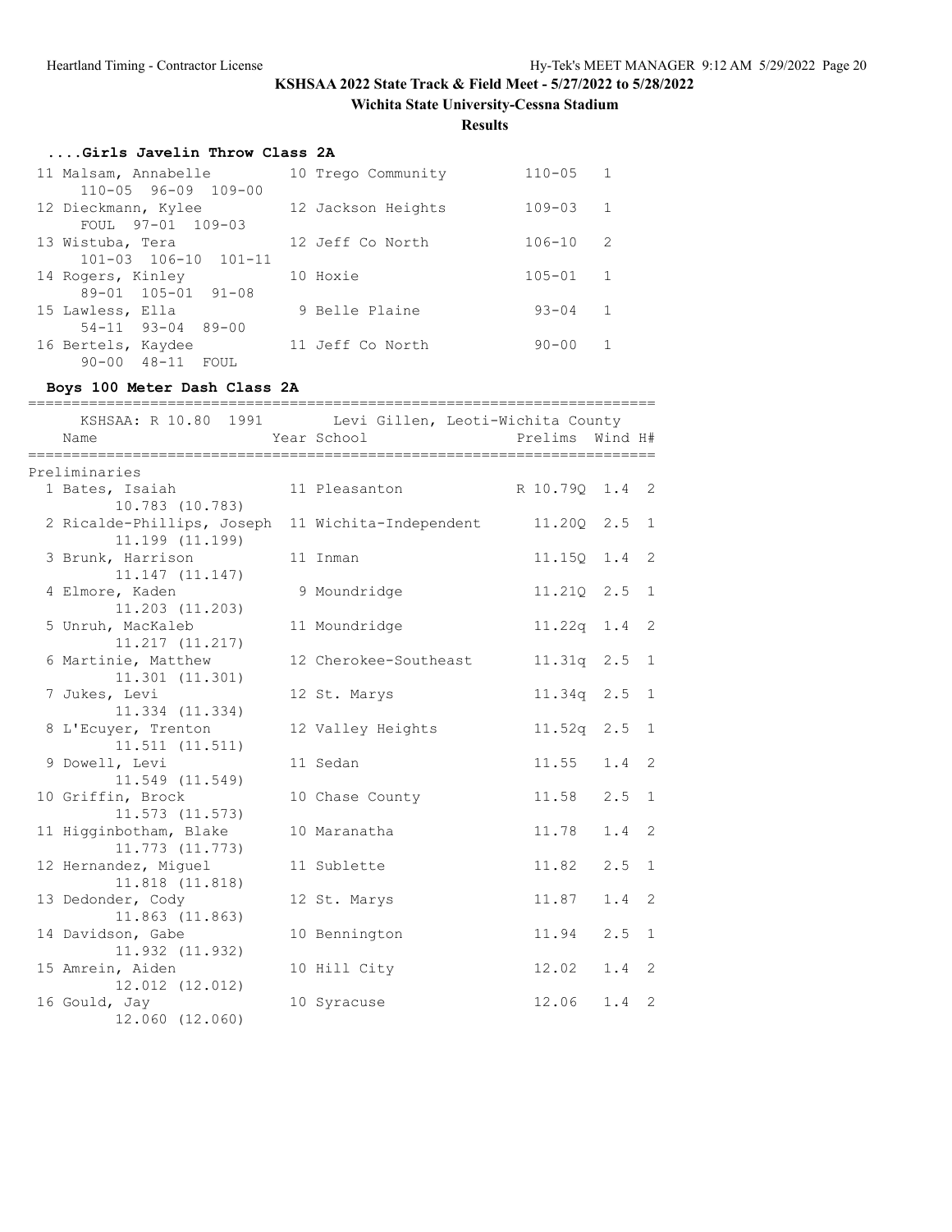**KSHSAA 2022 State Track & Field Meet - 5/27/2022 to 5/28/2022**

**Wichita State University-Cessna Stadium**

**Results**

### ....Girls Javelin Throw Class 2A

| Place | Name | Year | School | Mark | H# |
|---|---|---|---|---|---|
| 11 | Malsam, Annabelle | 10 | Trego Community | 110-05 | 1 |
| | 110-05 96-09 109-00 | | | | |
| 12 | Dieckmann, Kylee | 12 | Jackson Heights | 109-03 | 1 |
| | FOUL 97-01 109-03 | | | | |
| 13 | Wistuba, Tera | 12 | Jeff Co North | 106-10 | 2 |
| | 101-03 106-10 101-11 | | | | |
| 14 | Rogers, Kinley | 10 | Hoxie | 105-01 | 1 |
| | 89-01 105-01 91-08 | | | | |
| 15 | Lawless, Ella | 9 | Belle Plaine | 93-04 | 1 |
| | 54-11 93-04 89-00 | | | | |
| 16 | Bertels, Kaydee | 11 | Jeff Co North | 90-00 | 1 |
| | 90-00 48-11 FOUL | | | | |

### Boys 100 Meter Dash Class 2A

KSHSAA: R 10.80 1991 Levi Gillen, Leoti-Wichita County

**Preliminaries**

| Place | Name | Year | School | Prelims | Wind | H# |
|---|---|---|---|---|---|---|
| 1 | Bates, Isaiah | 11 | Pleasanton | R 10.79Q | 1.4 | 2 |
| | 10.783 (10.783) | | | | | |
| 2 | Ricalde-Phillips, Joseph | 11 | Wichita-Independent | 11.20Q | 2.5 | 1 |
| | 11.199 (11.199) | | | | | |
| 3 | Brunk, Harrison | 11 | Inman | 11.15Q | 1.4 | 2 |
| | 11.147 (11.147) | | | | | |
| 4 | Elmore, Kaden | 9 | Moundridge | 11.21Q | 2.5 | 1 |
| | 11.203 (11.203) | | | | | |
| 5 | Unruh, MacKaleb | 11 | Moundridge | 11.22q | 1.4 | 2 |
| | 11.217 (11.217) | | | | | |
| 6 | Martinie, Matthew | 12 | Cherokee-Southeast | 11.31q | 2.5 | 1 |
| | 11.301 (11.301) | | | | | |
| 7 | Jukes, Levi | 12 | St. Marys | 11.34q | 2.5 | 1 |
| | 11.334 (11.334) | | | | | |
| 8 | L'Ecuyer, Trenton | 12 | Valley Heights | 11.52q | 2.5 | 1 |
| | 11.511 (11.511) | | | | | |
| 9 | Dowell, Levi | 11 | Sedan | 11.55 | 1.4 | 2 |
| | 11.549 (11.549) | | | | | |
| 10 | Griffin, Brock | 10 | Chase County | 11.58 | 2.5 | 1 |
| | 11.573 (11.573) | | | | | |
| 11 | Higginbotham, Blake | 10 | Maranatha | 11.78 | 1.4 | 2 |
| | 11.773 (11.773) | | | | | |
| 12 | Hernandez, Miguel | 11 | Sublette | 11.82 | 2.5 | 1 |
| | 11.818 (11.818) | | | | | |
| 13 | Dedonder, Cody | 12 | St. Marys | 11.87 | 1.4 | 2 |
| | 11.863 (11.863) | | | | | |
| 14 | Davidson, Gabe | 10 | Bennington | 11.94 | 2.5 | 1 |
| | 11.932 (11.932) | | | | | |
| 15 | Amrein, Aiden | 10 | Hill City | 12.02 | 1.4 | 2 |
| | 12.012 (12.012) | | | | | |
| 16 | Gould, Jay | 10 | Syracuse | 12.06 | 1.4 | 2 |
| | 12.060 (12.060) | | | | | |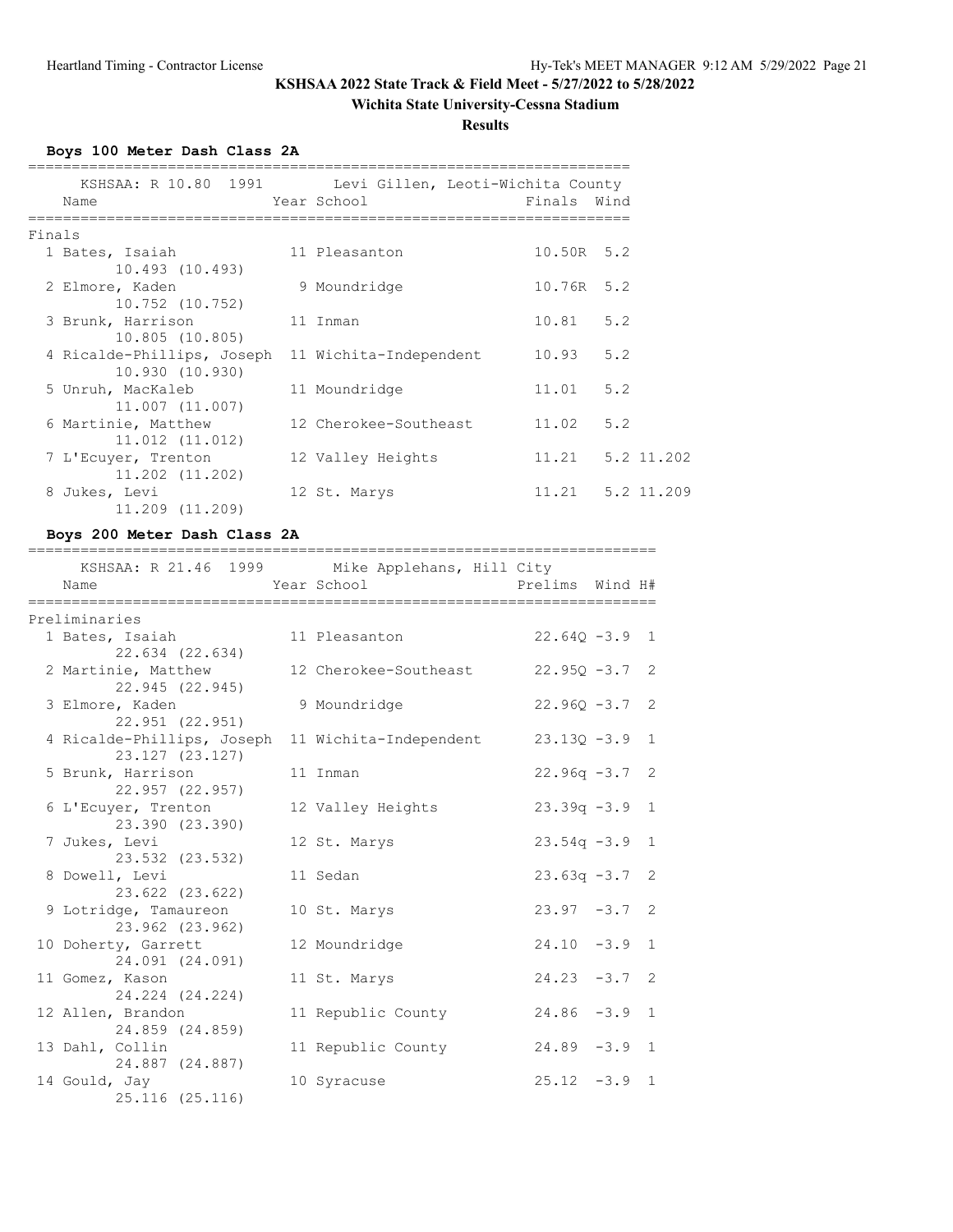**KSHSAA 2022 State Track & Field Meet - 5/27/2022 to 5/28/2022**

**Wichita State University-Cessna Stadium**

**Results**

### Boys 100 Meter Dash Class 2A

KSHSAA: R 10.80 1991 Levi Gillen, Leoti-Wichita County

**Finals**

| Place | Name | Year | School | Finals | Wind | |
|---|---|---|---|---|---|---|
| 1 | Bates, Isaiah | 11 | Pleasanton | 10.50R | 5.2 | |
| | 10.493 (10.493) | | | | | |
| 2 | Elmore, Kaden | 9 | Moundridge | 10.76R | 5.2 | |
| | 10.752 (10.752) | | | | | |
| 3 | Brunk, Harrison | 11 | Inman | 10.81 | 5.2 | |
| | 10.805 (10.805) | | | | | |
| 4 | Ricalde-Phillips, Joseph | 11 | Wichita-Independent | 10.93 | 5.2 | |
| | 10.930 (10.930) | | | | | |
| 5 | Unruh, MacKaleb | 11 | Moundridge | 11.01 | 5.2 | |
| | 11.007 (11.007) | | | | | |
| 6 | Martinie, Matthew | 12 | Cherokee-Southeast | 11.02 | 5.2 | |
| | 11.012 (11.012) | | | | | |
| 7 | L'Ecuyer, Trenton | 12 | Valley Heights | 11.21 | 5.2 | 11.202 |
| | 11.202 (11.202) | | | | | |
| 8 | Jukes, Levi | 12 | St. Marys | 11.21 | 5.2 | 11.209 |
| | 11.209 (11.209) | | | | | |

### Boys 200 Meter Dash Class 2A

KSHSAA: R 21.46 1999 Mike Applehans, Hill City

**Preliminaries**

| Place | Name | Year | School | Prelims | Wind | H# |
|---|---|---|---|---|---|---|
| 1 | Bates, Isaiah | 11 | Pleasanton | 22.64Q | -3.9 | 1 |
| | 22.634 (22.634) | | | | | |
| 2 | Martinie, Matthew | 12 | Cherokee-Southeast | 22.95Q | -3.7 | 2 |
| | 22.945 (22.945) | | | | | |
| 3 | Elmore, Kaden | 9 | Moundridge | 22.96Q | -3.7 | 2 |
| | 22.951 (22.951) | | | | | |
| 4 | Ricalde-Phillips, Joseph | 11 | Wichita-Independent | 23.13Q | -3.9 | 1 |
| | 23.127 (23.127) | | | | | |
| 5 | Brunk, Harrison | 11 | Inman | 22.96q | -3.7 | 2 |
| | 22.957 (22.957) | | | | | |
| 6 | L'Ecuyer, Trenton | 12 | Valley Heights | 23.39q | -3.9 | 1 |
| | 23.390 (23.390) | | | | | |
| 7 | Jukes, Levi | 12 | St. Marys | 23.54q | -3.9 | 1 |
| | 23.532 (23.532) | | | | | |
| 8 | Dowell, Levi | 11 | Sedan | 23.63q | -3.7 | 2 |
| | 23.622 (23.622) | | | | | |
| 9 | Lotridge, Tamaureon | 10 | St. Marys | 23.97 | -3.7 | 2 |
| | 23.962 (23.962) | | | | | |
| 10 | Doherty, Garrett | 12 | Moundridge | 24.10 | -3.9 | 1 |
| | 24.091 (24.091) | | | | | |
| 11 | Gomez, Kason | 11 | St. Marys | 24.23 | -3.7 | 2 |
| | 24.224 (24.224) | | | | | |
| 12 | Allen, Brandon | 11 | Republic County | 24.86 | -3.9 | 1 |
| | 24.859 (24.859) | | | | | |
| 13 | Dahl, Collin | 11 | Republic County | 24.89 | -3.9 | 1 |
| | 24.887 (24.887) | | | | | |
| 14 | Gould, Jay | 10 | Syracuse | 25.12 | -3.9 | 1 |
| | 25.116 (25.116) | | | | | |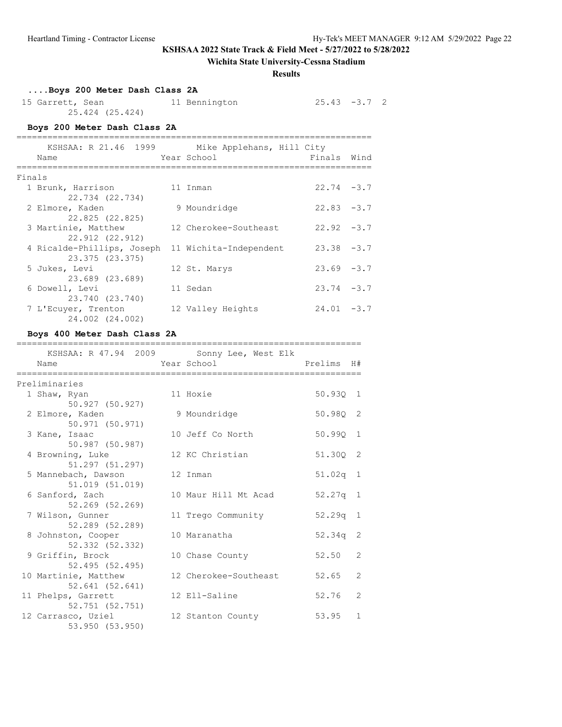KSHSAA 2022 State Track & Field Meet - 5/27/2022 to 5/28/2022

Wichita State University-Cessna Stadium

**Results**

### ....Boys 200 Meter Dash Class 2A

| Place | Name | Year | School | Finals | Wind | H# |
|---|---|---|---|---|---|---|
| 15 | Garrett, Sean | 11 | Bennington | 25.43 | -3.7 | 2 |
| | 25.424 (25.424) | | | | | |

### Boys 200 Meter Dash Class 2A

KSHSAA: R 21.46 1999 Mike Applehans, Hill City

| Place | Name | Year | School | Finals | Wind |
|---|---|---|---|---|---|
| **Finals** | | | | | |
| 1 | Brunk, Harrison | 11 | Inman | 22.74 | -3.7 |
| | 22.734 (22.734) | | | | |
| 2 | Elmore, Kaden | 9 | Moundridge | 22.83 | -3.7 |
| | 22.825 (22.825) | | | | |
| 3 | Martinie, Matthew | 12 | Cherokee-Southeast | 22.92 | -3.7 |
| | 22.912 (22.912) | | | | |
| 4 | Ricalde-Phillips, Joseph | 11 | Wichita-Independent | 23.38 | -3.7 |
| | 23.375 (23.375) | | | | |
| 5 | Jukes, Levi | 12 | St. Marys | 23.69 | -3.7 |
| | 23.689 (23.689) | | | | |
| 6 | Dowell, Levi | 11 | Sedan | 23.74 | -3.7 |
| | 23.740 (23.740) | | | | |
| 7 | L'Ecuyer, Trenton | 12 | Valley Heights | 24.01 | -3.7 |
| | 24.002 (24.002) | | | | |

### Boys 400 Meter Dash Class 2A

KSHSAA: R 47.94 2009 Sonny Lee, West Elk

| Place | Name | Year | School | Prelims | H# |
|---|---|---|---|---|---|
| **Preliminaries** | | | | | |
| 1 | Shaw, Ryan | 11 | Hoxie | 50.93Q | 1 |
| | 50.927 (50.927) | | | | |
| 2 | Elmore, Kaden | 9 | Moundridge | 50.98Q | 2 |
| | 50.971 (50.971) | | | | |
| 3 | Kane, Isaac | 10 | Jeff Co North | 50.99Q | 1 |
| | 50.987 (50.987) | | | | |
| 4 | Browning, Luke | 12 | KC Christian | 51.30Q | 2 |
| | 51.297 (51.297) | | | | |
| 5 | Mannebach, Dawson | 12 | Inman | 51.02q | 1 |
| | 51.019 (51.019) | | | | |
| 6 | Sanford, Zach | 10 | Maur Hill Mt Acad | 52.27q | 1 |
| | 52.269 (52.269) | | | | |
| 7 | Wilson, Gunner | 11 | Trego Community | 52.29q | 1 |
| | 52.289 (52.289) | | | | |
| 8 | Johnston, Cooper | 10 | Maranatha | 52.34q | 2 |
| | 52.332 (52.332) | | | | |
| 9 | Griffin, Brock | 10 | Chase County | 52.50 | 2 |
| | 52.495 (52.495) | | | | |
| 10 | Martinie, Matthew | 12 | Cherokee-Southeast | 52.65 | 2 |
| | 52.641 (52.641) | | | | |
| 11 | Phelps, Garrett | 12 | Ell-Saline | 52.76 | 2 |
| | 52.751 (52.751) | | | | |
| 12 | Carrasco, Uziel | 12 | Stanton County | 53.95 | 1 |
| | 53.950 (53.950) | | | | |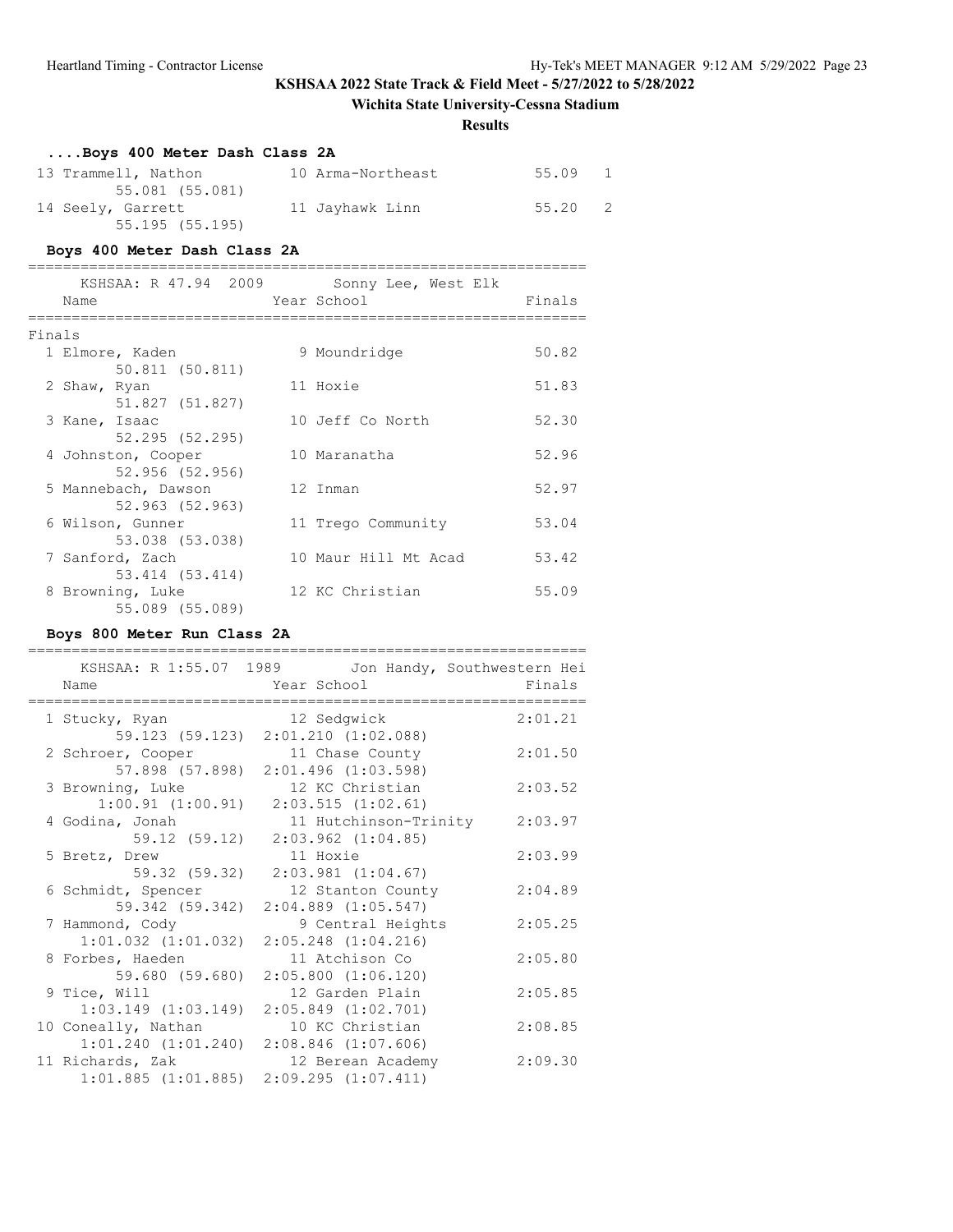**KSHSAA 2022 State Track & Field Meet - 5/27/2022 to 5/28/2022**

**Wichita State University-Cessna Stadium**

**Results**

### ....Boys 400 Meter Dash Class 2A

| Place | Name | Year | School | Finals | Heat |
|---|---|---|---|---|---|
| 13 | Trammell, Nathon | 10 | Arma-Northeast | 55.09 | 1 |
| | 55.081 (55.081) | | | | |
| 14 | Seely, Garrett | 11 | Jayhawk Linn | 55.20 | 2 |
| | 55.195 (55.195) | | | | |

### Boys 400 Meter Dash Class 2A

KSHSAA: R 47.94 2009 Sonny Lee, West Elk

Finals

| Place | Name | Year | School | Finals |
|---|---|---|---|---|
| 1 | Elmore, Kaden | 9 | Moundridge | 50.82 |
| | 50.811 (50.811) | | | |
| 2 | Shaw, Ryan | 11 | Hoxie | 51.83 |
| | 51.827 (51.827) | | | |
| 3 | Kane, Isaac | 10 | Jeff Co North | 52.30 |
| | 52.295 (52.295) | | | |
| 4 | Johnston, Cooper | 10 | Maranatha | 52.96 |
| | 52.956 (52.956) | | | |
| 5 | Mannebach, Dawson | 12 | Inman | 52.97 |
| | 52.963 (52.963) | | | |
| 6 | Wilson, Gunner | 11 | Trego Community | 53.04 |
| | 53.038 (53.038) | | | |
| 7 | Sanford, Zach | 10 | Maur Hill Mt Acad | 53.42 |
| | 53.414 (53.414) | | | |
| 8 | Browning, Luke | 12 | KC Christian | 55.09 |
| | 55.089 (55.089) | | | |

### Boys 800 Meter Run Class 2A

KSHSAA: R 1:55.07 1989 Jon Handy, Southwestern Hei

| Place | Name | Year | School | Finals |
|---|---|---|---|---|
| 1 | Stucky, Ryan | 12 | Sedgwick | 2:01.21 |
| | 59.123 (59.123) 2:01.210 (1:02.088) | | | |
| 2 | Schroer, Cooper | 11 | Chase County | 2:01.50 |
| | 57.898 (57.898) 2:01.496 (1:03.598) | | | |
| 3 | Browning, Luke | 12 | KC Christian | 2:03.52 |
| | 1:00.91 (1:00.91) 2:03.515 (1:02.61) | | | |
| 4 | Godina, Jonah | 11 | Hutchinson-Trinity | 2:03.97 |
| | 59.12 (59.12) 2:03.962 (1:04.85) | | | |
| 5 | Bretz, Drew | 11 | Hoxie | 2:03.99 |
| | 59.32 (59.32) 2:03.981 (1:04.67) | | | |
| 6 | Schmidt, Spencer | 12 | Stanton County | 2:04.89 |
| | 59.342 (59.342) 2:04.889 (1:05.547) | | | |
| 7 | Hammond, Cody | 9 | Central Heights | 2:05.25 |
| | 1:01.032 (1:01.032) 2:05.248 (1:04.216) | | | |
| 8 | Forbes, Haeden | 11 | Atchison Co | 2:05.80 |
| | 59.680 (59.680) 2:05.800 (1:06.120) | | | |
| 9 | Tice, Will | 12 | Garden Plain | 2:05.85 |
| | 1:03.149 (1:03.149) 2:05.849 (1:02.701) | | | |
| 10 | Coneally, Nathan | 10 | KC Christian | 2:08.85 |
| | 1:01.240 (1:01.240) 2:08.846 (1:07.606) | | | |
| 11 | Richards, Zak | 12 | Berean Academy | 2:09.30 |
| | 1:01.885 (1:01.885) 2:09.295 (1:07.411) | | | |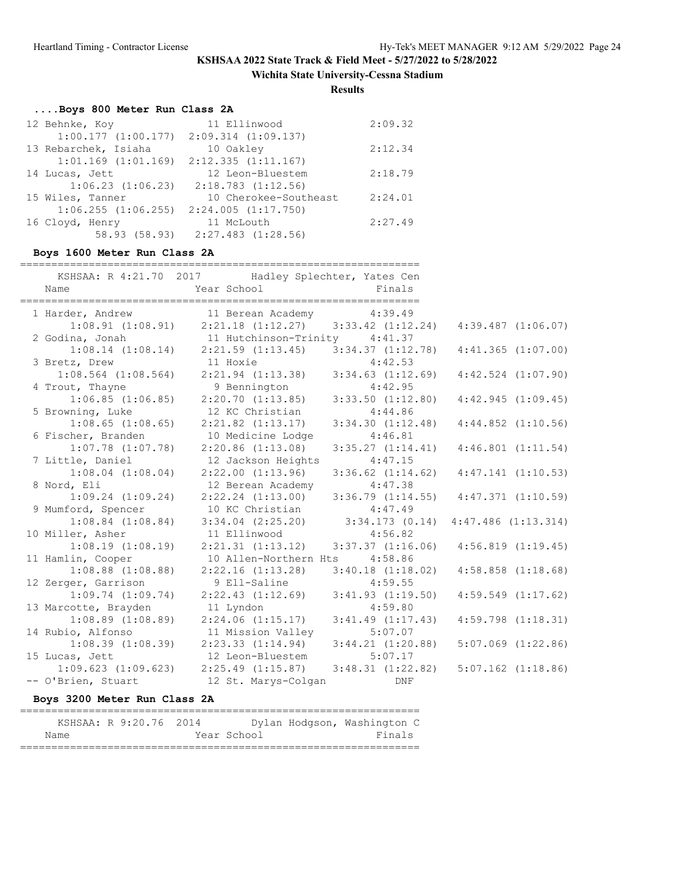**KSHSAA 2022 State Track & Field Meet - 5/27/2022 to 5/28/2022**

**Wichita State University-Cessna Stadium**

**Results**

### ....Boys 800 Meter Run Class 2A

| Place | Name | Year | School | Finals | Splits |
|---|---|---|---|---|---|
| 12 | Behnke, Koy | 11 | Ellinwood | 2:09.32 | 1:00.177 (1:00.177) 2:09.314 (1:09.137) |
| 13 | Rebarchek, Isiaha | 10 | Oakley | 2:12.34 | 1:01.169 (1:01.169) 2:12.335 (1:11.167) |
| 14 | Lucas, Jett | 12 | Leon-Bluestem | 2:18.79 | 1:06.23 (1:06.23) 2:18.783 (1:12.56) |
| 15 | Wiles, Tanner | 10 | Cherokee-Southeast | 2:24.01 | 1:06.255 (1:06.255) 2:24.005 (1:17.750) |
| 16 | Cloyd, Henry | 11 | McLouth | 2:27.49 | 58.93 (58.93) 2:27.483 (1:28.56) |

### Boys 1600 Meter Run Class 2A

KSHSAA: R 4:21.70 2017 Hadley Splechter, Yates Cen

| Place | Name | Year | School | Finals | Splits |
|---|---|---|---|---|---|
| 1 | Harder, Andrew | 11 | Berean Academy | 4:39.49 | 1:08.91 (1:08.91) 2:21.18 (1:12.27) 3:33.42 (1:12.24) 4:39.487 (1:06.07) |
| 2 | Godina, Jonah | 11 | Hutchinson-Trinity | 4:41.37 | 1:08.14 (1:08.14) 2:21.59 (1:13.45) 3:34.37 (1:12.78) 4:41.365 (1:07.00) |
| 3 | Bretz, Drew | 11 | Hoxie | 4:42.53 | 1:08.564 (1:08.564) 2:21.94 (1:13.38) 3:34.63 (1:12.69) 4:42.524 (1:07.90) |
| 4 | Trout, Thayne | 9 | Bennington | 4:42.95 | 1:06.85 (1:06.85) 2:20.70 (1:13.85) 3:33.50 (1:12.80) 4:42.945 (1:09.45) |
| 5 | Browning, Luke | 12 | KC Christian | 4:44.86 | 1:08.65 (1:08.65) 2:21.82 (1:13.17) 3:34.30 (1:12.48) 4:44.852 (1:10.56) |
| 6 | Fischer, Branden | 10 | Medicine Lodge | 4:46.81 | 1:07.78 (1:07.78) 2:20.86 (1:13.08) 3:35.27 (1:14.41) 4:46.801 (1:11.54) |
| 7 | Little, Daniel | 12 | Jackson Heights | 4:47.15 | 1:08.04 (1:08.04) 2:22.00 (1:13.96) 3:36.62 (1:14.62) 4:47.141 (1:10.53) |
| 8 | Nord, Eli | 12 | Berean Academy | 4:47.38 | 1:09.24 (1:09.24) 2:22.24 (1:13.00) 3:36.79 (1:14.55) 4:47.371 (1:10.59) |
| 9 | Mumford, Spencer | 10 | KC Christian | 4:47.49 | 1:08.84 (1:08.84) 3:34.04 (2:25.20) 3:34.173 (0.14) 4:47.486 (1:13.314) |
| 10 | Miller, Asher | 11 | Ellinwood | 4:56.82 | 1:08.19 (1:08.19) 2:21.31 (1:13.12) 3:37.37 (1:16.06) 4:56.819 (1:19.45) |
| 11 | Hamlin, Cooper | 10 | Allen-Northern Hts | 4:58.86 | 1:08.88 (1:08.88) 2:22.16 (1:13.28) 3:40.18 (1:18.02) 4:58.858 (1:18.68) |
| 12 | Zerger, Garrison | 9 | Ell-Saline | 4:59.55 | 1:09.74 (1:09.74) 2:22.43 (1:12.69) 3:41.93 (1:19.50) 4:59.549 (1:17.62) |
| 13 | Marcotte, Brayden | 11 | Lyndon | 4:59.80 | 1:08.89 (1:08.89) 2:24.06 (1:15.17) 3:41.49 (1:17.43) 4:59.798 (1:18.31) |
| 14 | Rubio, Alfonso | 11 | Mission Valley | 5:07.07 | 1:08.39 (1:08.39) 2:23.33 (1:14.94) 3:44.21 (1:20.88) 5:07.069 (1:22.86) |
| 15 | Lucas, Jett | 12 | Leon-Bluestem | 5:07.17 | 1:09.623 (1:09.623) 2:25.49 (1:15.87) 3:48.31 (1:22.82) 5:07.162 (1:18.86) |
| -- | O'Brien, Stuart | 12 | St. Marys-Colgan | DNF | |

### Boys 3200 Meter Run Class 2A

KSHSAA: R 9:20.76 2014 Dylan Hodgson, Washington C

| Name | Year | School | Finals |
|---|---|---|---|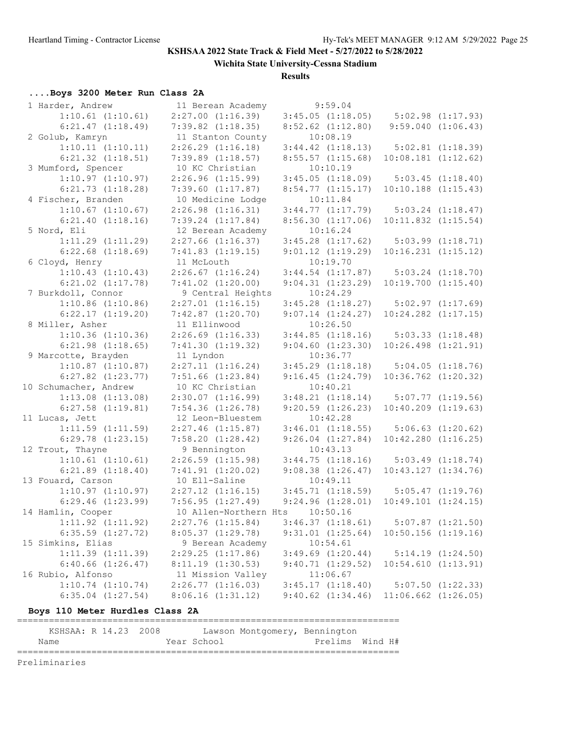**KSHSAA 2022 State Track & Field Meet - 5/27/2022 to 5/28/2022**

**Wichita State University-Cessna Stadium**

**Results**

### ....Boys 3200 Meter Run Class 2A

```
  1 Harder, Andrew             11 Berean Academy          9:59.04
       1:10.61 (1:10.61)     2:27.00 (1:16.39)     3:45.05 (1:18.05)     5:02.98 (1:17.93)
       6:21.47 (1:18.49)     7:39.82 (1:18.35)     8:52.62 (1:12.80)     9:59.040 (1:06.43)
  2 Golub, Kamryn              11 Stanton County         10:08.19
       1:10.11 (1:10.11)     2:26.29 (1:16.18)     3:44.42 (1:18.13)     5:02.81 (1:18.39)
       6:21.32 (1:18.51)     7:39.89 (1:18.57)     8:55.57 (1:15.68)    10:08.181 (1:12.62)
  3 Mumford, Spencer           10 KC Christian           10:10.19
       1:10.97 (1:10.97)     2:26.96 (1:15.99)     3:45.05 (1:18.09)     5:03.45 (1:18.40)
       6:21.73 (1:18.28)     7:39.60 (1:17.87)     8:54.77 (1:15.17)    10:10.188 (1:15.43)
  4 Fischer, Branden           10 Medicine Lodge         10:11.84
       1:10.67 (1:10.67)     2:26.98 (1:16.31)     3:44.77 (1:17.79)     5:03.24 (1:18.47)
       6:21.40 (1:18.16)     7:39.24 (1:17.84)     8:56.30 (1:17.06)    10:11.832 (1:15.54)
  5 Nord, Eli                  12 Berean Academy         10:16.24
       1:11.29 (1:11.29)     2:27.66 (1:16.37)     3:45.28 (1:17.62)     5:03.99 (1:18.71)
       6:22.68 (1:18.69)     7:41.83 (1:19.15)     9:01.12 (1:19.29)    10:16.231 (1:15.12)
  6 Cloyd, Henry               11 McLouth                10:19.70
       1:10.43 (1:10.43)     2:26.67 (1:16.24)     3:44.54 (1:17.87)     5:03.24 (1:18.70)
       6:21.02 (1:17.78)     7:41.02 (1:20.00)     9:04.31 (1:23.29)    10:19.700 (1:15.40)
  7 Burkdoll, Connor            9 Central Heights        10:24.29
       1:10.86 (1:10.86)     2:27.01 (1:16.15)     3:45.28 (1:18.27)     5:02.97 (1:17.69)
       6:22.17 (1:19.20)     7:42.87 (1:20.70)     9:07.14 (1:24.27)    10:24.282 (1:17.15)
  8 Miller, Asher              11 Ellinwood              10:26.50
       1:10.36 (1:10.36)     2:26.69 (1:16.33)     3:44.85 (1:18.16)     5:03.33 (1:18.48)
       6:21.98 (1:18.65)     7:41.30 (1:19.32)     9:04.60 (1:23.30)    10:26.498 (1:21.91)
  9 Marcotte, Brayden          11 Lyndon                 10:36.77
       1:10.87 (1:10.87)     2:27.11 (1:16.24)     3:45.29 (1:18.18)     5:04.05 (1:18.76)
       6:27.82 (1:23.77)     7:51.66 (1:23.84)     9:16.45 (1:24.79)    10:36.762 (1:20.32)
 10 Schumacher, Andrew         10 KC Christian           10:40.21
       1:13.08 (1:13.08)     2:30.07 (1:16.99)     3:48.21 (1:18.14)     5:07.77 (1:19.56)
       6:27.58 (1:19.81)     7:54.36 (1:26.78)     9:20.59 (1:26.23)    10:40.209 (1:19.63)
 11 Lucas, Jett                12 Leon-Bluestem          10:42.28
       1:11.59 (1:11.59)     2:27.46 (1:15.87)     3:46.01 (1:18.55)     5:06.63 (1:20.62)
       6:29.78 (1:23.15)     7:58.20 (1:28.42)     9:26.04 (1:27.84)    10:42.280 (1:16.25)
 12 Trout, Thayne               9 Bennington             10:43.13
       1:10.61 (1:10.61)     2:26.59 (1:15.98)     3:44.75 (1:18.16)     5:03.49 (1:18.74)
       6:21.89 (1:18.40)     7:41.91 (1:20.02)     9:08.38 (1:26.47)    10:43.127 (1:34.76)
 13 Fouard, Carson             10 Ell-Saline             10:49.11
       1:10.97 (1:10.97)     2:27.12 (1:16.15)     3:45.71 (1:18.59)     5:05.47 (1:19.76)
       6:29.46 (1:23.99)     7:56.95 (1:27.49)     9:24.96 (1:28.01)    10:49.101 (1:24.15)
 14 Hamlin, Cooper             10 Allen-Northern Hts     10:50.16
       1:11.92 (1:11.92)     2:27.76 (1:15.84)     3:46.37 (1:18.61)     5:07.87 (1:21.50)
       6:35.59 (1:27.72)     8:05.37 (1:29.78)     9:31.01 (1:25.64)    10:50.156 (1:19.16)
 15 Simkins, Elias              9 Berean Academy         10:54.61
       1:11.39 (1:11.39)     2:29.25 (1:17.86)     3:49.69 (1:20.44)     5:14.19 (1:24.50)
       6:40.66 (1:26.47)     8:11.19 (1:30.53)     9:40.71 (1:29.52)    10:54.610 (1:13.91)
 16 Rubio, Alfonso             11 Mission Valley         11:06.67
       1:10.74 (1:10.74)     2:26.77 (1:16.03)     3:45.17 (1:18.40)     5:07.50 (1:22.33)
       6:35.04 (1:27.54)     8:06.16 (1:31.12)     9:40.62 (1:34.46)    11:06.662 (1:26.05)
```

### Boys 110 Meter Hurdles Class 2A

```
=======================================================================
    KSHSAA: R 14.23  2008        Lawson Montgomery, Bennington
    Name                    Year School               Prelims  Wind H#
=======================================================================
Preliminaries
```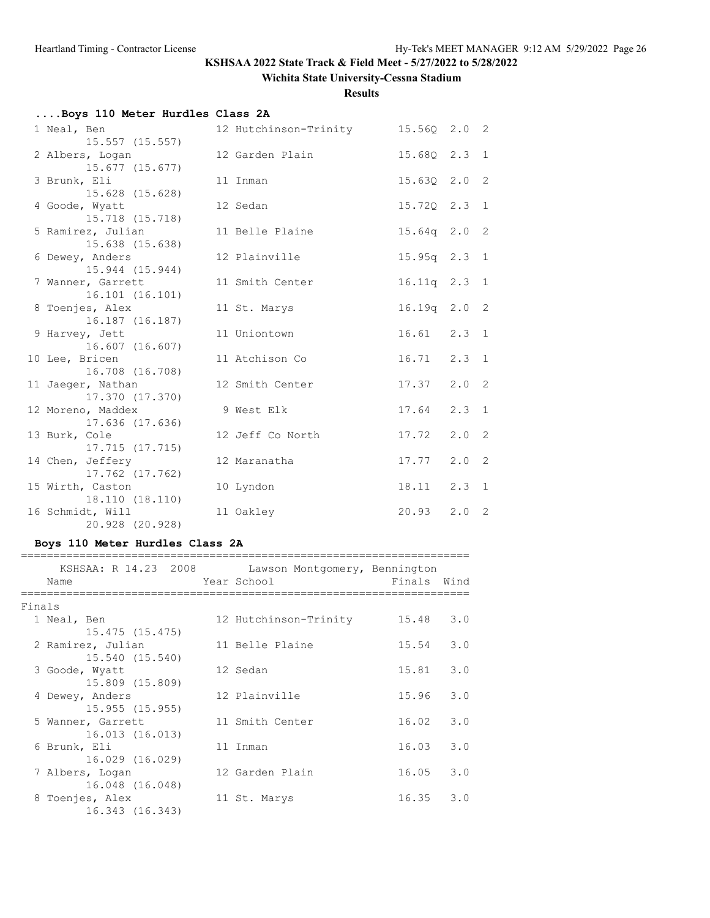**KSHSAA 2022 State Track & Field Meet - 5/27/2022 to 5/28/2022**

**Wichita State University-Cessna Stadium**

**Results**

### ....Boys 110 Meter Hurdles Class 2A

| Place | Name | Year | School | Prelims | Wind | H# |
|---|---|---|---|---|---|---|
| 1 | Neal, Ben 15.557 (15.557) | 12 | Hutchinson-Trinity | 15.56Q | 2.0 | 2 |
| 2 | Albers, Logan 15.677 (15.677) | 12 | Garden Plain | 15.68Q | 2.3 | 1 |
| 3 | Brunk, Eli 15.628 (15.628) | 11 | Inman | 15.63Q | 2.0 | 2 |
| 4 | Goode, Wyatt 15.718 (15.718) | 12 | Sedan | 15.72Q | 2.3 | 1 |
| 5 | Ramirez, Julian 15.638 (15.638) | 11 | Belle Plaine | 15.64q | 2.0 | 2 |
| 6 | Dewey, Anders 15.944 (15.944) | 12 | Plainville | 15.95q | 2.3 | 1 |
| 7 | Wanner, Garrett 16.101 (16.101) | 11 | Smith Center | 16.11q | 2.3 | 1 |
| 8 | Toenjes, Alex 16.187 (16.187) | 11 | St. Marys | 16.19q | 2.0 | 2 |
| 9 | Harvey, Jett 16.607 (16.607) | 11 | Uniontown | 16.61 | 2.3 | 1 |
| 10 | Lee, Bricen 16.708 (16.708) | 11 | Atchison Co | 16.71 | 2.3 | 1 |
| 11 | Jaeger, Nathan 17.370 (17.370) | 12 | Smith Center | 17.37 | 2.0 | 2 |
| 12 | Moreno, Maddex 17.636 (17.636) | 9 | West Elk | 17.64 | 2.3 | 1 |
| 13 | Burk, Cole 17.715 (17.715) | 12 | Jeff Co North | 17.72 | 2.0 | 2 |
| 14 | Chen, Jeffery 17.762 (17.762) | 12 | Maranatha | 17.77 | 2.0 | 2 |
| 15 | Wirth, Caston 18.110 (18.110) | 10 | Lyndon | 18.11 | 2.3 | 1 |
| 16 | Schmidt, Will 20.928 (20.928) | 11 | Oakley | 20.93 | 2.0 | 2 |

### Boys 110 Meter Hurdles Class 2A

KSHSAA: R 14.23 2008 Lawson Montgomery, Bennington

**Finals**

| Place | Name | Year | School | Finals | Wind |
|---|---|---|---|---|---|
| 1 | Neal, Ben 15.475 (15.475) | 12 | Hutchinson-Trinity | 15.48 | 3.0 |
| 2 | Ramirez, Julian 15.540 (15.540) | 11 | Belle Plaine | 15.54 | 3.0 |
| 3 | Goode, Wyatt 15.809 (15.809) | 12 | Sedan | 15.81 | 3.0 |
| 4 | Dewey, Anders 15.955 (15.955) | 12 | Plainville | 15.96 | 3.0 |
| 5 | Wanner, Garrett 16.013 (16.013) | 11 | Smith Center | 16.02 | 3.0 |
| 6 | Brunk, Eli 16.029 (16.029) | 11 | Inman | 16.03 | 3.0 |
| 7 | Albers, Logan 16.048 (16.048) | 12 | Garden Plain | 16.05 | 3.0 |
| 8 | Toenjes, Alex 16.343 (16.343) | 11 | St. Marys | 16.35 | 3.0 |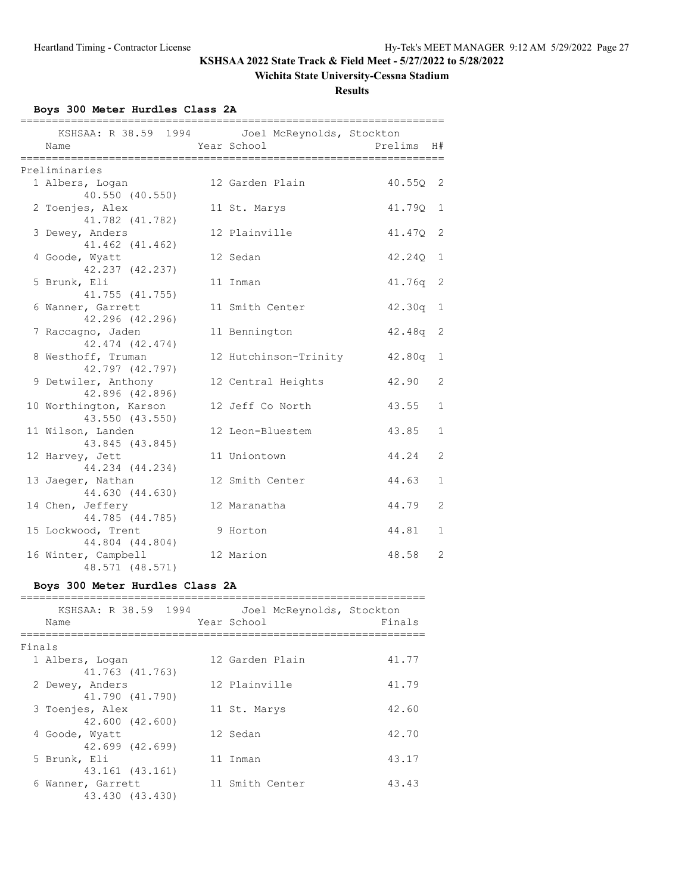**KSHSAA 2022 State Track & Field Meet - 5/27/2022 to 5/28/2022**

**Wichita State University-Cessna Stadium**

**Results**

### Boys 300 Meter Hurdles Class 2A

KSHSAA: R 38.59 1994 Joel McReynolds, Stockton

**Preliminaries**

| Place | Name | Year | School | Prelims | H# |
|---|---|---|---|---|---|
| 1 | Albers, Logan | 12 | Garden Plain | 40.55Q | 2 |
| | 40.550 (40.550) | | | | |
| 2 | Toenjes, Alex | 11 | St. Marys | 41.79Q | 1 |
| | 41.782 (41.782) | | | | |
| 3 | Dewey, Anders | 12 | Plainville | 41.47Q | 2 |
| | 41.462 (41.462) | | | | |
| 4 | Goode, Wyatt | 12 | Sedan | 42.24Q | 1 |
| | 42.237 (42.237) | | | | |
| 5 | Brunk, Eli | 11 | Inman | 41.76q | 2 |
| | 41.755 (41.755) | | | | |
| 6 | Wanner, Garrett | 11 | Smith Center | 42.30q | 1 |
| | 42.296 (42.296) | | | | |
| 7 | Raccagno, Jaden | 11 | Bennington | 42.48q | 2 |
| | 42.474 (42.474) | | | | |
| 8 | Westhoff, Truman | 12 | Hutchinson-Trinity | 42.80q | 1 |
| | 42.797 (42.797) | | | | |
| 9 | Detwiler, Anthony | 12 | Central Heights | 42.90 | 2 |
| | 42.896 (42.896) | | | | |
| 10 | Worthington, Karson | 12 | Jeff Co North | 43.55 | 1 |
| | 43.550 (43.550) | | | | |
| 11 | Wilson, Landen | 12 | Leon-Bluestem | 43.85 | 1 |
| | 43.845 (43.845) | | | | |
| 12 | Harvey, Jett | 11 | Uniontown | 44.24 | 2 |
| | 44.234 (44.234) | | | | |
| 13 | Jaeger, Nathan | 12 | Smith Center | 44.63 | 1 |
| | 44.630 (44.630) | | | | |
| 14 | Chen, Jeffery | 12 | Maranatha | 44.79 | 2 |
| | 44.785 (44.785) | | | | |
| 15 | Lockwood, Trent | 9 | Horton | 44.81 | 1 |
| | 44.804 (44.804) | | | | |
| 16 | Winter, Campbell | 12 | Marion | 48.58 | 2 |
| | 48.571 (48.571) | | | | |

### Boys 300 Meter Hurdles Class 2A

KSHSAA: R 38.59 1994 Joel McReynolds, Stockton

**Finals**

| Place | Name | Year | School | Finals |
|---|---|---|---|---|
| 1 | Albers, Logan | 12 | Garden Plain | 41.77 |
| | 41.763 (41.763) | | | |
| 2 | Dewey, Anders | 12 | Plainville | 41.79 |
| | 41.790 (41.790) | | | |
| 3 | Toenjes, Alex | 11 | St. Marys | 42.60 |
| | 42.600 (42.600) | | | |
| 4 | Goode, Wyatt | 12 | Sedan | 42.70 |
| | 42.699 (42.699) | | | |
| 5 | Brunk, Eli | 11 | Inman | 43.17 |
| | 43.161 (43.161) | | | |
| 6 | Wanner, Garrett | 11 | Smith Center | 43.43 |
| | 43.430 (43.430) | | | |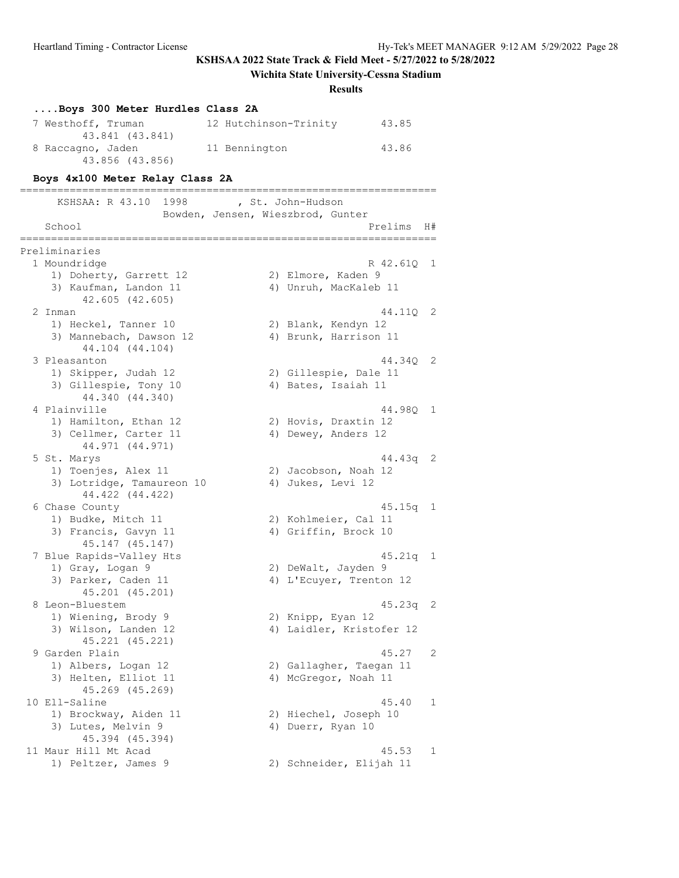**KSHSAA 2022 State Track & Field Meet - 5/27/2022 to 5/28/2022**

**Wichita State University-Cessna Stadium**

**Results**

### ....Boys 300 Meter Hurdles Class 2A

```
  7 Westhoff, Truman          12 Hutchinson-Trinity       43.85
        43.841 (43.841)
  8 Raccagno, Jaden           11 Bennington               43.86
        43.856 (43.856)
```

### Boys 4x100 Meter Relay Class 2A

```
===================================================================
      KSHSAA: R 43.10  1998        , St. John-Hudson
                  Bowden, Jensen, Wieszbrod, Gunter
    School                                           Prelims  H#
===================================================================
Preliminaries
  1 Moundridge                                     R 42.61Q  1
     1) Doherty, Garrett 12             2) Elmore, Kaden 9
     3) Kaufman, Landon 11              4) Unruh, MacKaleb 11
        42.605 (42.605)
  2 Inman                                            44.11Q  2
     1) Heckel, Tanner 10               2) Blank, Kendyn 12
     3) Mannebach, Dawson 12            4) Brunk, Harrison 11
        44.104 (44.104)
  3 Pleasanton                                       44.34Q  2
     1) Skipper, Judah 12               2) Gillespie, Dale 11
     3) Gillespie, Tony 10              4) Bates, Isaiah 11
        44.340 (44.340)
  4 Plainville                                       44.98Q  1
     1) Hamilton, Ethan 12              2) Hovis, Draxtin 12
     3) Cellmer, Carter 11              4) Dewey, Anders 12
        44.971 (44.971)
  5 St. Marys                                        44.43q  2
     1) Toenjes, Alex 11                2) Jacobson, Noah 12
     3) Lotridge, Tamaureon 10          4) Jukes, Levi 12
        44.422 (44.422)
  6 Chase County                                     45.15q  1
     1) Budke, Mitch 11                 2) Kohlmeier, Cal 11
     3) Francis, Gavyn 11               4) Griffin, Brock 10
        45.147 (45.147)
  7 Blue Rapids-Valley Hts                           45.21q  1
     1) Gray, Logan 9                   2) DeWalt, Jayden 9
     3) Parker, Caden 11                4) L'Ecuyer, Trenton 12
        45.201 (45.201)
  8 Leon-Bluestem                                    45.23q  2
     1) Wiening, Brody 9                2) Knipp, Eyan 12
     3) Wilson, Landen 12               4) Laidler, Kristofer 12
        45.221 (45.221)
  9 Garden Plain                                     45.27   2
     1) Albers, Logan 12                2) Gallagher, Taegan 11
     3) Helten, Elliot 11               4) McGregor, Noah 11
        45.269 (45.269)
 10 Ell-Saline                                       45.40   1
     1) Brockway, Aiden 11              2) Hiechel, Joseph 10
     3) Lutes, Melvin 9                 4) Duerr, Ryan 10
        45.394 (45.394)
 11 Maur Hill Mt Acad                                45.53   1
     1) Peltzer, James 9                2) Schneider, Elijah 11
```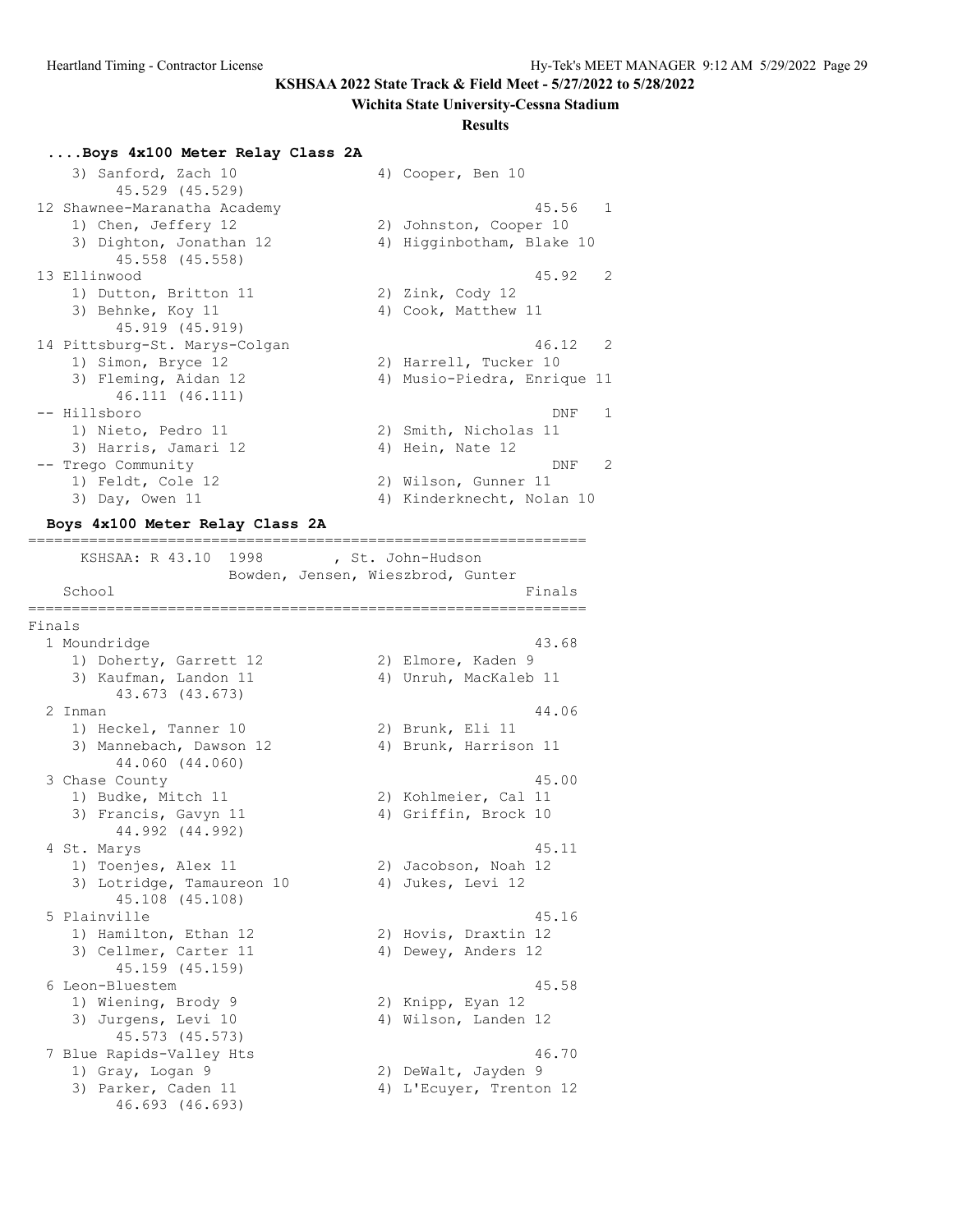KSHSAA 2022 State Track & Field Meet - 5/27/2022 to 5/28/2022

Wichita State University-Cessna Stadium

**Results**

### ....Boys 4x100 Meter Relay Class 2A

```
    3) Sanford, Zach 10               4) Cooper, Ben 10
         45.529 (45.529)
 12 Shawnee-Maranatha Academy                          45.56   1
    1) Chen, Jeffery 12               2) Johnston, Cooper 10
    3) Dighton, Jonathan 12           4) Higginbotham, Blake 10
         45.558 (45.558)
 13 Ellinwood                                          45.92   2
    1) Dutton, Britton 11             2) Zink, Cody 12
    3) Behnke, Koy 11                 4) Cook, Matthew 11
         45.919 (45.919)
 14 Pittsburg-St. Marys-Colgan                         46.12   2
    1) Simon, Bryce 12                2) Harrell, Tucker 10
    3) Fleming, Aidan 12              4) Musio-Piedra, Enrique 11
         46.111 (46.111)
 -- Hillsboro                                            DNF   1
    1) Nieto, Pedro 11                2) Smith, Nicholas 11
    3) Harris, Jamari 12              4) Hein, Nate 12
 -- Trego Community                                      DNF   2
    1) Feldt, Cole 12                 2) Wilson, Gunner 11
    3) Day, Owen 11                   4) Kinderknecht, Nolan 10
```

### Boys 4x100 Meter Relay Class 2A

```
================================================================
      KSHSAA: R 43.10  1998        , St. John-Hudson
                     Bowden, Jensen, Wieszbrod, Gunter
    School                                             Finals
================================================================
Finals
  1 Moundridge                                          43.68
     1) Doherty, Garrett 12            2) Elmore, Kaden 9
     3) Kaufman, Landon 11             4) Unruh, MacKaleb 11
          43.673 (43.673)
  2 Inman                                               44.06
     1) Heckel, Tanner 10              2) Brunk, Eli 11
     3) Mannebach, Dawson 12           4) Brunk, Harrison 11
          44.060 (44.060)
  3 Chase County                                        45.00
     1) Budke, Mitch 11                2) Kohlmeier, Cal 11
     3) Francis, Gavyn 11              4) Griffin, Brock 10
          44.992 (44.992)
  4 St. Marys                                           45.11
     1) Toenjes, Alex 11               2) Jacobson, Noah 12
     3) Lotridge, Tamaureon 10         4) Jukes, Levi 12
          45.108 (45.108)
  5 Plainville                                          45.16
     1) Hamilton, Ethan 12             2) Hovis, Draxtin 12
     3) Cellmer, Carter 11             4) Dewey, Anders 12
          45.159 (45.159)
  6 Leon-Bluestem                                       45.58
     1) Wiening, Brody 9               2) Knipp, Eyan 12
     3) Jurgens, Levi 10               4) Wilson, Landen 12
          45.573 (45.573)
  7 Blue Rapids-Valley Hts                              46.70
     1) Gray, Logan 9                  2) DeWalt, Jayden 9
     3) Parker, Caden 11               4) L'Ecuyer, Trenton 12
          46.693 (46.693)
```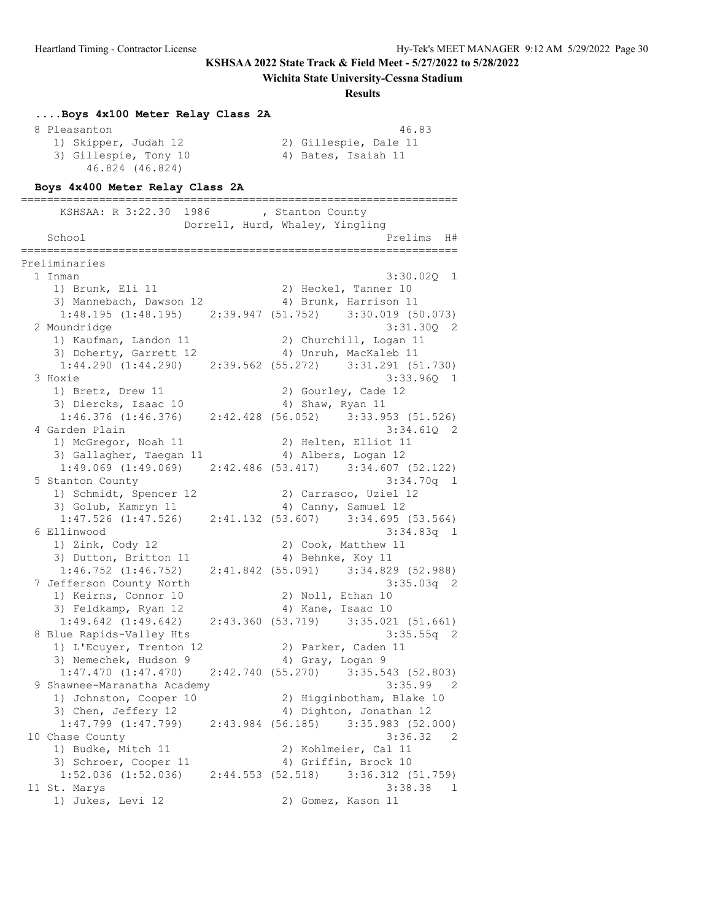**KSHSAA 2022 State Track & Field Meet - 5/27/2022 to 5/28/2022**

**Wichita State University-Cessna Stadium**

**Results**

### ....Boys 4x100 Meter Relay Class 2A

```
  8 Pleasanton                                             46.83
     1) Skipper, Judah 12               2) Gillespie, Dale 11
     3) Gillespie, Tony 10              4) Bates, Isaiah 11
          46.824 (46.824)
```

### Boys 4x400 Meter Relay Class 2A

```
===================================================================
      KSHSAA: R 3:22.30  1986        , Stanton County
                      Dorrell, Hurd, Whaley, Yingling
    School                                             Prelims  H#
===================================================================
Preliminaries
  1 Inman                                              3:30.02Q  1
     1) Brunk, Eli 11                   2) Heckel, Tanner 10
     3) Mannebach, Dawson 12            4) Brunk, Harrison 11
       1:48.195 (1:48.195)    2:39.947 (51.752)    3:30.019 (50.073)
  2 Moundridge                                         3:31.30Q  2
     1) Kaufman, Landon 11              2) Churchill, Logan 11
     3) Doherty, Garrett 12             4) Unruh, MacKaleb 11
       1:44.290 (1:44.290)    2:39.562 (55.272)    3:31.291 (51.730)
  3 Hoxie                                              3:33.96Q  1
     1) Bretz, Drew 11                  2) Gourley, Cade 12
     3) Diercks, Isaac 10               4) Shaw, Ryan 11
       1:46.376 (1:46.376)    2:42.428 (56.052)    3:33.953 (51.526)
  4 Garden Plain                                       3:34.61Q  2
     1) McGregor, Noah 11               2) Helten, Elliot 11
     3) Gallagher, Taegan 11            4) Albers, Logan 12
       1:49.069 (1:49.069)    2:42.486 (53.417)    3:34.607 (52.122)
  5 Stanton County                                     3:34.70q  1
     1) Schmidt, Spencer 12             2) Carrasco, Uziel 12
     3) Golub, Kamryn 11                4) Canny, Samuel 12
       1:47.526 (1:47.526)    2:41.132 (53.607)    3:34.695 (53.564)
  6 Ellinwood                                          3:34.83q  1
     1) Zink, Cody 12                   2) Cook, Matthew 11
     3) Dutton, Britton 11              4) Behnke, Koy 11
       1:46.752 (1:46.752)    2:41.842 (55.091)    3:34.829 (52.988)
  7 Jefferson County North                             3:35.03q  2
     1) Keirns, Connor 10               2) Noll, Ethan 10
     3) Feldkamp, Ryan 12               4) Kane, Isaac 10
       1:49.642 (1:49.642)    2:43.360 (53.719)    3:35.021 (51.661)
  8 Blue Rapids-Valley Hts                             3:35.55q  2
     1) L'Ecuyer, Trenton 12            2) Parker, Caden 11
     3) Nemechek, Hudson 9              4) Gray, Logan 9
       1:47.470 (1:47.470)    2:42.740 (55.270)    3:35.543 (52.803)
  9 Shawnee-Maranatha Academy                          3:35.99   2
     1) Johnston, Cooper 10             2) Higginbotham, Blake 10
     3) Chen, Jeffery 12                4) Dighton, Jonathan 12
       1:47.799 (1:47.799)    2:43.984 (56.185)    3:35.983 (52.000)
 10 Chase County                                       3:36.32   2
     1) Budke, Mitch 11                 2) Kohlmeier, Cal 11
     3) Schroer, Cooper 11              4) Griffin, Brock 10
       1:52.036 (1:52.036)    2:44.553 (52.518)    3:36.312 (51.759)
 11 St. Marys                                          3:38.38   1
     1) Jukes, Levi 12                  2) Gomez, Kason 11
```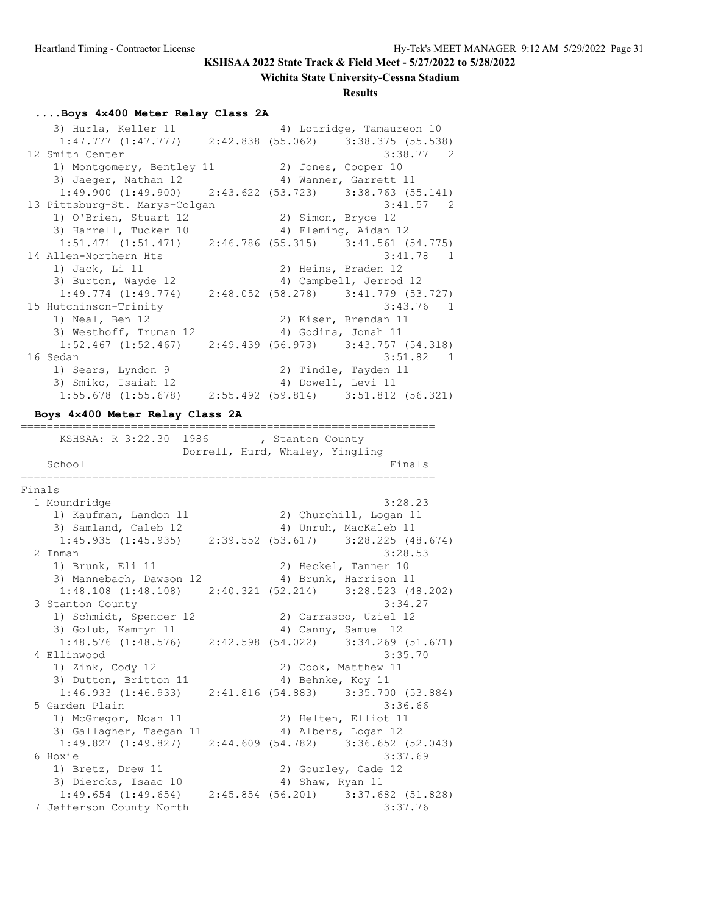KSHSAA 2022 State Track & Field Meet - 5/27/2022 to 5/28/2022

Wichita State University-Cessna Stadium

Results

### ....Boys 4x400 Meter Relay Class 2A

```
    3) Hurla, Keller 11                4) Lotridge, Tamaureon 10
     1:47.777 (1:47.777)    2:42.838 (55.062)    3:38.375 (55.538)
 12 Smith Center                                      3:38.77   2
    1) Montgomery, Bentley 11          2) Jones, Cooper 10
    3) Jaeger, Nathan 12               4) Wanner, Garrett 11
     1:49.900 (1:49.900)    2:43.622 (53.723)    3:38.763 (55.141)
 13 Pittsburg-St. Marys-Colgan                        3:41.57   2
    1) O'Brien, Stuart 12              2) Simon, Bryce 12
    3) Harrell, Tucker 10              4) Fleming, Aidan 12
     1:51.471 (1:51.471)    2:46.786 (55.315)    3:41.561 (54.775)
 14 Allen-Northern Hts                                3:41.78   1
    1) Jack, Li 11                     2) Heins, Braden 12
    3) Burton, Wayde 12                4) Campbell, Jerrod 12
     1:49.774 (1:49.774)    2:48.052 (58.278)    3:41.779 (53.727)
 15 Hutchinson-Trinity                                3:43.76   1
    1) Neal, Ben 12                    2) Kiser, Brendan 11
    3) Westhoff, Truman 12             4) Godina, Jonah 11
     1:52.467 (1:52.467)    2:49.439 (56.973)    3:43.757 (54.318)
 16 Sedan                                             3:51.82   1
    1) Sears, Lyndon 9                 2) Tindle, Tayden 11
    3) Smiko, Isaiah 12                4) Dowell, Levi 11
     1:55.678 (1:55.678)    2:55.492 (59.814)    3:51.812 (56.321)
```

### Boys 4x400 Meter Relay Class 2A

```
================================================================
      KSHSAA: R 3:22.30  1986        , Stanton County
                      Dorrell, Hurd, Whaley, Yingling
    School                                            Finals
================================================================
Finals
  1 Moundridge                                        3:28.23
     1) Kaufman, Landon 11              2) Churchill, Logan 11
     3) Samland, Caleb 12               4) Unruh, MacKaleb 11
      1:45.935 (1:45.935)    2:39.552 (53.617)    3:28.225 (48.674)
  2 Inman                                             3:28.53
     1) Brunk, Eli 11                   2) Heckel, Tanner 10
     3) Mannebach, Dawson 12            4) Brunk, Harrison 11
      1:48.108 (1:48.108)    2:40.321 (52.214)    3:28.523 (48.202)
  3 Stanton County                                    3:34.27
     1) Schmidt, Spencer 12             2) Carrasco, Uziel 12
     3) Golub, Kamryn 11                4) Canny, Samuel 12
      1:48.576 (1:48.576)    2:42.598 (54.022)    3:34.269 (51.671)
  4 Ellinwood                                         3:35.70
     1) Zink, Cody 12                   2) Cook, Matthew 11
     3) Dutton, Britton 11              4) Behnke, Koy 11
      1:46.933 (1:46.933)    2:41.816 (54.883)    3:35.700 (53.884)
  5 Garden Plain                                      3:36.66
     1) McGregor, Noah 11               2) Helten, Elliot 11
     3) Gallagher, Taegan 11            4) Albers, Logan 12
      1:49.827 (1:49.827)    2:44.609 (54.782)    3:36.652 (52.043)
  6 Hoxie                                             3:37.69
     1) Bretz, Drew 11                  2) Gourley, Cade 12
     3) Diercks, Isaac 10               4) Shaw, Ryan 11
      1:49.654 (1:49.654)    2:45.854 (56.201)    3:37.682 (51.828)
  7 Jefferson County North                            3:37.76
```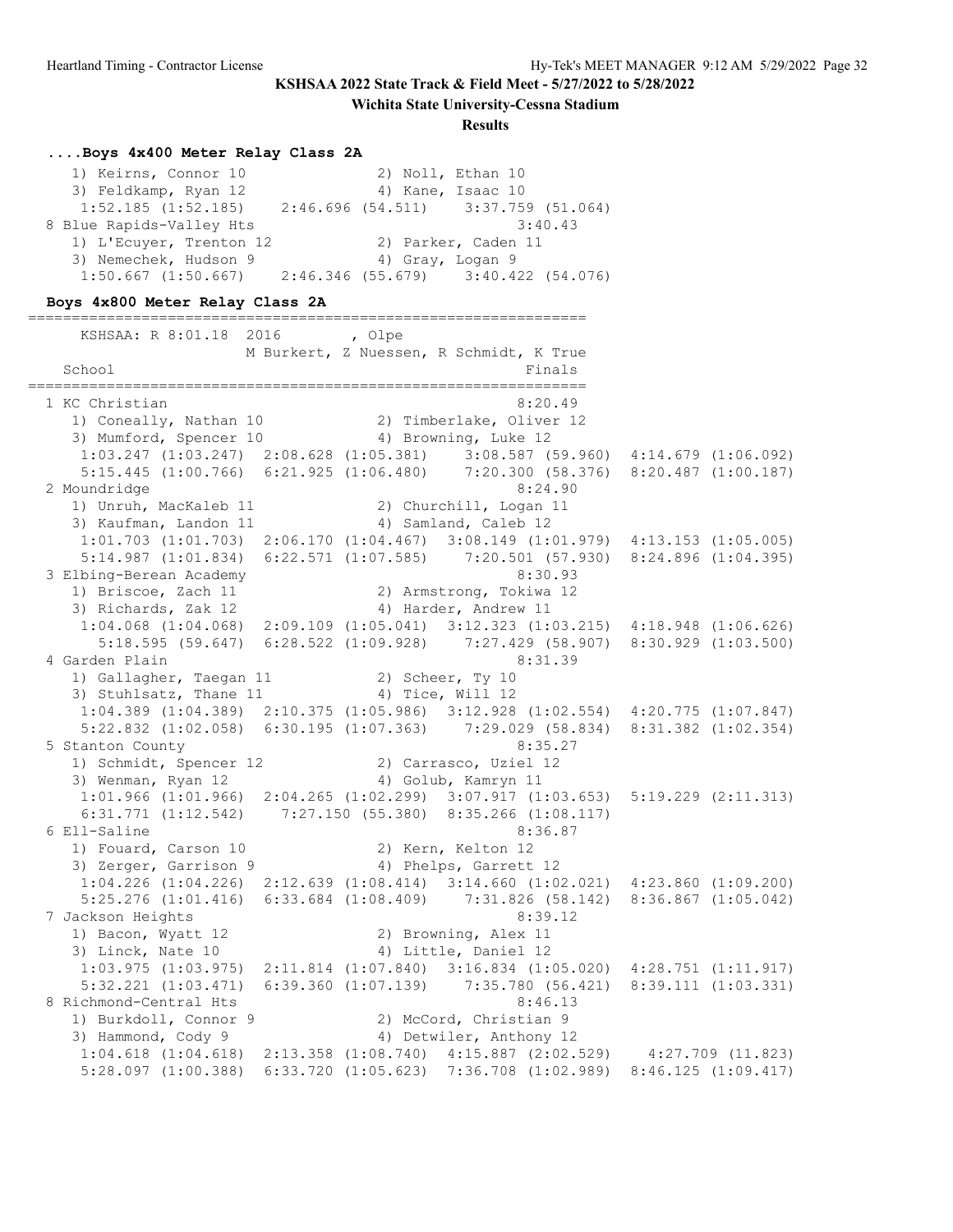**KSHSAA 2022 State Track & Field Meet - 5/27/2022 to 5/28/2022**

**Wichita State University-Cessna Stadium**

**Results**

### ....Boys 4x400 Meter Relay Class 2A

```
   1) Keirns, Connor 10              2) Noll, Ethan 10
   3) Feldkamp, Ryan 12              4) Kane, Isaac 10
    1:52.185 (1:52.185)    2:46.696 (54.511)    3:37.759 (51.064)
 8 Blue Rapids-Valley Hts                                3:40.43
   1) L'Ecuyer, Trenton 12           2) Parker, Caden 11
   3) Nemechek, Hudson 9             4) Gray, Logan 9
    1:50.667 (1:50.667)    2:46.346 (55.679)    3:40.422 (54.076)
```

### Boys 4x800 Meter Relay Class 2A

```
================================================================
    KSHSAA: R 8:01.18  2016        , Olpe
                    M Burkert, Z Nuessen, R Schmidt, K True
  School                                                Finals
================================================================
 1 KC Christian                                         8:20.49
   1) Coneally, Nathan 10            2) Timberlake, Oliver 12
   3) Mumford, Spencer 10            4) Browning, Luke 12
    1:03.247 (1:03.247)  2:08.628 (1:05.381)    3:08.587 (59.960)  4:14.679 (1:06.092)
    5:15.445 (1:00.766)  6:21.925 (1:06.480)    7:20.300 (58.376)  8:20.487 (1:00.187)
 2 Moundridge                                           8:24.90
   1) Unruh, MacKaleb 11             2) Churchill, Logan 11
   3) Kaufman, Landon 11             4) Samland, Caleb 12
    1:01.703 (1:01.703)  2:06.170 (1:04.467)  3:08.149 (1:01.979)  4:13.153 (1:05.005)
    5:14.987 (1:01.834)  6:22.571 (1:07.585)    7:20.501 (57.930)  8:24.896 (1:04.395)
 3 Elbing-Berean Academy                                8:30.93
   1) Briscoe, Zach 11               2) Armstrong, Tokiwa 12
   3) Richards, Zak 12               4) Harder, Andrew 11
    1:04.068 (1:04.068)  2:09.109 (1:05.041)  3:12.323 (1:03.215)  4:18.948 (1:06.626)
      5:18.595 (59.647)  6:28.522 (1:09.928)    7:27.429 (58.907)  8:30.929 (1:03.500)
 4 Garden Plain                                         8:31.39
   1) Gallagher, Taegan 11           2) Scheer, Ty 10
   3) Stuhlsatz, Thane 11            4) Tice, Will 12
    1:04.389 (1:04.389)  2:10.375 (1:05.986)  3:12.928 (1:02.554)  4:20.775 (1:07.847)
    5:22.832 (1:02.058)  6:30.195 (1:07.363)    7:29.029 (58.834)  8:31.382 (1:02.354)
 5 Stanton County                                       8:35.27
   1) Schmidt, Spencer 12            2) Carrasco, Uziel 12
   3) Wenman, Ryan 12                4) Golub, Kamryn 11
    1:01.966 (1:01.966)  2:04.265 (1:02.299)  3:07.917 (1:03.653)  5:19.229 (2:11.313)
    6:31.771 (1:12.542)    7:27.150 (55.380)  8:35.266 (1:08.117)
 6 Ell-Saline                                           8:36.87
   1) Fouard, Carson 10              2) Kern, Kelton 12
   3) Zerger, Garrison 9             4) Phelps, Garrett 12
    1:04.226 (1:04.226)  2:12.639 (1:08.414)  3:14.660 (1:02.021)  4:23.860 (1:09.200)
    5:25.276 (1:01.416)  6:33.684 (1:08.409)    7:31.826 (58.142)  8:36.867 (1:05.042)
 7 Jackson Heights                                      8:39.12
   1) Bacon, Wyatt 12                2) Browning, Alex 11
   3) Linck, Nate 10                 4) Little, Daniel 12
    1:03.975 (1:03.975)  2:11.814 (1:07.840)  3:16.834 (1:05.020)  4:28.751 (1:11.917)
    5:32.221 (1:03.471)  6:39.360 (1:07.139)    7:35.780 (56.421)  8:39.111 (1:03.331)
 8 Richmond-Central Hts                                 8:46.13
   1) Burkdoll, Connor 9             2) McCord, Christian 9
   3) Hammond, Cody 9                4) Detwiler, Anthony 12
    1:04.618 (1:04.618)  2:13.358 (1:08.740)  4:15.887 (2:02.529)    4:27.709 (11.823)
    5:28.097 (1:00.388)  6:33.720 (1:05.623)  7:36.708 (1:02.989)  8:46.125 (1:09.417)
```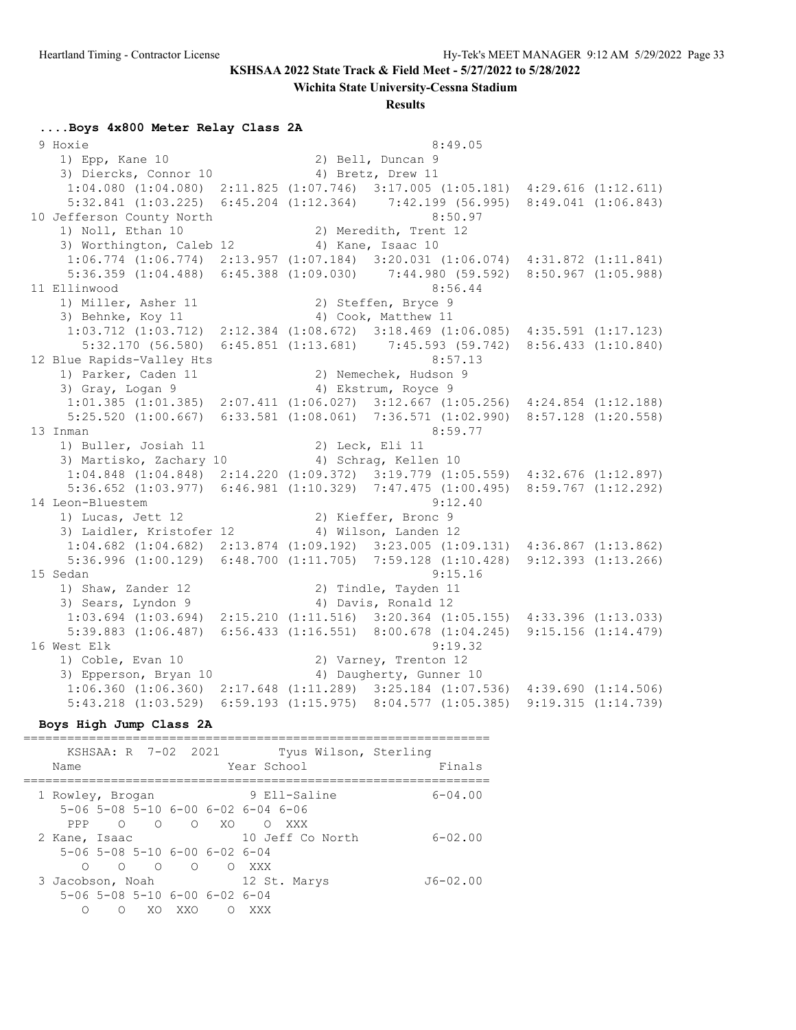**KSHSAA 2022 State Track & Field Meet - 5/27/2022 to 5/28/2022**

**Wichita State University-Cessna Stadium**

**Results**

### ....Boys 4x800 Meter Relay Class 2A

```
 9 Hoxie                                               8:49.05
    1) Epp, Kane 10                   2) Bell, Duncan 9
    3) Diercks, Connor 10             4) Bretz, Drew 11
     1:04.080 (1:04.080)  2:11.825 (1:07.746)  3:17.005 (1:05.181)  4:29.616 (1:12.611)
     5:32.841 (1:03.225)  6:45.204 (1:12.364)    7:42.199 (56.995)  8:49.041 (1:06.843)
10 Jefferson County North                              8:50.97
    1) Noll, Ethan 10                 2) Meredith, Trent 12
    3) Worthington, Caleb 12          4) Kane, Isaac 10
     1:06.774 (1:06.774)  2:13.957 (1:07.184)  3:20.031 (1:06.074)  4:31.872 (1:11.841)
     5:36.359 (1:04.488)  6:45.388 (1:09.030)    7:44.980 (59.592)  8:50.967 (1:05.988)
11 Ellinwood                                           8:56.44
    1) Miller, Asher 11               2) Steffen, Bryce 9
    3) Behnke, Koy 11                 4) Cook, Matthew 11
     1:03.712 (1:03.712)  2:12.384 (1:08.672)  3:18.469 (1:06.085)  4:35.591 (1:17.123)
       5:32.170 (56.580)  6:45.851 (1:13.681)    7:45.593 (59.742)  8:56.433 (1:10.840)
12 Blue Rapids-Valley Hts                              8:57.13
    1) Parker, Caden 11               2) Nemechek, Hudson 9
    3) Gray, Logan 9                  4) Ekstrum, Royce 9
     1:01.385 (1:01.385)  2:07.411 (1:06.027)  3:12.667 (1:05.256)  4:24.854 (1:12.188)
     5:25.520 (1:00.667)  6:33.581 (1:08.061)  7:36.571 (1:02.990)  8:57.128 (1:20.558)
13 Inman                                               8:59.77
    1) Buller, Josiah 11              2) Leck, Eli 11
    3) Martisko, Zachary 10           4) Schrag, Kellen 10
     1:04.848 (1:04.848)  2:14.220 (1:09.372)  3:19.779 (1:05.559)  4:32.676 (1:12.897)
     5:36.652 (1:03.977)  6:46.981 (1:10.329)  7:47.475 (1:00.495)  8:59.767 (1:12.292)
14 Leon-Bluestem                                       9:12.40
    1) Lucas, Jett 12                 2) Kieffer, Bronc 9
    3) Laidler, Kristofer 12          4) Wilson, Landen 12
     1:04.682 (1:04.682)  2:13.874 (1:09.192)  3:23.005 (1:09.131)  4:36.867 (1:13.862)
     5:36.996 (1:00.129)  6:48.700 (1:11.705)  7:59.128 (1:10.428)  9:12.393 (1:13.266)
15 Sedan                                               9:15.16
    1) Shaw, Zander 12                2) Tindle, Tayden 11
    3) Sears, Lyndon 9                4) Davis, Ronald 12
     1:03.694 (1:03.694)  2:15.210 (1:11.516)  3:20.364 (1:05.155)  4:33.396 (1:13.033)
     5:39.883 (1:06.487)  6:56.433 (1:16.551)  8:00.678 (1:04.245)  9:15.156 (1:14.479)
16 West Elk                                            9:19.32
    1) Coble, Evan 10                 2) Varney, Trenton 12
    3) Epperson, Bryan 10             4) Daugherty, Gunner 10
     1:06.360 (1:06.360)  2:17.648 (1:11.289)  3:25.184 (1:07.536)  4:39.690 (1:14.506)
     5:43.218 (1:03.529)  6:59.193 (1:15.975)  8:04.577 (1:05.385)  9:19.315 (1:14.739)
```

### Boys High Jump Class 2A

```
================================================================
    KSHSAA: R  7-02  2021        Tyus Wilson, Sterling
  Name                    Year School                  Finals
================================================================
  1 Rowley, Brogan             9 Ell-Saline            6-04.00
     5-06 5-08 5-10 6-00 6-02 6-04 6-06
      PPP    O    O    O   XO    O  XXX
  2 Kane, Isaac               10 Jeff Co North         6-02.00
     5-06 5-08 5-10 6-00 6-02 6-04
        O    O    O    O    O  XXX
  3 Jacobson, Noah            12 St. Marys            J6-02.00
     5-06 5-08 5-10 6-00 6-02 6-04
        O    O   XO  XXO    O  XXX
```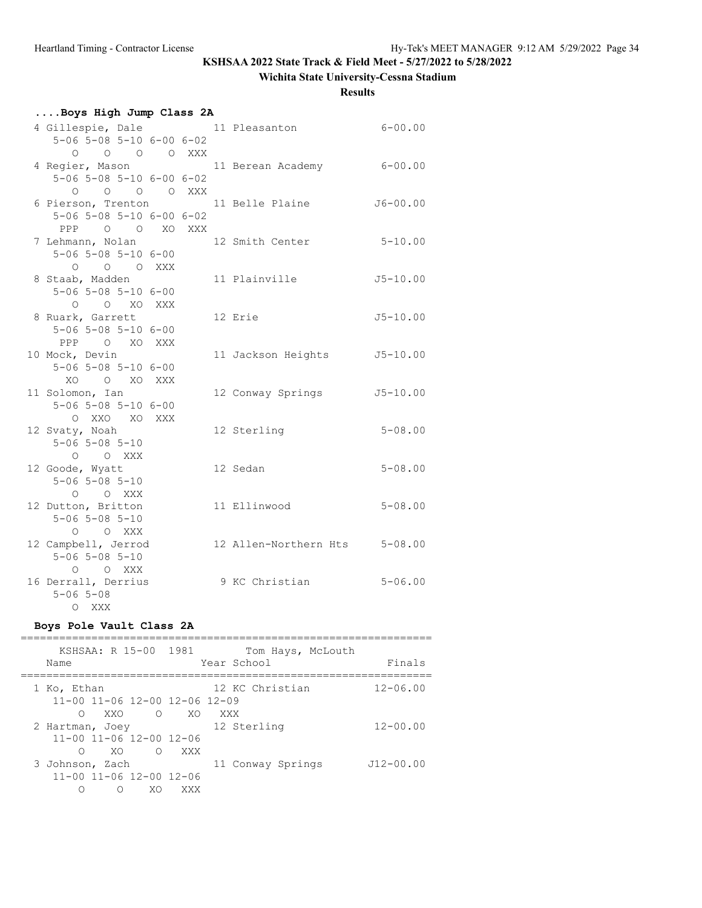**KSHSAA 2022 State Track & Field Meet - 5/27/2022 to 5/28/2022**

**Wichita State University-Cessna Stadium**

**Results**

### ....Boys High Jump Class 2A

```
  4 Gillespie, Dale            11 Pleasanton              6-00.00
      5-06 5-08 5-10 6-00 6-02
         O    O    O    O  XXX
  4 Regier, Mason              11 Berean Academy          6-00.00
      5-06 5-08 5-10 6-00 6-02
         O    O    O    O  XXX
  6 Pierson, Trenton           11 Belle Plaine           J6-00.00
      5-06 5-08 5-10 6-00 6-02
       PPP    O    O   XO  XXX
  7 Lehmann, Nolan             12 Smith Center            5-10.00
      5-06 5-08 5-10 6-00
         O    O    O  XXX
  8 Staab, Madden              11 Plainville             J5-10.00
      5-06 5-08 5-10 6-00
         O    O   XO  XXX
  8 Ruark, Garrett             12 Erie                   J5-10.00
      5-06 5-08 5-10 6-00
       PPP    O   XO  XXX
 10 Mock, Devin                11 Jackson Heights        J5-10.00
      5-06 5-08 5-10 6-00
        XO    O   XO  XXX
 11 Solomon, Ian               12 Conway Springs         J5-10.00
      5-06 5-08 5-10 6-00
         O  XXO   XO  XXX
 12 Svaty, Noah                12 Sterling                5-08.00
      5-06 5-08 5-10
         O    O  XXX
 12 Goode, Wyatt               12 Sedan                   5-08.00
      5-06 5-08 5-10
         O    O  XXX
 12 Dutton, Britton            11 Ellinwood               5-08.00
      5-06 5-08 5-10
         O    O  XXX
 12 Campbell, Jerrod           12 Allen-Northern Hts      5-08.00
      5-06 5-08 5-10
         O    O  XXX
 16 Derrall, Derrius            9 KC Christian            5-06.00
      5-06 5-08
         O  XXX
```

### Boys Pole Vault Class 2A

```
================================================================
      KSHSAA: R 15-00  1981        Tom Hays, McLouth
    Name                    Year School                  Finals
================================================================
  1 Ko, Ethan                  12 KC Christian           12-06.00
      11-00 11-06 12-00 12-06 12-09
          O   XXO     O    XO   XXX
  2 Hartman, Joey              12 Sterling               12-00.00
      11-00 11-06 12-00 12-06
          O    XO     O   XXX
  3 Johnson, Zach              11 Conway Springs        J12-00.00
      11-00 11-06 12-00 12-06
          O     O    XO   XXX
```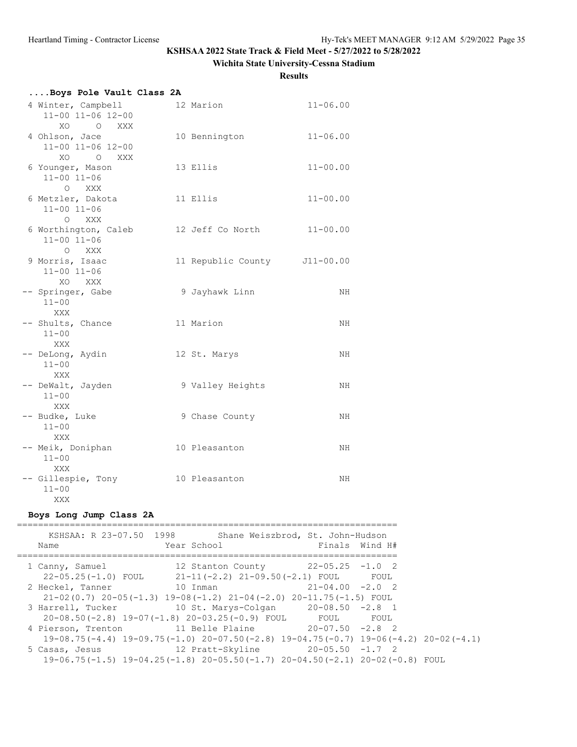KSHSAA 2022 State Track & Field Meet - 5/27/2022 to 5/28/2022

Wichita State University-Cessna Stadium

**Results**

### ....Boys Pole Vault Class 2A

```
 4 Winter, Campbell          12 Marion                 11-06.00
    11-00 11-06 12-00
       XO     O   XXX
 4 Ohlson, Jace              10 Bennington             11-06.00
    11-00 11-06 12-00
       XO     O   XXX
 6 Younger, Mason            13 Ellis                  11-00.00
    11-00 11-06
        O   XXX
 6 Metzler, Dakota           11 Ellis                  11-00.00
    11-00 11-06
        O   XXX
 6 Worthington, Caleb        12 Jeff Co North          11-00.00
    11-00 11-06
        O   XXX
 9 Morris, Isaac             11 Republic County       J11-00.00
    11-00 11-06
       XO   XXX
-- Springer, Gabe             9 Jayhawk Linn                 NH
    11-00
      XXX
-- Shults, Chance            11 Marion                       NH
    11-00
      XXX
-- DeLong, Aydin             12 St. Marys                    NH
    11-00
      XXX
-- DeWalt, Jayden             9 Valley Heights               NH
    11-00
      XXX
-- Budke, Luke                9 Chase County                 NH
    11-00
      XXX
-- Meik, Doniphan            10 Pleasanton                   NH
    11-00
      XXX
-- Gillespie, Tony           10 Pleasanton                   NH
    11-00
      XXX
```

### Boys Long Jump Class 2A

```
=========================================================================
     KSHSAA: R 23-07.50  1998        Shane Weiszbrod, St. John-Hudson
   Name                    Year School                 Finals  Wind H#
=========================================================================
  1 Canny, Samuel           12 Stanton County        22-05.25  -1.0  2
    22-05.25(-1.0) FOUL      21-11(-2.2) 21-09.50(-2.1) FOUL       FOUL
  2 Heckel, Tanner          10 Inman                 21-04.00  -2.0  2
    21-02(0.7) 20-05(-1.3) 19-08(-1.2) 21-04(-2.0) 20-11.75(-1.5) FOUL
  3 Harrell, Tucker         10 St. Marys-Colgan      20-08.50  -2.8  1
    20-08.50(-2.8) 19-07(-1.8) 20-03.25(-0.9) FOUL      FOUL       FOUL
  4 Pierson, Trenton        11 Belle Plaine          20-07.50  -2.8  2
    19-08.75(-4.4) 19-09.75(-1.0) 20-07.50(-2.8) 19-04.75(-0.7) 19-06(-4.2) 20-02(-4.1)
  5 Casas, Jesus            12 Pratt-Skyline         20-05.50  -1.7  2
    19-06.75(-1.5) 19-04.25(-1.8) 20-05.50(-1.7) 20-04.50(-2.1) 20-02(-0.8) FOUL
```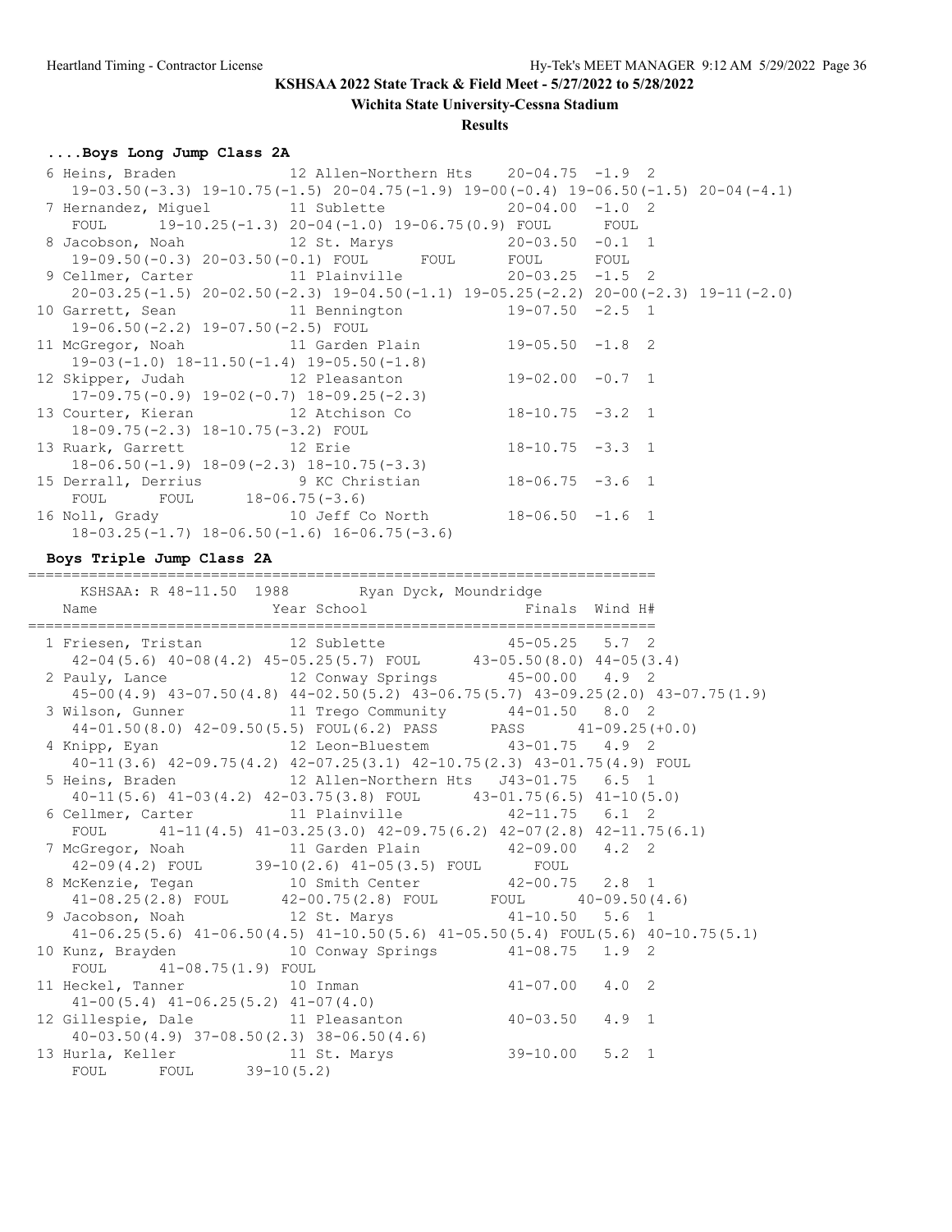KSHSAA 2022 State Track & Field Meet - 5/27/2022 to 5/28/2022

Wichita State University-Cessna Stadium

**Results**

### ....Boys Long Jump Class 2A

```
  6 Heins, Braden            12 Allen-Northern Hts    20-04.75  -1.9  2
     19-03.50(-3.3) 19-10.75(-1.5) 20-04.75(-1.9) 19-00(-0.4) 19-06.50(-1.5) 20-04(-4.1)
  7 Hernandez, Miguel        11 Sublette              20-04.00  -1.0  2
     FOUL      19-10.25(-1.3) 20-04(-1.0) 19-06.75(0.9) FOUL      FOUL
  8 Jacobson, Noah           12 St. Marys             20-03.50  -0.1  1
     19-09.50(-0.3) 20-03.50(-0.1) FOUL      FOUL      FOUL      FOUL
  9 Cellmer, Carter          11 Plainville            20-03.25  -1.5  2
     20-03.25(-1.5) 20-02.50(-2.3) 19-04.50(-1.1) 19-05.25(-2.2) 20-00(-2.3) 19-11(-2.0)
 10 Garrett, Sean            11 Bennington            19-07.50  -2.5  1
     19-06.50(-2.2) 19-07.50(-2.5) FOUL
 11 McGregor, Noah           11 Garden Plain          19-05.50  -1.8  2
     19-03(-1.0) 18-11.50(-1.4) 19-05.50(-1.8)
 12 Skipper, Judah           12 Pleasanton            19-02.00  -0.7  1
     17-09.75(-0.9) 19-02(-0.7) 18-09.25(-2.3)
 13 Courter, Kieran          12 Atchison Co           18-10.75  -3.2  1
     18-09.75(-2.3) 18-10.75(-3.2) FOUL
 13 Ruark, Garrett           12 Erie                  18-10.75  -3.3  1
     18-06.50(-1.9) 18-09(-2.3) 18-10.75(-3.3)
 15 Derrall, Derrius          9 KC Christian          18-06.75  -3.6  1
     FOUL      FOUL      18-06.75(-3.6)
 16 Noll, Grady              10 Jeff Co North         18-06.50  -1.6  1
     18-03.25(-1.7) 18-06.50(-1.6) 16-06.75(-3.6)
```

### Boys Triple Jump Class 2A

```
=========================================================================
    KSHSAA: R 48-11.50  1988        Ryan Dyck, Moundridge
    Name                    Year School                 Finals  Wind H#
=========================================================================
  1 Friesen, Tristan         12 Sublette              45-05.25   5.7  2
     42-04(5.6) 40-08(4.2) 45-05.25(5.7) FOUL      43-05.50(8.0) 44-05(3.4)
  2 Pauly, Lance             12 Conway Springs        45-00.00   4.9  2
     45-00(4.9) 43-07.50(4.8) 44-02.50(5.2) 43-06.75(5.7) 43-09.25(2.0) 43-07.75(1.9)
  3 Wilson, Gunner           11 Trego Community       44-01.50   8.0  2
     44-01.50(8.0) 42-09.50(5.5) FOUL(6.2) PASS      PASS      41-09.25(+0.0)
  4 Knipp, Eyan              12 Leon-Bluestem         43-01.75   4.9  2
     40-11(3.6) 42-09.75(4.2) 42-07.25(3.1) 42-10.75(2.3) 43-01.75(4.9) FOUL
  5 Heins, Braden            12 Allen-Northern Hts   J43-01.75   6.5  1
     40-11(5.6) 41-03(4.2) 42-03.75(3.8) FOUL      43-01.75(6.5) 41-10(5.0)
  6 Cellmer, Carter          11 Plainville            42-11.75   6.1  2
     FOUL      41-11(4.5) 41-03.25(3.0) 42-09.75(6.2) 42-07(2.8) 42-11.75(6.1)
  7 McGregor, Noah           11 Garden Plain          42-09.00   4.2  2
     42-09(4.2) FOUL      39-10(2.6) 41-05(3.5) FOUL      FOUL
  8 McKenzie, Tegan          10 Smith Center          42-00.75   2.8  1
     41-08.25(2.8) FOUL      42-00.75(2.8) FOUL      FOUL      40-09.50(4.6)
  9 Jacobson, Noah           12 St. Marys             41-10.50   5.6  1
     41-06.25(5.6) 41-06.50(4.5) 41-10.50(5.6) 41-05.50(5.4) FOUL(5.6) 40-10.75(5.1)
 10 Kunz, Brayden            10 Conway Springs        41-08.75   1.9  2
     FOUL      41-08.75(1.9) FOUL
 11 Heckel, Tanner           10 Inman                 41-07.00   4.0  2
     41-00(5.4) 41-06.25(5.2) 41-07(4.0)
 12 Gillespie, Dale          11 Pleasanton            40-03.50   4.9  1
     40-03.50(4.9) 37-08.50(2.3) 38-06.50(4.6)
 13 Hurla, Keller            11 St. Marys             39-10.00   5.2  1
     FOUL      FOUL      39-10(5.2)
```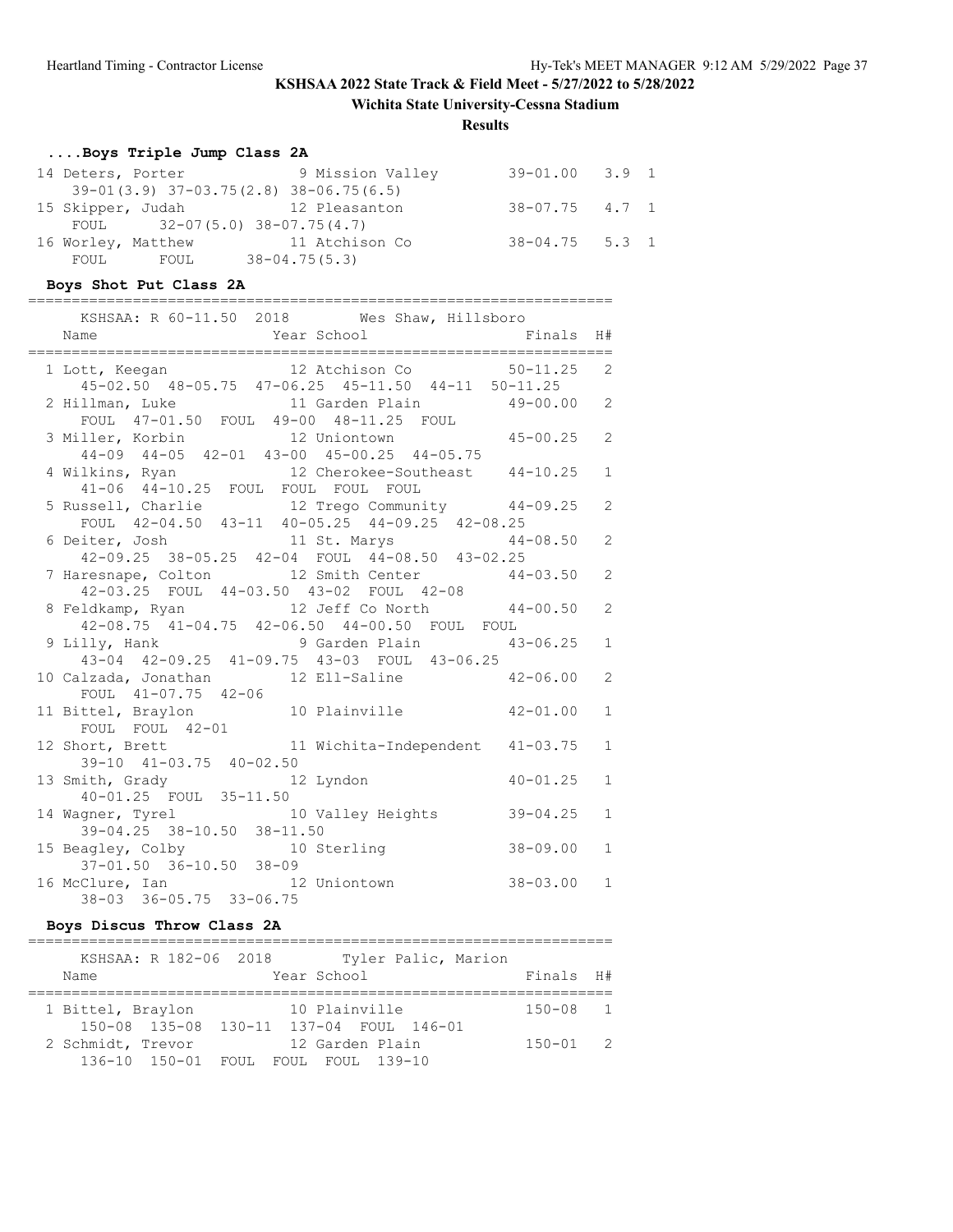**KSHSAA 2022 State Track & Field Meet - 5/27/2022 to 5/28/2022**

**Wichita State University-Cessna Stadium**

**Results**

### ....Boys Triple Jump Class 2A

```
 14 Deters, Porter              9 Mission Valley        39-01.00   3.9  1
     39-01(3.9) 37-03.75(2.8) 38-06.75(6.5)
 15 Skipper, Judah             12 Pleasanton            38-07.75   4.7  1
     FOUL      32-07(5.0) 38-07.75(4.7)
 16 Worley, Matthew            11 Atchison Co           38-04.75   5.3  1
     FOUL      FOUL      38-04.75(5.3)
```

### Boys Shot Put Class 2A

```
===================================================================
    KSHSAA: R 60-11.50  2018        Wes Shaw, Hillsboro
  Name                    Year School                  Finals  H#
===================================================================
  1 Lott, Keegan            12 Atchison Co           50-11.25   2
     45-02.50  48-05.75  47-06.25  45-11.50  44-11  50-11.25
  2 Hillman, Luke           11 Garden Plain          49-00.00   2
     FOUL  47-01.50  FOUL  49-00  48-11.25  FOUL
  3 Miller, Korbin          12 Uniontown             45-00.25   2
     44-09  44-05  42-01  43-00  45-00.25  44-05.75
  4 Wilkins, Ryan           12 Cherokee-Southeast    44-10.25   1
     41-06  44-10.25  FOUL  FOUL  FOUL  FOUL
  5 Russell, Charlie        12 Trego Community       44-09.25   2
     FOUL  42-04.50  43-11  40-05.25  44-09.25  42-08.25
  6 Deiter, Josh            11 St. Marys             44-08.50   2
     42-09.25  38-05.25  42-04  FOUL  44-08.50  43-02.25
  7 Haresnape, Colton       12 Smith Center          44-03.50   2
     42-03.25  FOUL  44-03.50  43-02  FOUL  42-08
  8 Feldkamp, Ryan          12 Jeff Co North         44-00.50   2
     42-08.75  41-04.75  42-06.50  44-00.50  FOUL  FOUL
  9 Lilly, Hank              9 Garden Plain          43-06.25   1
     43-04  42-09.25  41-09.75  43-03  FOUL  43-06.25
 10 Calzada, Jonathan       12 Ell-Saline            42-06.00   2
     FOUL  41-07.75  42-06
 11 Bittel, Braylon         10 Plainville            42-01.00   1
     FOUL  FOUL  42-01
 12 Short, Brett            11 Wichita-Independent   41-03.75   1
     39-10  41-03.75  40-02.50
 13 Smith, Grady            12 Lyndon                40-01.25   1
     40-01.25  FOUL  35-11.50
 14 Wagner, Tyrel           10 Valley Heights        39-04.25   1
     39-04.25  38-10.50  38-11.50
 15 Beagley, Colby          10 Sterling              38-09.00   1
     37-01.50  36-10.50  38-09
 16 McClure, Ian            12 Uniontown             38-03.00   1
     38-03  36-05.75  33-06.75
```

### Boys Discus Throw Class 2A

```
===================================================================
    KSHSAA: R 182-06  2018        Tyler Palic, Marion
  Name                    Year School                  Finals  H#
===================================================================
  1 Bittel, Braylon         10 Plainville              150-08   1
     150-08  135-08  130-11  137-04  FOUL  146-01
  2 Schmidt, Trevor         12 Garden Plain            150-01   2
     136-10  150-01  FOUL  FOUL  FOUL  139-10
```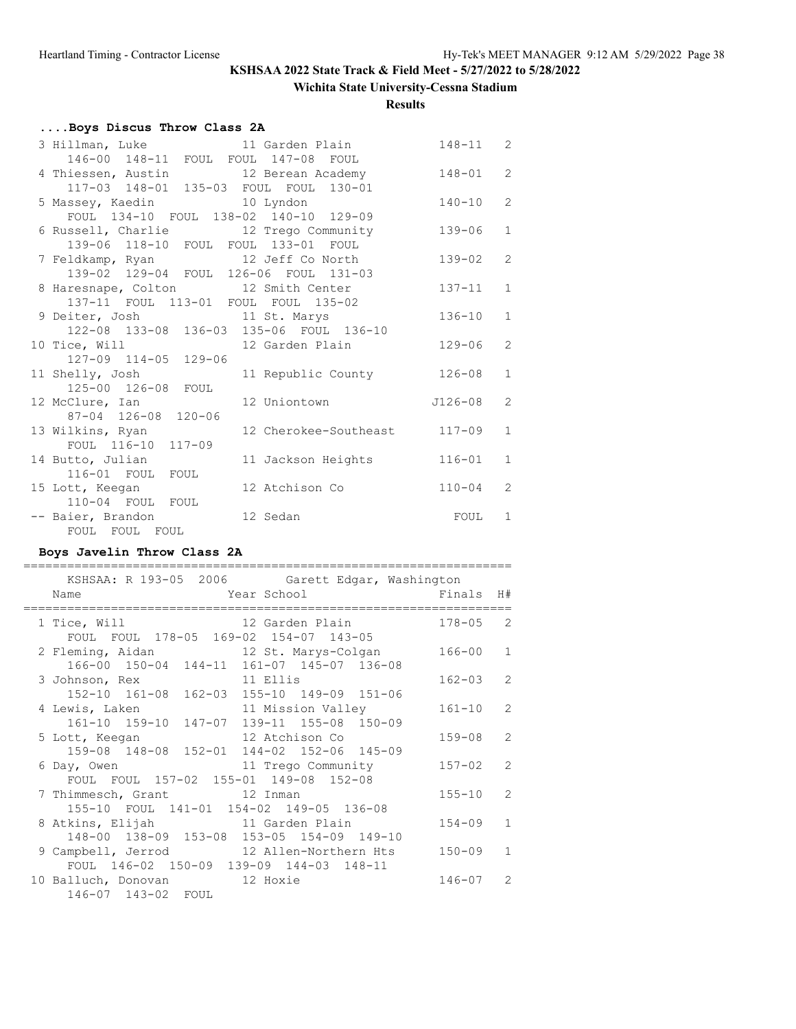KSHSAA 2022 State Track & Field Meet - 5/27/2022 to 5/28/2022

Wichita State University-Cessna Stadium

**Results**

### ....Boys Discus Throw Class 2A

| Place | Name | Year | School | Finals | H# |
|---|---|---|---|---|---|
| 3 | Hillman, Luke | 11 | Garden Plain | 148-11 | 2 |
| | 146-00 148-11 FOUL FOUL 147-08 FOUL | | | | |
| 4 | Thiessen, Austin | 12 | Berean Academy | 148-01 | 2 |
| | 117-03 148-01 135-03 FOUL FOUL 130-01 | | | | |
| 5 | Massey, Kaedin | 10 | Lyndon | 140-10 | 2 |
| | FOUL 134-10 FOUL 138-02 140-10 129-09 | | | | |
| 6 | Russell, Charlie | 12 | Trego Community | 139-06 | 1 |
| | 139-06 118-10 FOUL FOUL 133-01 FOUL | | | | |
| 7 | Feldkamp, Ryan | 12 | Jeff Co North | 139-02 | 2 |
| | 139-02 129-04 FOUL 126-06 FOUL 131-03 | | | | |
| 8 | Haresnape, Colton | 12 | Smith Center | 137-11 | 1 |
| | 137-11 FOUL 113-01 FOUL FOUL 135-02 | | | | |
| 9 | Deiter, Josh | 11 | St. Marys | 136-10 | 1 |
| | 122-08 133-08 136-03 135-06 FOUL 136-10 | | | | |
| 10 | Tice, Will | 12 | Garden Plain | 129-06 | 2 |
| | 127-09 114-05 129-06 | | | | |
| 11 | Shelly, Josh | 11 | Republic County | 126-08 | 1 |
| | 125-00 126-08 FOUL | | | | |
| 12 | McClure, Ian | 12 | Uniontown | J126-08 | 2 |
| | 87-04 126-08 120-06 | | | | |
| 13 | Wilkins, Ryan | 12 | Cherokee-Southeast | 117-09 | 1 |
| | FOUL 116-10 117-09 | | | | |
| 14 | Butto, Julian | 11 | Jackson Heights | 116-01 | 1 |
| | 116-01 FOUL FOUL | | | | |
| 15 | Lott, Keegan | 12 | Atchison Co | 110-04 | 2 |
| | 110-04 FOUL FOUL | | | | |
| -- | Baier, Brandon | 12 | Sedan | FOUL | 1 |
| | FOUL FOUL FOUL | | | | |

### Boys Javelin Throw Class 2A

KSHSAA: R 193-05 2006 Garett Edgar, Washington

| Place | Name | Year | School | Finals | H# |
|---|---|---|---|---|---|
| 1 | Tice, Will | 12 | Garden Plain | 178-05 | 2 |
| | FOUL FOUL 178-05 169-02 154-07 143-05 | | | | |
| 2 | Fleming, Aidan | 12 | St. Marys-Colgan | 166-00 | 1 |
| | 166-00 150-04 144-11 161-07 145-07 136-08 | | | | |
| 3 | Johnson, Rex | 11 | Ellis | 162-03 | 2 |
| | 152-10 161-08 162-03 155-10 149-09 151-06 | | | | |
| 4 | Lewis, Laken | 11 | Mission Valley | 161-10 | 2 |
| | 161-10 159-10 147-07 139-11 155-08 150-09 | | | | |
| 5 | Lott, Keegan | 12 | Atchison Co | 159-08 | 2 |
| | 159-08 148-08 152-01 144-02 152-06 145-09 | | | | |
| 6 | Day, Owen | 11 | Trego Community | 157-02 | 2 |
| | FOUL FOUL 157-02 155-01 149-08 152-08 | | | | |
| 7 | Thimmesch, Grant | 12 | Inman | 155-10 | 2 |
| | 155-10 FOUL 141-01 154-02 149-05 136-08 | | | | |
| 8 | Atkins, Elijah | 11 | Garden Plain | 154-09 | 1 |
| | 148-00 138-09 153-08 153-05 154-09 149-10 | | | | |
| 9 | Campbell, Jerrod | 12 | Allen-Northern Hts | 150-09 | 1 |
| | FOUL 146-02 150-09 139-09 144-03 148-11 | | | | |
| 10 | Balluch, Donovan | 12 | Hoxie | 146-07 | 2 |
| | 146-07 143-02 FOUL | | | | |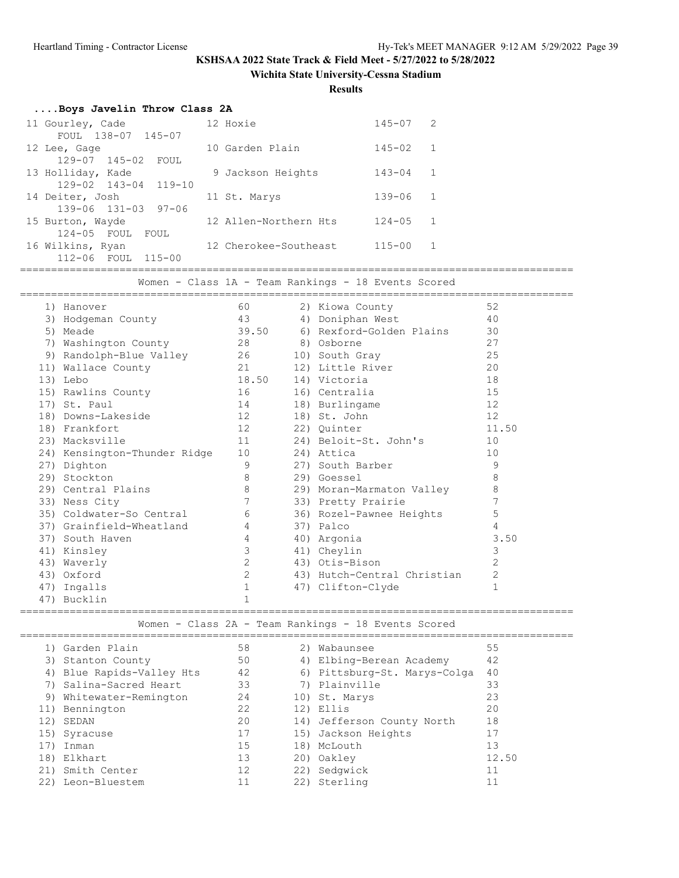**KSHSAA 2022 State Track & Field Meet - 5/27/2022 to 5/28/2022**

**Wichita State University-Cessna Stadium**

**Results**

### ....Boys Javelin Throw Class 2A

| Place | Name | Year | School | Mark | Points |
|---|---|---|---|---|---|
| 11 | Gourley, Cade | 12 | Hoxie | 145-07 | 2 |
| | FOUL 138-07 145-07 | | | | |
| 12 | Lee, Gage | 10 | Garden Plain | 145-02 | 1 |
| | 129-07 145-02 FOUL | | | | |
| 13 | Holliday, Kade | 9 | Jackson Heights | 143-04 | 1 |
| | 129-02 143-04 119-10 | | | | |
| 14 | Deiter, Josh | 11 | St. Marys | 139-06 | 1 |
| | 139-06 131-03 97-06 | | | | |
| 15 | Burton, Wayde | 12 | Allen-Northern Hts | 124-05 | 1 |
| | 124-05 FOUL FOUL | | | | |
| 16 | Wilkins, Ryan | 12 | Cherokee-Southeast | 115-00 | 1 |
| | 112-06 FOUL 115-00 | | | | |

### Women - Class 1A - Team Rankings - 18 Events Scored

| Rank | Team | Points | Rank | Team | Points |
|---|---|---|---|---|---|
| 1) | Hanover | 60 | 2) | Kiowa County | 52 |
| 3) | Hodgeman County | 43 | 4) | Doniphan West | 40 |
| 5) | Meade | 39.50 | 6) | Rexford-Golden Plains | 30 |
| 7) | Washington County | 28 | 8) | Osborne | 27 |
| 9) | Randolph-Blue Valley | 26 | 10) | South Gray | 25 |
| 11) | Wallace County | 21 | 12) | Little River | 20 |
| 13) | Lebo | 18.50 | 14) | Victoria | 18 |
| 15) | Rawlins County | 16 | 16) | Centralia | 15 |
| 17) | St. Paul | 14 | 18) | Burlingame | 12 |
| 18) | Downs-Lakeside | 12 | 18) | St. John | 12 |
| 18) | Frankfort | 12 | 22) | Quinter | 11.50 |
| 23) | Macksville | 11 | 24) | Beloit-St. John's | 10 |
| 24) | Kensington-Thunder Ridge | 10 | 24) | Attica | 10 |
| 27) | Dighton | 9 | 27) | South Barber | 9 |
| 29) | Stockton | 8 | 29) | Goessel | 8 |
| 29) | Central Plains | 8 | 29) | Moran-Marmaton Valley | 8 |
| 33) | Ness City | 7 | 33) | Pretty Prairie | 7 |
| 35) | Coldwater-So Central | 6 | 36) | Rozel-Pawnee Heights | 5 |
| 37) | Grainfield-Wheatland | 4 | 37) | Palco | 4 |
| 37) | South Haven | 4 | 40) | Argonia | 3.50 |
| 41) | Kinsley | 3 | 41) | Cheylin | 3 |
| 43) | Waverly | 2 | 43) | Otis-Bison | 2 |
| 43) | Oxford | 2 | 43) | Hutch-Central Christian | 2 |
| 47) | Ingalls | 1 | 47) | Clifton-Clyde | 1 |
| 47) | Bucklin | 1 | | | |

### Women - Class 2A - Team Rankings - 18 Events Scored

| Rank | Team | Points | Rank | Team | Points |
|---|---|---|---|---|---|
| 1) | Garden Plain | 58 | 2) | Wabaunsee | 55 |
| 3) | Stanton County | 50 | 4) | Elbing-Berean Academy | 42 |
| 4) | Blue Rapids-Valley Hts | 42 | 6) | Pittsburg-St. Marys-Colga | 40 |
| 7) | Salina-Sacred Heart | 33 | 7) | Plainville | 33 |
| 9) | Whitewater-Remington | 24 | 10) | St. Marys | 23 |
| 11) | Bennington | 22 | 12) | Ellis | 20 |
| 12) | SEDAN | 20 | 14) | Jefferson County North | 18 |
| 15) | Syracuse | 17 | 15) | Jackson Heights | 17 |
| 17) | Inman | 15 | 18) | McLouth | 13 |
| 18) | Elkhart | 13 | 20) | Oakley | 12.50 |
| 21) | Smith Center | 12 | 22) | Sedgwick | 11 |
| 22) | Leon-Bluestem | 11 | 22) | Sterling | 11 |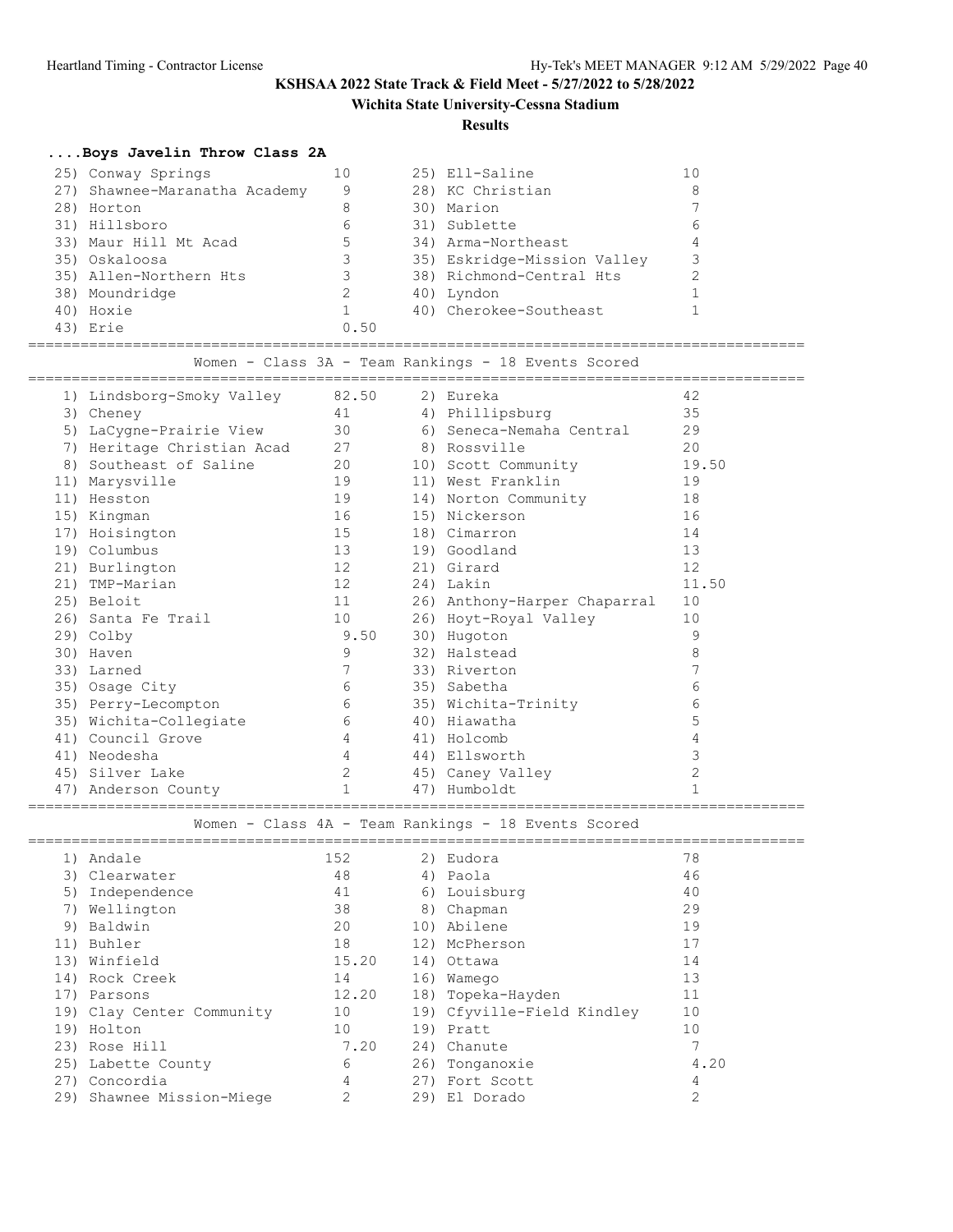**KSHSAA 2022 State Track & Field Meet - 5/27/2022 to 5/28/2022**

**Wichita State University-Cessna Stadium**

**Results**

### ....Boys Javelin Throw Class 2A

| Place | Team | Points | Place | Team | Points |
|---|---|---|---|---|---|
| 25) | Conway Springs | 10 | 25) | Ell-Saline | 10 |
| 27) | Shawnee-Maranatha Academy | 9 | 28) | KC Christian | 8 |
| 28) | Horton | 8 | 30) | Marion | 7 |
| 31) | Hillsboro | 6 | 31) | Sublette | 6 |
| 33) | Maur Hill Mt Acad | 5 | 34) | Arma-Northeast | 4 |
| 35) | Oskaloosa | 3 | 35) | Eskridge-Mission Valley | 3 |
| 35) | Allen-Northern Hts | 3 | 38) | Richmond-Central Hts | 2 |
| 38) | Moundridge | 2 | 40) | Lyndon | 1 |
| 40) | Hoxie | 1 | 40) | Cherokee-Southeast | 1 |
| 43) | Erie | 0.50 | | | |

### Women - Class 3A - Team Rankings - 18 Events Scored

| Place | Team | Points | Place | Team | Points |
|---|---|---|---|---|---|
| 1) | Lindsborg-Smoky Valley | 82.50 | 2) | Eureka | 42 |
| 3) | Cheney | 41 | 4) | Phillipsburg | 35 |
| 5) | LaCygne-Prairie View | 30 | 6) | Seneca-Nemaha Central | 29 |
| 7) | Heritage Christian Acad | 27 | 8) | Rossville | 20 |
| 8) | Southeast of Saline | 20 | 10) | Scott Community | 19.50 |
| 11) | Marysville | 19 | 11) | West Franklin | 19 |
| 11) | Hesston | 19 | 14) | Norton Community | 18 |
| 15) | Kingman | 16 | 15) | Nickerson | 16 |
| 17) | Hoisington | 15 | 18) | Cimarron | 14 |
| 19) | Columbus | 13 | 19) | Goodland | 13 |
| 21) | Burlington | 12 | 21) | Girard | 12 |
| 21) | TMP-Marian | 12 | 24) | Lakin | 11.50 |
| 25) | Beloit | 11 | 26) | Anthony-Harper Chaparral | 10 |
| 26) | Santa Fe Trail | 10 | 26) | Hoyt-Royal Valley | 10 |
| 29) | Colby | 9.50 | 30) | Hugoton | 9 |
| 30) | Haven | 9 | 32) | Halstead | 8 |
| 33) | Larned | 7 | 33) | Riverton | 7 |
| 35) | Osage City | 6 | 35) | Sabetha | 6 |
| 35) | Perry-Lecompton | 6 | 35) | Wichita-Trinity | 6 |
| 35) | Wichita-Collegiate | 6 | 40) | Hiawatha | 5 |
| 41) | Council Grove | 4 | 41) | Holcomb | 4 |
| 41) | Neodesha | 4 | 44) | Ellsworth | 3 |
| 45) | Silver Lake | 2 | 45) | Caney Valley | 2 |
| 47) | Anderson County | 1 | 47) | Humboldt | 1 |

### Women - Class 4A - Team Rankings - 18 Events Scored

| Place | Team | Points | Place | Team | Points |
|---|---|---|---|---|---|
| 1) | Andale | 152 | 2) | Eudora | 78 |
| 3) | Clearwater | 48 | 4) | Paola | 46 |
| 5) | Independence | 41 | 6) | Louisburg | 40 |
| 7) | Wellington | 38 | 8) | Chapman | 29 |
| 9) | Baldwin | 20 | 10) | Abilene | 19 |
| 11) | Buhler | 18 | 12) | McPherson | 17 |
| 13) | Winfield | 15.20 | 14) | Ottawa | 14 |
| 14) | Rock Creek | 14 | 16) | Wamego | 13 |
| 17) | Parsons | 12.20 | 18) | Topeka-Hayden | 11 |
| 19) | Clay Center Community | 10 | 19) | Cfyville-Field Kindley | 10 |
| 19) | Holton | 10 | 19) | Pratt | 10 |
| 23) | Rose Hill | 7.20 | 24) | Chanute | 7 |
| 25) | Labette County | 6 | 26) | Tonganoxie | 4.20 |
| 27) | Concordia | 4 | 27) | Fort Scott | 4 |
| 29) | Shawnee Mission-Miege | 2 | 29) | El Dorado | 2 |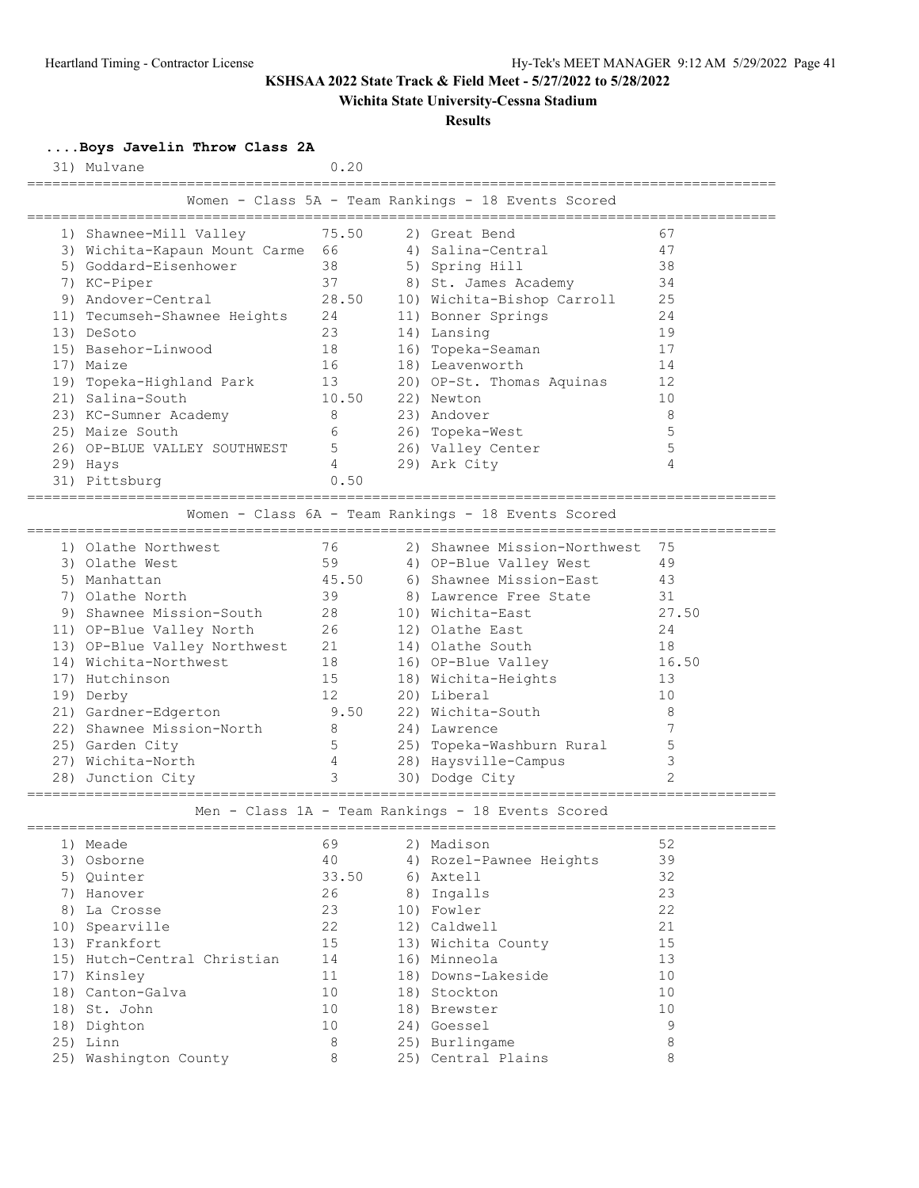**KSHSAA 2022 State Track & Field Meet - 5/27/2022 to 5/28/2022**

**Wichita State University-Cessna Stadium**

**Results**

### ....Boys Javelin Throw Class 2A

| Place | Team | Points |
|---|---|---|
| 31) | Mulvane | 0.20 |

### Women - Class 5A - Team Rankings - 18 Events Scored

| Place | Team | Points | Place | Team | Points |
|---|---|---|---|---|---|
| 1) | Shawnee-Mill Valley | 75.50 | 2) | Great Bend | 67 |
| 3) | Wichita-Kapaun Mount Carme | 66 | 4) | Salina-Central | 47 |
| 5) | Goddard-Eisenhower | 38 | 5) | Spring Hill | 38 |
| 7) | KC-Piper | 37 | 8) | St. James Academy | 34 |
| 9) | Andover-Central | 28.50 | 10) | Wichita-Bishop Carroll | 25 |
| 11) | Tecumseh-Shawnee Heights | 24 | 11) | Bonner Springs | 24 |
| 13) | DeSoto | 23 | 14) | Lansing | 19 |
| 15) | Basehor-Linwood | 18 | 16) | Topeka-Seaman | 17 |
| 17) | Maize | 16 | 18) | Leavenworth | 14 |
| 19) | Topeka-Highland Park | 13 | 20) | OP-St. Thomas Aquinas | 12 |
| 21) | Salina-South | 10.50 | 22) | Newton | 10 |
| 23) | KC-Sumner Academy | 8 | 23) | Andover | 8 |
| 25) | Maize South | 6 | 26) | Topeka-West | 5 |
| 26) | OP-BLUE VALLEY SOUTHWEST | 5 | 26) | Valley Center | 5 |
| 29) | Hays | 4 | 29) | Ark City | 4 |
| 31) | Pittsburg | 0.50 | | | |

### Women - Class 6A - Team Rankings - 18 Events Scored

| Place | Team | Points | Place | Team | Points |
|---|---|---|---|---|---|
| 1) | Olathe Northwest | 76 | 2) | Shawnee Mission-Northwest | 75 |
| 3) | Olathe West | 59 | 4) | OP-Blue Valley West | 49 |
| 5) | Manhattan | 45.50 | 6) | Shawnee Mission-East | 43 |
| 7) | Olathe North | 39 | 8) | Lawrence Free State | 31 |
| 9) | Shawnee Mission-South | 28 | 10) | Wichita-East | 27.50 |
| 11) | OP-Blue Valley North | 26 | 12) | Olathe East | 24 |
| 13) | OP-Blue Valley Northwest | 21 | 14) | Olathe South | 18 |
| 14) | Wichita-Northwest | 18 | 16) | OP-Blue Valley | 16.50 |
| 17) | Hutchinson | 15 | 18) | Wichita-Heights | 13 |
| 19) | Derby | 12 | 20) | Liberal | 10 |
| 21) | Gardner-Edgerton | 9.50 | 22) | Wichita-South | 8 |
| 22) | Shawnee Mission-North | 8 | 24) | Lawrence | 7 |
| 25) | Garden City | 5 | 25) | Topeka-Washburn Rural | 5 |
| 27) | Wichita-North | 4 | 28) | Haysville-Campus | 3 |
| 28) | Junction City | 3 | 30) | Dodge City | 2 |

### Men - Class 1A - Team Rankings - 18 Events Scored

| Place | Team | Points | Place | Team | Points |
|---|---|---|---|---|---|
| 1) | Meade | 69 | 2) | Madison | 52 |
| 3) | Osborne | 40 | 4) | Rozel-Pawnee Heights | 39 |
| 5) | Quinter | 33.50 | 6) | Axtell | 32 |
| 7) | Hanover | 26 | 8) | Ingalls | 23 |
| 8) | La Crosse | 23 | 10) | Fowler | 22 |
| 10) | Spearville | 22 | 12) | Caldwell | 21 |
| 13) | Frankfort | 15 | 13) | Wichita County | 15 |
| 15) | Hutch-Central Christian | 14 | 16) | Minneola | 13 |
| 17) | Kinsley | 11 | 18) | Downs-Lakeside | 10 |
| 18) | Canton-Galva | 10 | 18) | Stockton | 10 |
| 18) | St. John | 10 | 18) | Brewster | 10 |
| 18) | Dighton | 10 | 24) | Goessel | 9 |
| 25) | Linn | 8 | 25) | Burlingame | 8 |
| 25) | Washington County | 8 | 25) | Central Plains | 8 |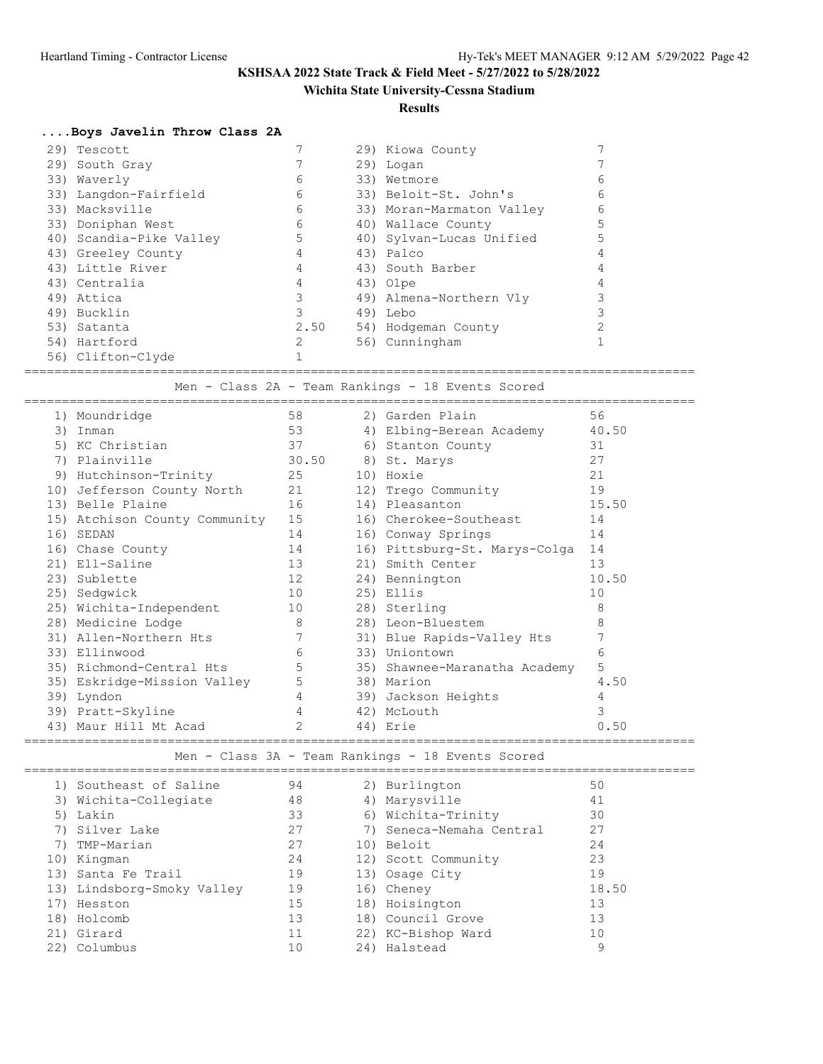**KSHSAA 2022 State Track & Field Meet - 5/27/2022 to 5/28/2022**

**Wichita State University-Cessna Stadium**

**Results**

### ....Boys Javelin Throw Class 2A

| Place | Team | Points | Place | Team | Points |
|---|---|---|---|---|---|
| 29) | Tescott | 7 | 29) | Kiowa County | 7 |
| 29) | South Gray | 7 | 29) | Logan | 7 |
| 33) | Waverly | 6 | 33) | Wetmore | 6 |
| 33) | Langdon-Fairfield | 6 | 33) | Beloit-St. John's | 6 |
| 33) | Macksville | 6 | 33) | Moran-Marmaton Valley | 6 |
| 33) | Doniphan West | 6 | 40) | Wallace County | 5 |
| 40) | Scandia-Pike Valley | 5 | 40) | Sylvan-Lucas Unified | 5 |
| 43) | Greeley County | 4 | 43) | Palco | 4 |
| 43) | Little River | 4 | 43) | South Barber | 4 |
| 43) | Centralia | 4 | 43) | Olpe | 4 |
| 49) | Attica | 3 | 49) | Almena-Northern Vly | 3 |
| 49) | Bucklin | 3 | 49) | Lebo | 3 |
| 53) | Satanta | 2.50 | 54) | Hodgeman County | 2 |
| 54) | Hartford | 2 | 56) | Cunningham | 1 |
| 56) | Clifton-Clyde | 1 | | | |

### Men - Class 2A - Team Rankings - 18 Events Scored

| Place | Team | Points | Place | Team | Points |
|---|---|---|---|---|---|
| 1) | Moundridge | 58 | 2) | Garden Plain | 56 |
| 3) | Inman | 53 | 4) | Elbing-Berean Academy | 40.50 |
| 5) | KC Christian | 37 | 6) | Stanton County | 31 |
| 7) | Plainville | 30.50 | 8) | St. Marys | 27 |
| 9) | Hutchinson-Trinity | 25 | 10) | Hoxie | 21 |
| 10) | Jefferson County North | 21 | 12) | Trego Community | 19 |
| 13) | Belle Plaine | 16 | 14) | Pleasanton | 15.50 |
| 15) | Atchison County Community | 15 | 16) | Cherokee-Southeast | 14 |
| 16) | SEDAN | 14 | 16) | Conway Springs | 14 |
| 16) | Chase County | 14 | 16) | Pittsburg-St. Marys-Colga | 14 |
| 21) | Ell-Saline | 13 | 21) | Smith Center | 13 |
| 23) | Sublette | 12 | 24) | Bennington | 10.50 |
| 25) | Sedgwick | 10 | 25) | Ellis | 10 |
| 25) | Wichita-Independent | 10 | 28) | Sterling | 8 |
| 28) | Medicine Lodge | 8 | 28) | Leon-Bluestem | 8 |
| 31) | Allen-Northern Hts | 7 | 31) | Blue Rapids-Valley Hts | 7 |
| 33) | Ellinwood | 6 | 33) | Uniontown | 6 |
| 35) | Richmond-Central Hts | 5 | 35) | Shawnee-Maranatha Academy | 5 |
| 35) | Eskridge-Mission Valley | 5 | 38) | Marion | 4.50 |
| 39) | Lyndon | 4 | 39) | Jackson Heights | 4 |
| 39) | Pratt-Skyline | 4 | 42) | McLouth | 3 |
| 43) | Maur Hill Mt Acad | 2 | 44) | Erie | 0.50 |

### Men - Class 3A - Team Rankings - 18 Events Scored

| Place | Team | Points | Place | Team | Points |
|---|---|---|---|---|---|
| 1) | Southeast of Saline | 94 | 2) | Burlington | 50 |
| 3) | Wichita-Collegiate | 48 | 4) | Marysville | 41 |
| 5) | Lakin | 33 | 6) | Wichita-Trinity | 30 |
| 7) | Silver Lake | 27 | 7) | Seneca-Nemaha Central | 27 |
| 7) | TMP-Marian | 27 | 10) | Beloit | 24 |
| 10) | Kingman | 24 | 12) | Scott Community | 23 |
| 13) | Santa Fe Trail | 19 | 13) | Osage City | 19 |
| 13) | Lindsborg-Smoky Valley | 19 | 16) | Cheney | 18.50 |
| 17) | Hesston | 15 | 18) | Hoisington | 13 |
| 18) | Holcomb | 13 | 18) | Council Grove | 13 |
| 21) | Girard | 11 | 22) | KC-Bishop Ward | 10 |
| 22) | Columbus | 10 | 24) | Halstead | 9 |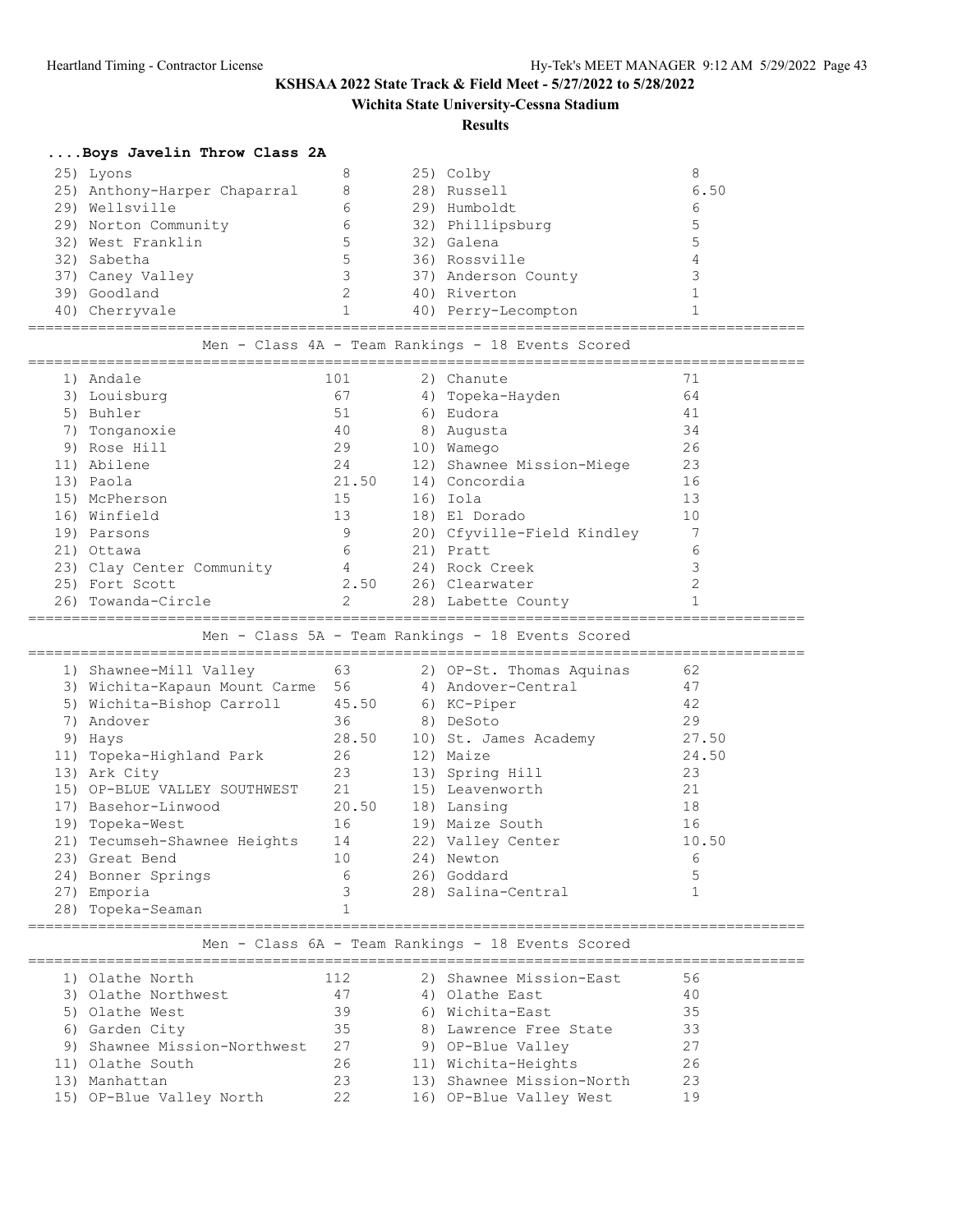**KSHSAA 2022 State Track & Field Meet - 5/27/2022 to 5/28/2022**

**Wichita State University-Cessna Stadium**

**Results**

### ....Boys Javelin Throw Class 2A

| Place | Team | Points | Place | Team | Points |
|---|---|---|---|---|---|
| 25) | Lyons | 8 | 25) | Colby | 8 |
| 25) | Anthony-Harper Chaparral | 8 | 28) | Russell | 6.50 |
| 29) | Wellsville | 6 | 29) | Humboldt | 6 |
| 29) | Norton Community | 6 | 32) | Phillipsburg | 5 |
| 32) | West Franklin | 5 | 32) | Galena | 5 |
| 32) | Sabetha | 5 | 36) | Rossville | 4 |
| 37) | Caney Valley | 3 | 37) | Anderson County | 3 |
| 39) | Goodland | 2 | 40) | Riverton | 1 |
| 40) | Cherryvale | 1 | 40) | Perry-Lecompton | 1 |

### Men - Class 4A - Team Rankings - 18 Events Scored

| Place | Team | Points | Place | Team | Points |
|---|---|---|---|---|---|
| 1) | Andale | 101 | 2) | Chanute | 71 |
| 3) | Louisburg | 67 | 4) | Topeka-Hayden | 64 |
| 5) | Buhler | 51 | 6) | Eudora | 41 |
| 7) | Tonganoxie | 40 | 8) | Augusta | 34 |
| 9) | Rose Hill | 29 | 10) | Wamego | 26 |
| 11) | Abilene | 24 | 12) | Shawnee Mission-Miege | 23 |
| 13) | Paola | 21.50 | 14) | Concordia | 16 |
| 15) | McPherson | 15 | 16) | Iola | 13 |
| 16) | Winfield | 13 | 18) | El Dorado | 10 |
| 19) | Parsons | 9 | 20) | Cfyville-Field Kindley | 7 |
| 21) | Ottawa | 6 | 21) | Pratt | 6 |
| 23) | Clay Center Community | 4 | 24) | Rock Creek | 3 |
| 25) | Fort Scott | 2.50 | 26) | Clearwater | 2 |
| 26) | Towanda-Circle | 2 | 28) | Labette County | 1 |

### Men - Class 5A - Team Rankings - 18 Events Scored

| Place | Team | Points | Place | Team | Points |
|---|---|---|---|---|---|
| 1) | Shawnee-Mill Valley | 63 | 2) | OP-St. Thomas Aquinas | 62 |
| 3) | Wichita-Kapaun Mount Carme | 56 | 4) | Andover-Central | 47 |
| 5) | Wichita-Bishop Carroll | 45.50 | 6) | KC-Piper | 42 |
| 7) | Andover | 36 | 8) | DeSoto | 29 |
| 9) | Hays | 28.50 | 10) | St. James Academy | 27.50 |
| 11) | Topeka-Highland Park | 26 | 12) | Maize | 24.50 |
| 13) | Ark City | 23 | 13) | Spring Hill | 23 |
| 15) | OP-BLUE VALLEY SOUTHWEST | 21 | 15) | Leavenworth | 21 |
| 17) | Basehor-Linwood | 20.50 | 18) | Lansing | 18 |
| 19) | Topeka-West | 16 | 19) | Maize South | 16 |
| 21) | Tecumseh-Shawnee Heights | 14 | 22) | Valley Center | 10.50 |
| 23) | Great Bend | 10 | 24) | Newton | 6 |
| 24) | Bonner Springs | 6 | 26) | Goddard | 5 |
| 27) | Emporia | 3 | 28) | Salina-Central | 1 |
| 28) | Topeka-Seaman | 1 | | | |

### Men - Class 6A - Team Rankings - 18 Events Scored

| Place | Team | Points | Place | Team | Points |
|---|---|---|---|---|---|
| 1) | Olathe North | 112 | 2) | Shawnee Mission-East | 56 |
| 3) | Olathe Northwest | 47 | 4) | Olathe East | 40 |
| 5) | Olathe West | 39 | 6) | Wichita-East | 35 |
| 6) | Garden City | 35 | 8) | Lawrence Free State | 33 |
| 9) | Shawnee Mission-Northwest | 27 | 9) | OP-Blue Valley | 27 |
| 11) | Olathe South | 26 | 11) | Wichita-Heights | 26 |
| 13) | Manhattan | 23 | 13) | Shawnee Mission-North | 23 |
| 15) | OP-Blue Valley North | 22 | 16) | OP-Blue Valley West | 19 |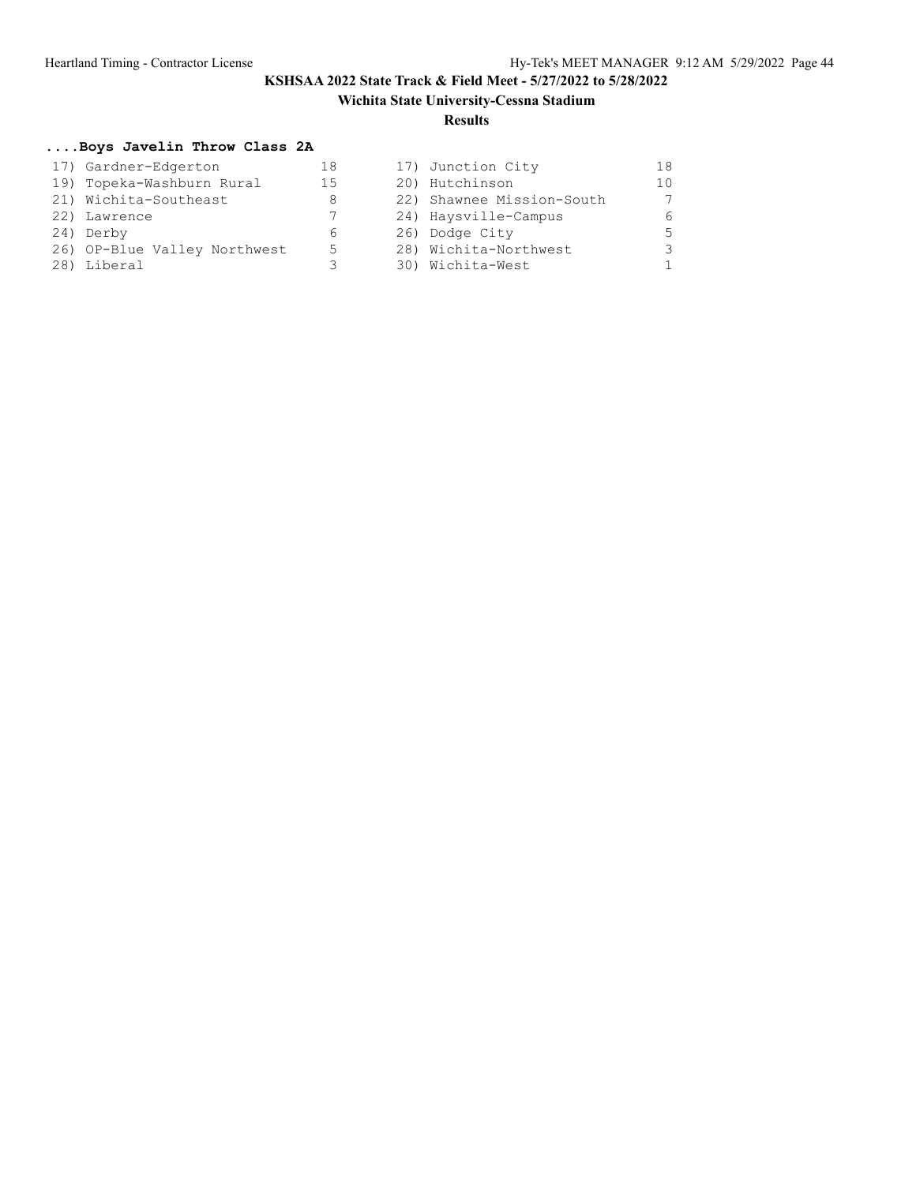## ....Boys Javelin Throw Class 2A

| | | | |
|---|---|---|---|
| 17) Gardner-Edgerton | 18 | 17) Junction City | 18 |
| 19) Topeka-Washburn Rural | 15 | 20) Hutchinson | 10 |
| 21) Wichita-Southeast | 8 | 22) Shawnee Mission-South | 7 |
| 22) Lawrence | 7 | 24) Haysville-Campus | 6 |
| 24) Derby | 6 | 26) Dodge City | 5 |
| 26) OP-Blue Valley Northwest | 5 | 28) Wichita-Northwest | 3 |
| 28) Liberal | 3 | 30) Wichita-West | 1 |